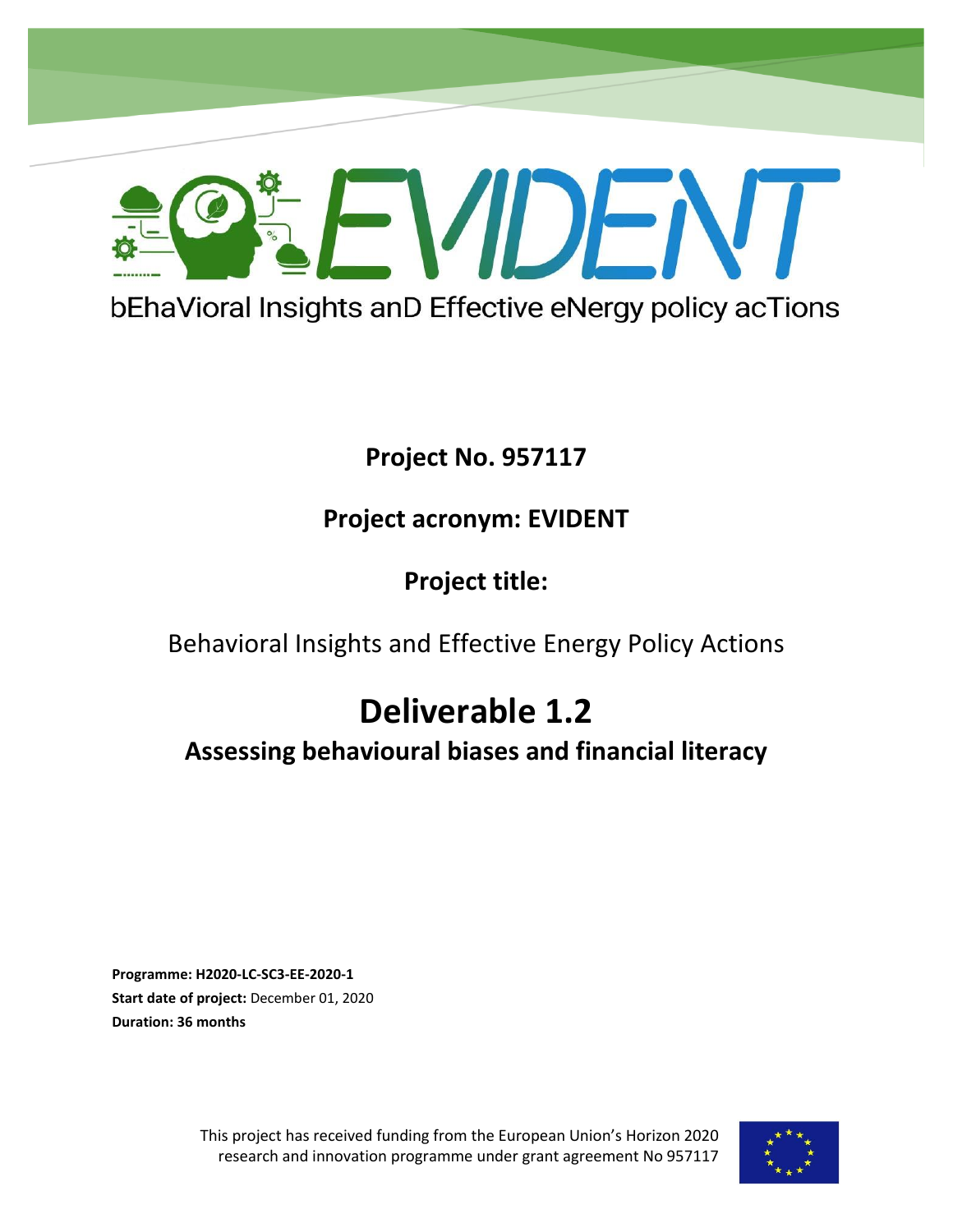# EVIDENT

bEhaVioral Insights anD Effective eNergy policy acTions

**Project No. 957117**

**Project acronym: EVIDENT**

**Project title:**

Behavioral Insights and Effective Energy Policy Actions

# Deliverable 1.2

## Assessing behavioural biases and financial literacy

**Programme: H2020-LC-SC3-EE-2020-1**
**Start date of project:** December 01, 2020
**Duration: 36 months**

This project has received funding from the European Union's Horizon 2020 research and innovation programme under grant agreement No 957117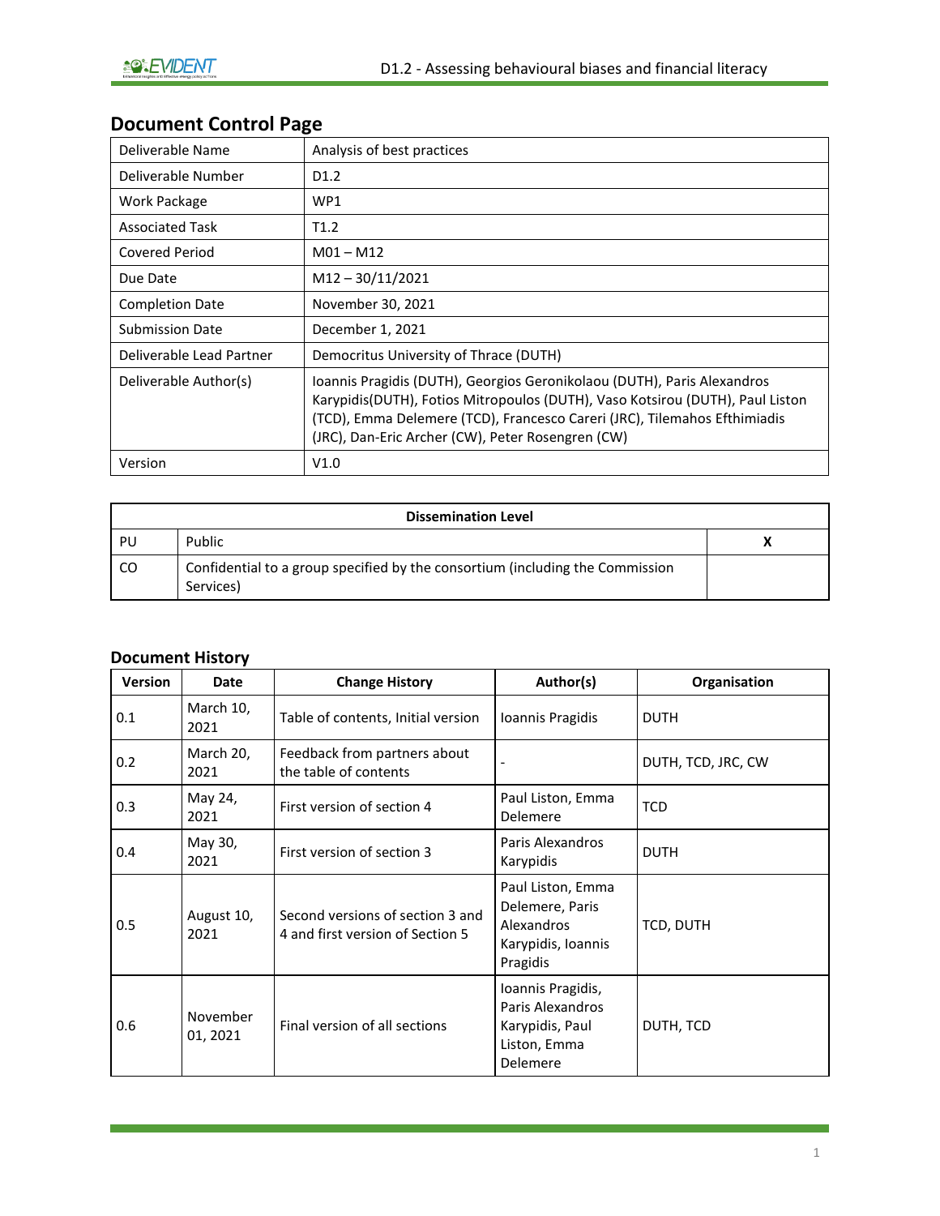## Document Control Page

| Deliverable Name | Analysis of best practices |
|---|---|
| Deliverable Number | D1.2 |
| Work Package | WP1 |
| Associated Task | T1.2 |
| Covered Period | M01 – M12 |
| Due Date | M12 – 30/11/2021 |
| Completion Date | November 30, 2021 |
| Submission Date | December 1, 2021 |
| Deliverable Lead Partner | Democritus University of Thrace (DUTH) |
| Deliverable Author(s) | Ioannis Pragidis (DUTH), Georgios Geronikolaou (DUTH), Paris Alexandros Karypidis(DUTH), Fotios Mitropoulos (DUTH), Vaso Kotsirou (DUTH), Paul Liston (TCD), Emma Delemere (TCD), Francesco Careri (JRC), Tilemahos Efthimiadis (JRC), Dan-Eric Archer (CW), Peter Rosengren (CW) |
| Version | V1.0 |

| Dissemination Level | | |
|---|---|---|
| PU | Public | X |
| CO | Confidential to a group specified by the consortium (including the Commission Services) | |

### Document History

| Version | Date | Change History | Author(s) | Organisation |
|---|---|---|---|---|
| 0.1 | March 10, 2021 | Table of contents, Initial version | Ioannis Pragidis | DUTH |
| 0.2 | March 20, 2021 | Feedback from partners about the table of contents | - | DUTH, TCD, JRC, CW |
| 0.3 | May 24, 2021 | First version of section 4 | Paul Liston, Emma Delemere | TCD |
| 0.4 | May 30, 2021 | First version of section 3 | Paris Alexandros Karypidis | DUTH |
| 0.5 | August 10, 2021 | Second versions of section 3 and 4 and first version of Section 5 | Paul Liston, Emma Delemere, Paris Alexandros Karypidis, Ioannis Pragidis | TCD, DUTH |
| 0.6 | November 01, 2021 | Final version of all sections | Ioannis Pragidis, Paris Alexandros Karypidis, Paul Liston, Emma Delemere | DUTH, TCD |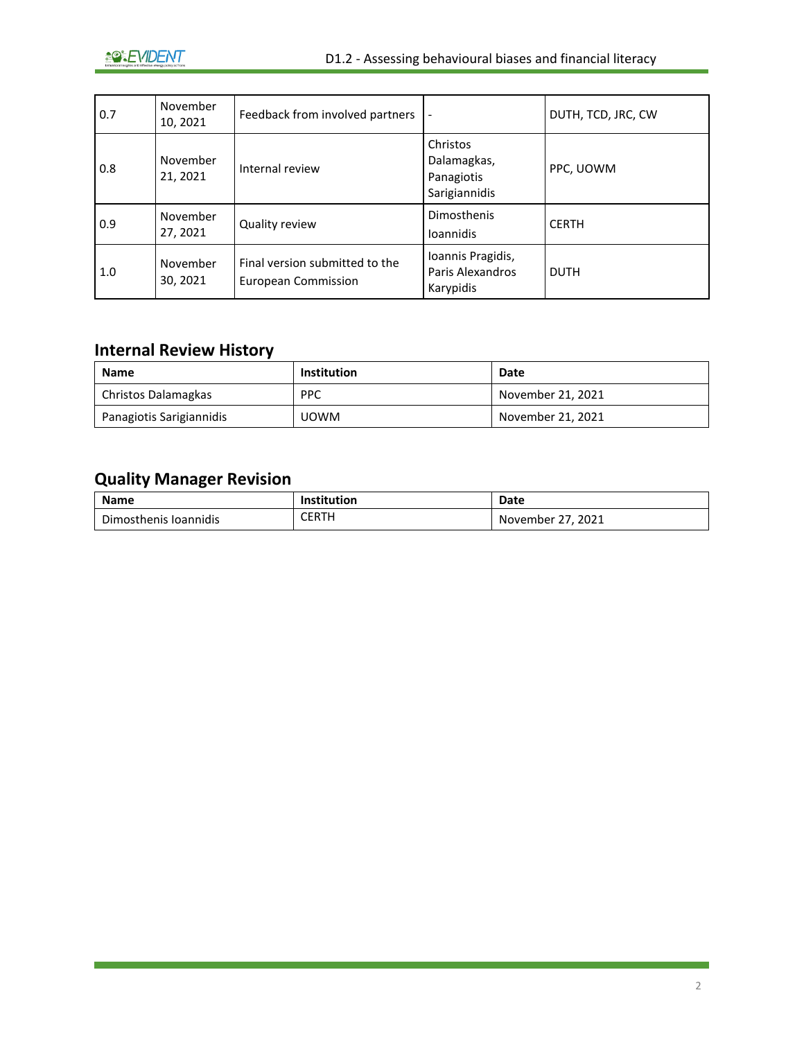| 0.7 | November 10, 2021 | Feedback from involved partners | - | DUTH, TCD, JRC, CW |
|---|---|---|---|---|
| 0.8 | November 21, 2021 | Internal review | Christos Dalamagkas, Panagiotis Sarigiannidis | PPC, UOWM |
| 0.9 | November 27, 2021 | Quality review | Dimosthenis Ioannidis | CERTH |
| 1.0 | November 30, 2021 | Final version submitted to the European Commission | Ioannis Pragidis, Paris Alexandros Karypidis | DUTH |

## Internal Review History

| Name | Institution | Date |
|---|---|---|
| Christos Dalamagkas | PPC | November 21, 2021 |
| Panagiotis Sarigiannidis | UOWM | November 21, 2021 |

## Quality Manager Revision

| Name | Institution | Date |
|---|---|---|
| Dimosthenis Ioannidis | CERTH | November 27, 2021 |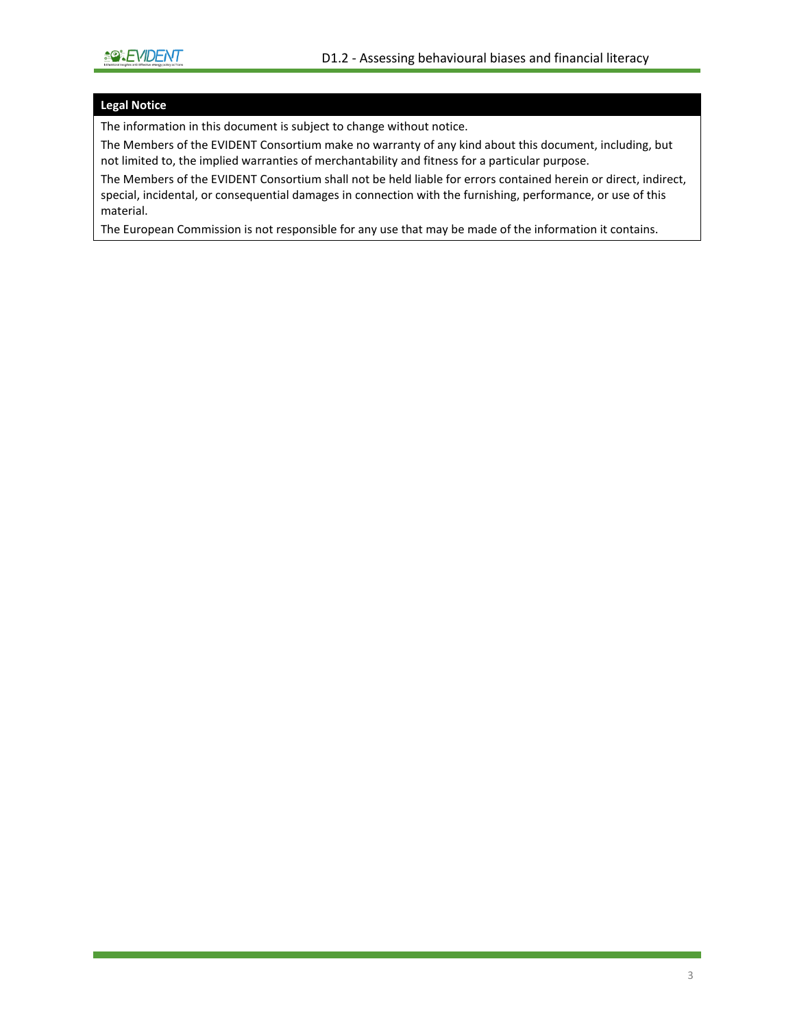| Legal Notice |
| --- |
| The information in this document is subject to change without notice. |
| The Members of the EVIDENT Consortium make no warranty of any kind about this document, including, but not limited to, the implied warranties of merchantability and fitness for a particular purpose. |
| The Members of the EVIDENT Consortium shall not be held liable for errors contained herein or direct, indirect, special, incidental, or consequential damages in connection with the furnishing, performance, or use of this material. |
| The European Commission is not responsible for any use that may be made of the information it contains. |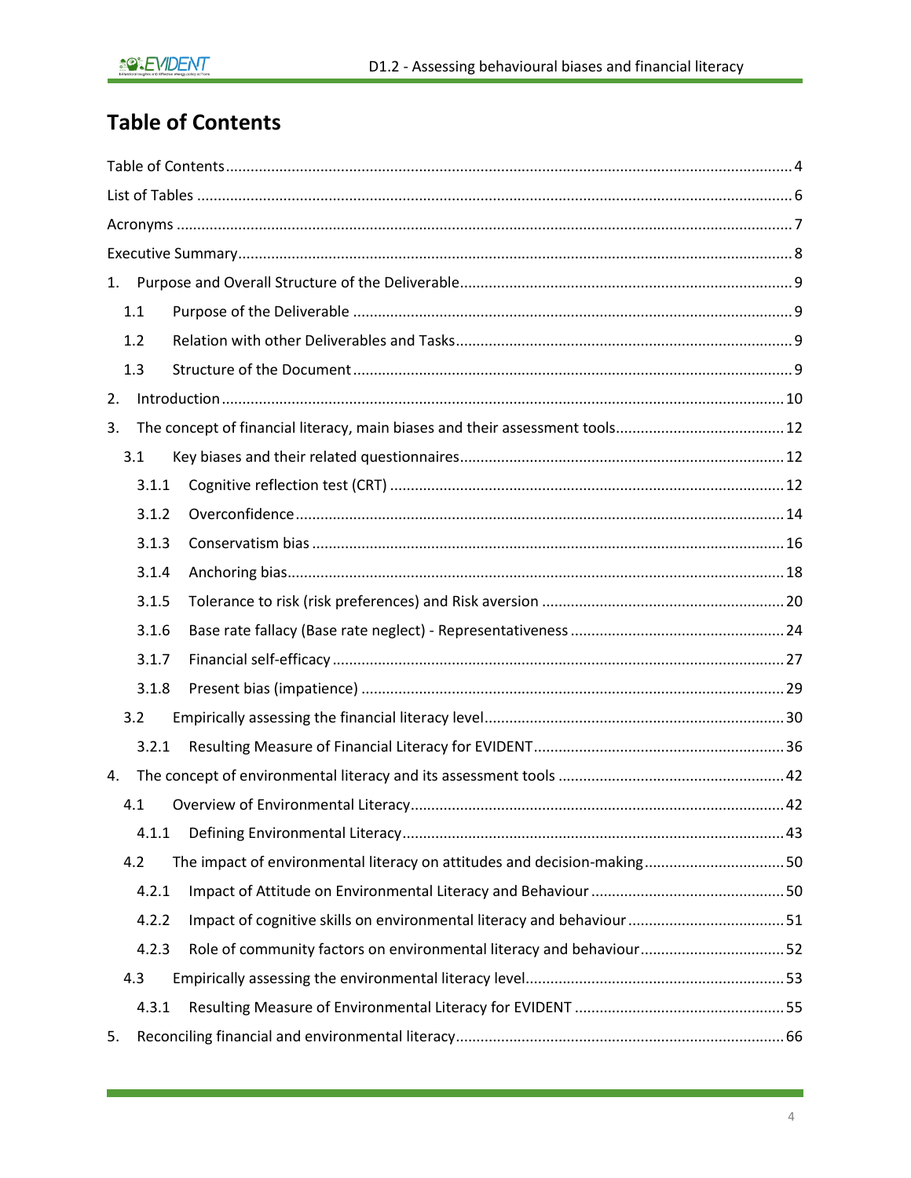# Table of Contents

Table of Contents ........................................................................................................................ 4

List of Tables ............................................................................................................................... 6

Acronyms ..................................................................................................................................... 7

Executive Summary ..................................................................................................................... 8

1. Purpose and Overall Structure of the Deliverable ................................................................. 9

   1.1 Purpose of the Deliverable .......................................................................................... 9

   1.2 Relation with other Deliverables and Tasks ................................................................. 9

   1.3 Structure of the Document .......................................................................................... 9

2. Introduction ........................................................................................................................ 10

3. The concept of financial literacy, main biases and their assessment tools ......................... 12

   3.1 Key biases and their related questionnaires .............................................................. 12

      3.1.1 Cognitive reflection test (CRT) ............................................................................... 12

      3.1.2 Overconfidence ...................................................................................................... 14

      3.1.3 Conservatism bias .................................................................................................. 16

      3.1.4 Anchoring bias ........................................................................................................ 18

      3.1.5 Tolerance to risk (risk preferences) and Risk aversion ........................................... 20

      3.1.6 Base rate fallacy (Base rate neglect) - Representativeness .................................... 24

      3.1.7 Financial self-efficacy ............................................................................................. 27

      3.1.8 Present bias (impatience) ....................................................................................... 29

   3.2 Empirically assessing the financial literacy level ......................................................... 30

      3.2.1 Resulting Measure of Financial Literacy for EVIDENT ............................................. 36

4. The concept of environmental literacy and its assessment tools ....................................... 42

   4.1 Overview of Environmental Literacy .......................................................................... 42

      4.1.1 Defining Environmental Literacy ............................................................................ 43

   4.2 The impact of environmental literacy on attitudes and decision-making .................. 50

      4.2.1 Impact of Attitude on Environmental Literacy and Behaviour ............................... 50

      4.2.2 Impact of cognitive skills on environmental literacy and behaviour ...................... 51

      4.2.3 Role of community factors on environmental literacy and behaviour ................... 52

   4.3 Empirically assessing the environmental literacy level ............................................... 53

      4.3.1 Resulting Measure of Environmental Literacy for EVIDENT ................................... 55

5. Reconciling financial and environmental literacy ............................................................... 66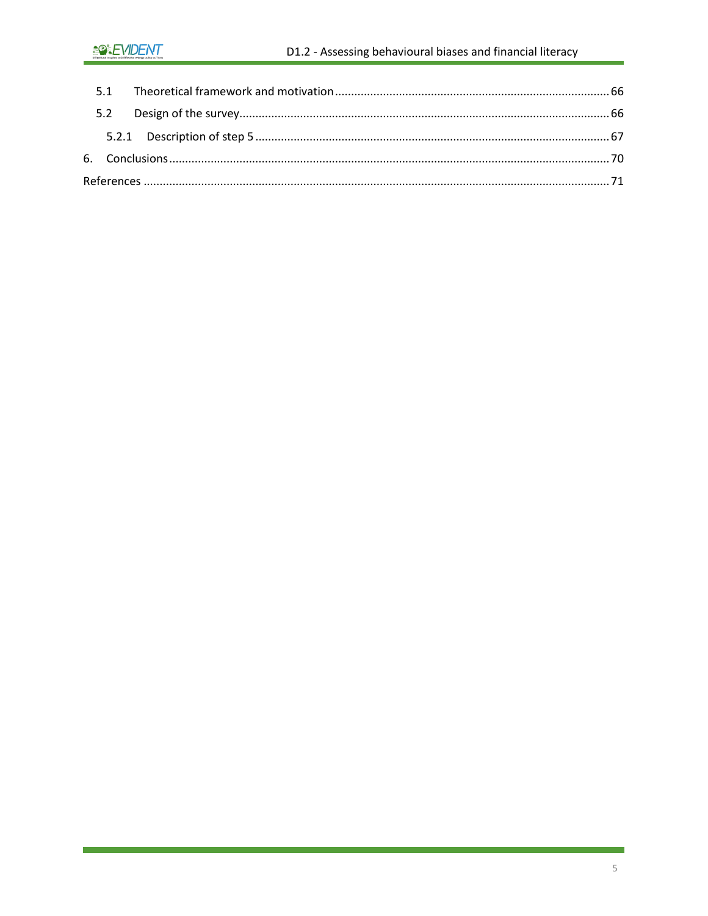5.1 Theoretical framework and motivation ..................................................... 66

5.2 Design of the survey ..................................................... 66

5.2.1 Description of step 5 ..................................................... 67

6. Conclusions ..................................................... 70

References ..................................................... 71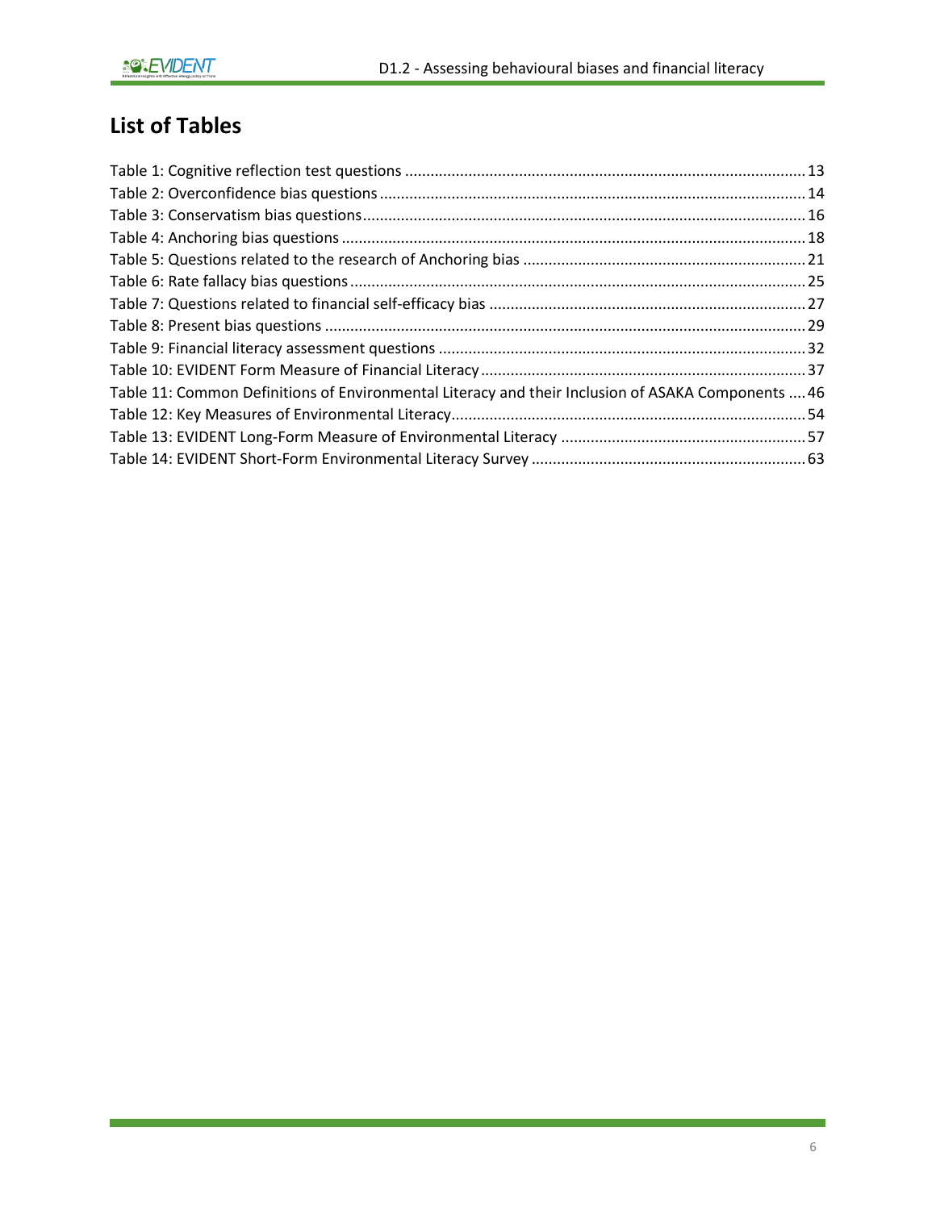## List of Tables

Table 1: Cognitive reflection test questions ..... 13
Table 2: Overconfidence bias questions ..... 14
Table 3: Conservatism bias questions ..... 16
Table 4: Anchoring bias questions ..... 18
Table 5: Questions related to the research of Anchoring bias ..... 21
Table 6: Rate fallacy bias questions ..... 25
Table 7: Questions related to financial self-efficacy bias ..... 27
Table 8: Present bias questions ..... 29
Table 9: Financial literacy assessment questions ..... 32
Table 10: EVIDENT Form Measure of Financial Literacy ..... 37
Table 11: Common Definitions of Environmental Literacy and their Inclusion of ASAKA Components ..... 46
Table 12: Key Measures of Environmental Literacy ..... 54
Table 13: EVIDENT Long-Form Measure of Environmental Literacy ..... 57
Table 14: EVIDENT Short-Form Environmental Literacy Survey ..... 63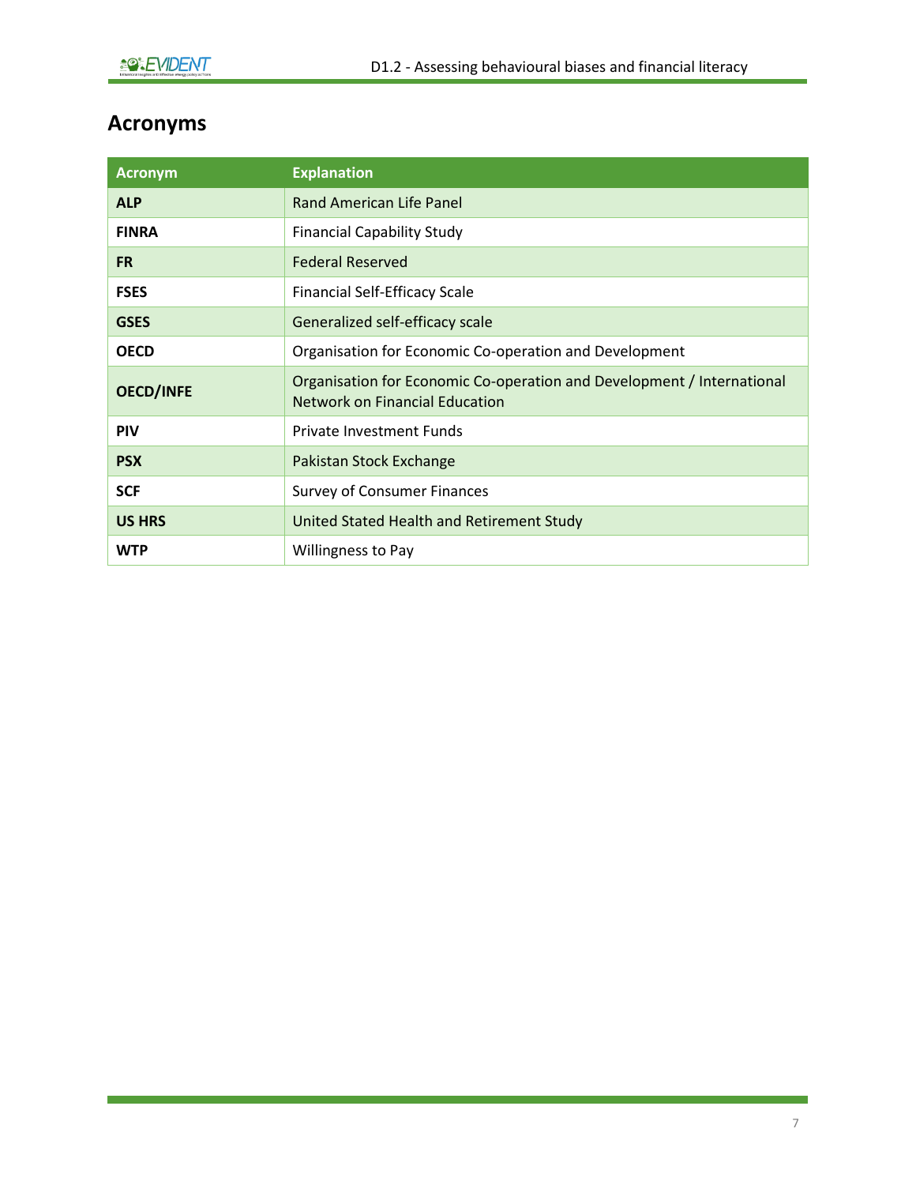## Acronyms

| Acronym | Explanation |
| --- | --- |
| **ALP** | Rand American Life Panel |
| **FINRA** | Financial Capability Study |
| **FR** | Federal Reserved |
| **FSES** | Financial Self-Efficacy Scale |
| **GSES** | Generalized self-efficacy scale |
| **OECD** | Organisation for Economic Co-operation and Development |
| **OECD/INFE** | Organisation for Economic Co-operation and Development / International Network on Financial Education |
| **PIV** | Private Investment Funds |
| **PSX** | Pakistan Stock Exchange |
| **SCF** | Survey of Consumer Finances |
| **US HRS** | United Stated Health and Retirement Study |
| **WTP** | Willingness to Pay |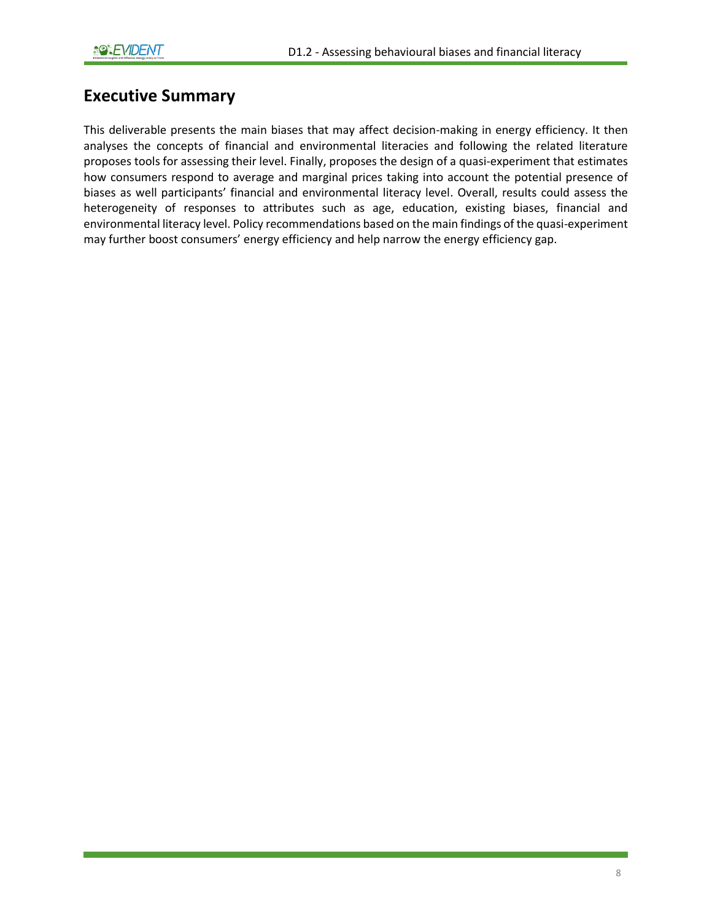## Executive Summary

This deliverable presents the main biases that may affect decision-making in energy efficiency. It then analyses the concepts of financial and environmental literacies and following the related literature proposes tools for assessing their level. Finally, proposes the design of a quasi-experiment that estimates how consumers respond to average and marginal prices taking into account the potential presence of biases as well participants' financial and environmental literacy level. Overall, results could assess the heterogeneity of responses to attributes such as age, education, existing biases, financial and environmental literacy level. Policy recommendations based on the main findings of the quasi-experiment may further boost consumers' energy efficiency and help narrow the energy efficiency gap.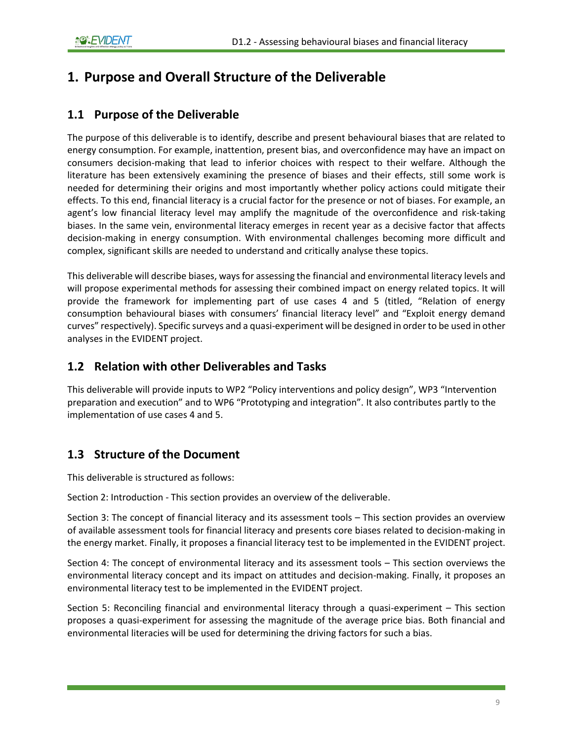# 1. Purpose and Overall Structure of the Deliverable

## 1.1 Purpose of the Deliverable

The purpose of this deliverable is to identify, describe and present behavioural biases that are related to energy consumption. For example, inattention, present bias, and overconfidence may have an impact on consumers decision-making that lead to inferior choices with respect to their welfare. Although the literature has been extensively examining the presence of biases and their effects, still some work is needed for determining their origins and most importantly whether policy actions could mitigate their effects. To this end, financial literacy is a crucial factor for the presence or not of biases. For example, an agent's low financial literacy level may amplify the magnitude of the overconfidence and risk-taking biases. In the same vein, environmental literacy emerges in recent year as a decisive factor that affects decision-making in energy consumption. With environmental challenges becoming more difficult and complex, significant skills are needed to understand and critically analyse these topics.

This deliverable will describe biases, ways for assessing the financial and environmental literacy levels and will propose experimental methods for assessing their combined impact on energy related topics. It will provide the framework for implementing part of use cases 4 and 5 (titled, "Relation of energy consumption behavioural biases with consumers' financial literacy level" and "Exploit energy demand curves" respectively). Specific surveys and a quasi-experiment will be designed in order to be used in other analyses in the EVIDENT project.

## 1.2 Relation with other Deliverables and Tasks

This deliverable will provide inputs to WP2 "Policy interventions and policy design", WP3 "Intervention preparation and execution" and to WP6 "Prototyping and integration". It also contributes partly to the implementation of use cases 4 and 5.

## 1.3 Structure of the Document

This deliverable is structured as follows:

Section 2: Introduction - This section provides an overview of the deliverable.

Section 3: The concept of financial literacy and its assessment tools – This section provides an overview of available assessment tools for financial literacy and presents core biases related to decision-making in the energy market. Finally, it proposes a financial literacy test to be implemented in the EVIDENT project.

Section 4: The concept of environmental literacy and its assessment tools – This section overviews the environmental literacy concept and its impact on attitudes and decision-making. Finally, it proposes an environmental literacy test to be implemented in the EVIDENT project.

Section 5: Reconciling financial and environmental literacy through a quasi-experiment – This section proposes a quasi-experiment for assessing the magnitude of the average price bias. Both financial and environmental literacies will be used for determining the driving factors for such a bias.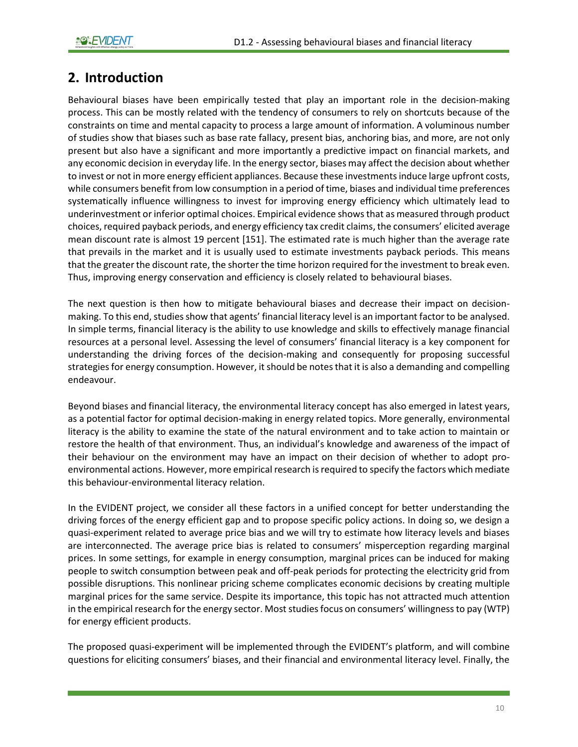## 2. Introduction

Behavioural biases have been empirically tested that play an important role in the decision-making process. This can be mostly related with the tendency of consumers to rely on shortcuts because of the constraints on time and mental capacity to process a large amount of information. A voluminous number of studies show that biases such as base rate fallacy, present bias, anchoring bias, and more, are not only present but also have a significant and more importantly a predictive impact on financial markets, and any economic decision in everyday life. In the energy sector, biases may affect the decision about whether to invest or not in more energy efficient appliances. Because these investments induce large upfront costs, while consumers benefit from low consumption in a period of time, biases and individual time preferences systematically influence willingness to invest for improving energy efficiency which ultimately lead to underinvestment or inferior optimal choices. Empirical evidence shows that as measured through product choices, required payback periods, and energy efficiency tax credit claims, the consumers' elicited average mean discount rate is almost 19 percent [151]. The estimated rate is much higher than the average rate that prevails in the market and it is usually used to estimate investments payback periods. This means that the greater the discount rate, the shorter the time horizon required for the investment to break even. Thus, improving energy conservation and efficiency is closely related to behavioural biases.

The next question is then how to mitigate behavioural biases and decrease their impact on decision-making. To this end, studies show that agents' financial literacy level is an important factor to be analysed. In simple terms, financial literacy is the ability to use knowledge and skills to effectively manage financial resources at a personal level. Assessing the level of consumers' financial literacy is a key component for understanding the driving forces of the decision-making and consequently for proposing successful strategies for energy consumption. However, it should be notes that it is also a demanding and compelling endeavour.

Beyond biases and financial literacy, the environmental literacy concept has also emerged in latest years, as a potential factor for optimal decision-making in energy related topics. More generally, environmental literacy is the ability to examine the state of the natural environment and to take action to maintain or restore the health of that environment. Thus, an individual's knowledge and awareness of the impact of their behaviour on the environment may have an impact on their decision of whether to adopt pro-environmental actions. However, more empirical research is required to specify the factors which mediate this behaviour-environmental literacy relation.

In the EVIDENT project, we consider all these factors in a unified concept for better understanding the driving forces of the energy efficient gap and to propose specific policy actions. In doing so, we design a quasi-experiment related to average price bias and we will try to estimate how literacy levels and biases are interconnected. The average price bias is related to consumers' misperception regarding marginal prices. In some settings, for example in energy consumption, marginal prices can be induced for making people to switch consumption between peak and off-peak periods for protecting the electricity grid from possible disruptions. This nonlinear pricing scheme complicates economic decisions by creating multiple marginal prices for the same service. Despite its importance, this topic has not attracted much attention in the empirical research for the energy sector. Most studies focus on consumers' willingness to pay (WTP) for energy efficient products.

The proposed quasi-experiment will be implemented through the EVIDENT's platform, and will combine questions for eliciting consumers' biases, and their financial and environmental literacy level. Finally, the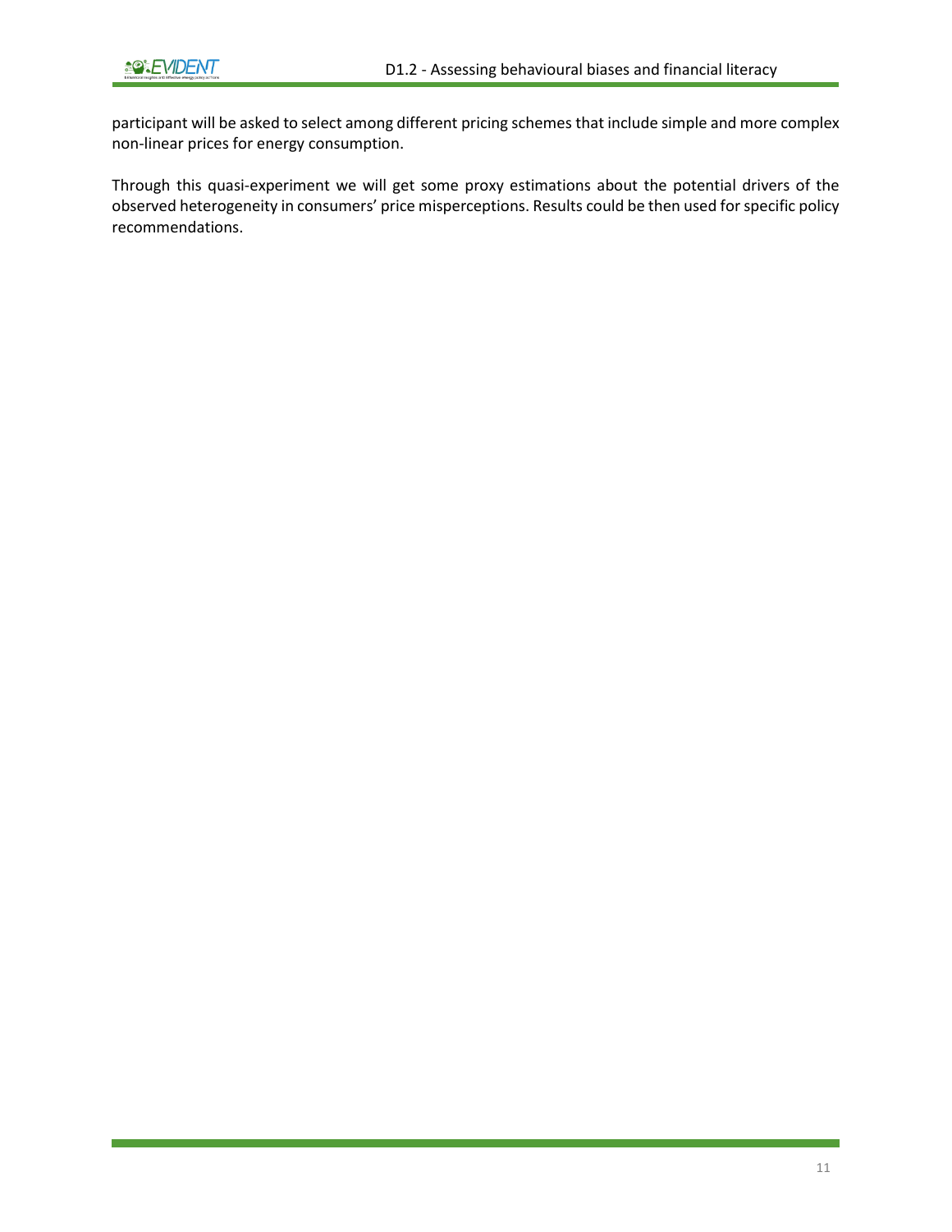participant will be asked to select among different pricing schemes that include simple and more complex non-linear prices for energy consumption.

Through this quasi-experiment we will get some proxy estimations about the potential drivers of the observed heterogeneity in consumers' price misperceptions. Results could be then used for specific policy recommendations.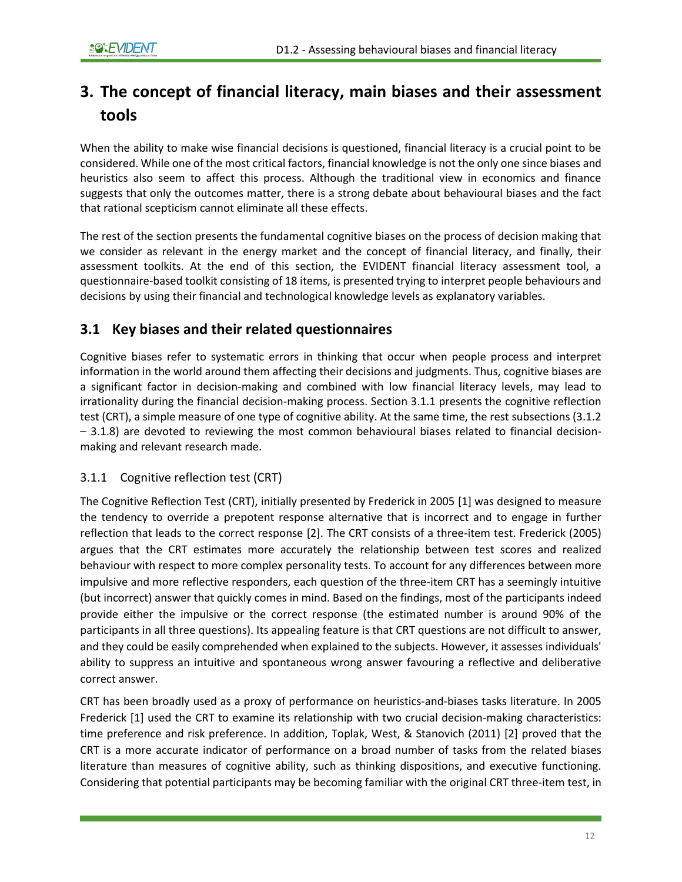# 3. The concept of financial literacy, main biases and their assessment tools

When the ability to make wise financial decisions is questioned, financial literacy is a crucial point to be considered. While one of the most critical factors, financial knowledge is not the only one since biases and heuristics also seem to affect this process. Although the traditional view in economics and finance suggests that only the outcomes matter, there is a strong debate about behavioural biases and the fact that rational scepticism cannot eliminate all these effects.

The rest of the section presents the fundamental cognitive biases on the process of decision making that we consider as relevant in the energy market and the concept of financial literacy, and finally, their assessment toolkits. At the end of this section, the EVIDENT financial literacy assessment tool, a questionnaire-based toolkit consisting of 18 items, is presented trying to interpret people behaviours and decisions by using their financial and technological knowledge levels as explanatory variables.

## 3.1 Key biases and their related questionnaires

Cognitive biases refer to systematic errors in thinking that occur when people process and interpret information in the world around them affecting their decisions and judgments. Thus, cognitive biases are a significant factor in decision-making and combined with low financial literacy levels, may lead to irrationality during the financial decision-making process. Section 3.1.1 presents the cognitive reflection test (CRT), a simple measure of one type of cognitive ability. At the same time, the rest subsections (3.1.2 – 3.1.8) are devoted to reviewing the most common behavioural biases related to financial decision-making and relevant research made.

### 3.1.1 Cognitive reflection test (CRT)

The Cognitive Reflection Test (CRT), initially presented by Frederick in 2005 [1] was designed to measure the tendency to override a prepotent response alternative that is incorrect and to engage in further reflection that leads to the correct response [2]. The CRT consists of a three-item test. Frederick (2005) argues that the CRT estimates more accurately the relationship between test scores and realized behaviour with respect to more complex personality tests. To account for any differences between more impulsive and more reflective responders, each question of the three-item CRT has a seemingly intuitive (but incorrect) answer that quickly comes in mind. Based on the findings, most of the participants indeed provide either the impulsive or the correct response (the estimated number is around 90% of the participants in all three questions). Its appealing feature is that CRT questions are not difficult to answer, and they could be easily comprehended when explained to the subjects. However, it assesses individuals' ability to suppress an intuitive and spontaneous wrong answer favouring a reflective and deliberative correct answer.

CRT has been broadly used as a proxy of performance on heuristics-and-biases tasks literature. In 2005 Frederick [1] used the CRT to examine its relationship with two crucial decision-making characteristics: time preference and risk preference. In addition, Toplak, West, & Stanovich (2011) [2] proved that the CRT is a more accurate indicator of performance on a broad number of tasks from the related biases literature than measures of cognitive ability, such as thinking dispositions, and executive functioning. Considering that potential participants may be becoming familiar with the original CRT three-item test, in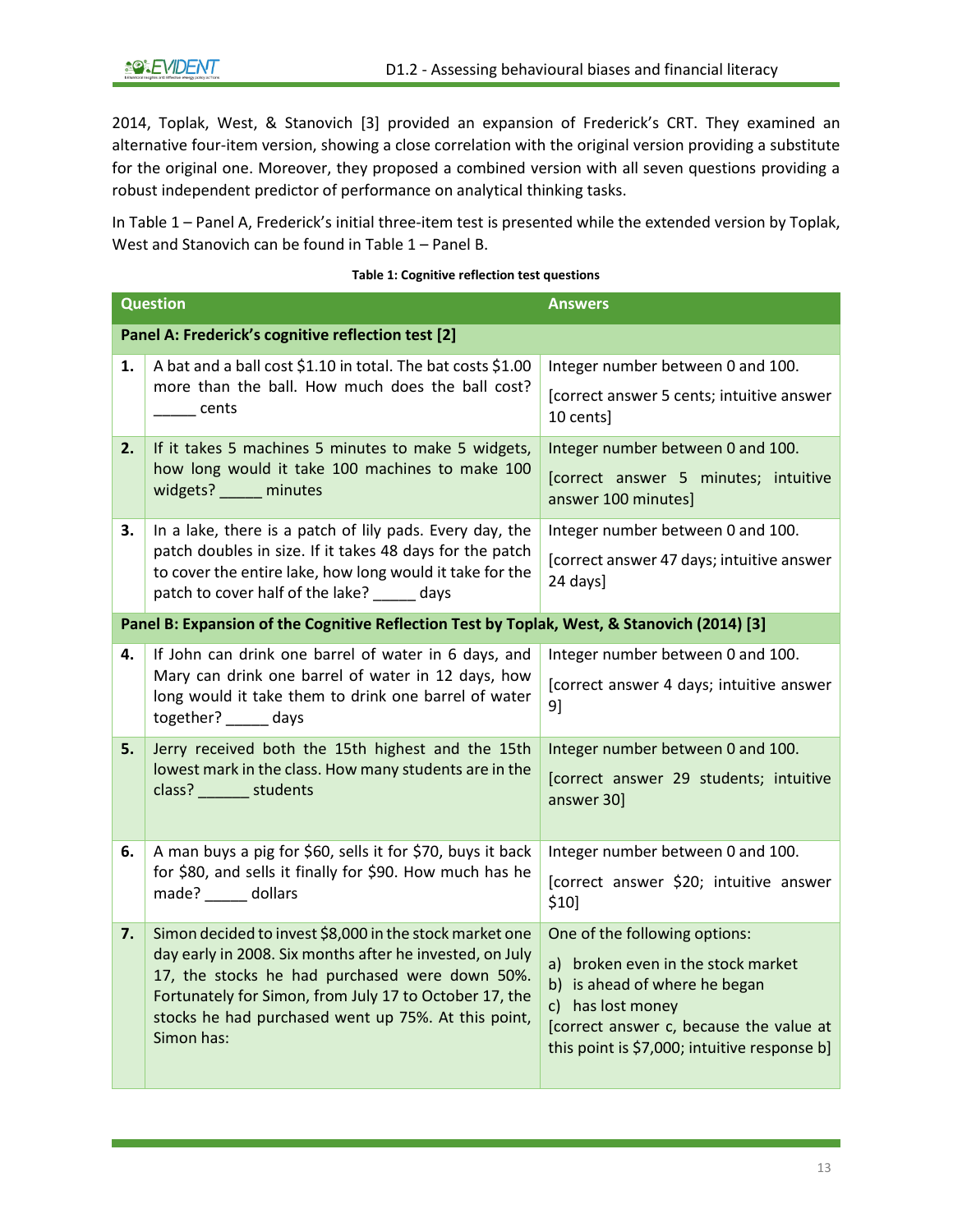2014, Toplak, West, & Stanovich [3] provided an expansion of Frederick's CRT. They examined an alternative four-item version, showing a close correlation with the original version providing a substitute for the original one. Moreover, they proposed a combined version with all seven questions providing a robust independent predictor of performance on analytical thinking tasks.

In Table 1 – Panel A, Frederick's initial three-item test is presented while the extended version by Toplak, West and Stanovich can be found in Table 1 – Panel B.

**Table 1: Cognitive reflection test questions**

| | Question | Answers |
|---|---|---|
| **Panel A: Frederick's cognitive reflection test [2]** | | |
| **1.** | A bat and a ball cost $1.10 in total. The bat costs $1.00 more than the ball. How much does the ball cost? _____ cents | Integer number between 0 and 100. [correct answer 5 cents; intuitive answer 10 cents] |
| **2.** | If it takes 5 machines 5 minutes to make 5 widgets, how long would it take 100 machines to make 100 widgets? _____ minutes | Integer number between 0 and 100. [correct answer 5 minutes; intuitive answer 100 minutes] |
| **3.** | In a lake, there is a patch of lily pads. Every day, the patch doubles in size. If it takes 48 days for the patch to cover the entire lake, how long would it take for the patch to cover half of the lake? _____ days | Integer number between 0 and 100. [correct answer 47 days; intuitive answer 24 days] |
| **Panel B: Expansion of the Cognitive Reflection Test by Toplak, West, & Stanovich (2014) [3]** | | |
| **4.** | If John can drink one barrel of water in 6 days, and Mary can drink one barrel of water in 12 days, how long would it take them to drink one barrel of water together? _____ days | Integer number between 0 and 100. [correct answer 4 days; intuitive answer 9] |
| **5.** | Jerry received both the 15th highest and the 15th lowest mark in the class. How many students are in the class? ______ students | Integer number between 0 and 100. [correct answer 29 students; intuitive answer 30] |
| **6.** | A man buys a pig for $60, sells it for $70, buys it back for $80, and sells it finally for $90. How much has he made? _____ dollars | Integer number between 0 and 100. [correct answer $20; intuitive answer $10] |
| **7.** | Simon decided to invest $8,000 in the stock market one day early in 2008. Six months after he invested, on July 17, the stocks he had purchased were down 50%. Fortunately for Simon, from July 17 to October 17, the stocks he had purchased went up 75%. At this point, Simon has: | One of the following options: a) broken even in the stock market b) is ahead of where he began c) has lost money [correct answer c, because the value at this point is $7,000; intuitive response b] |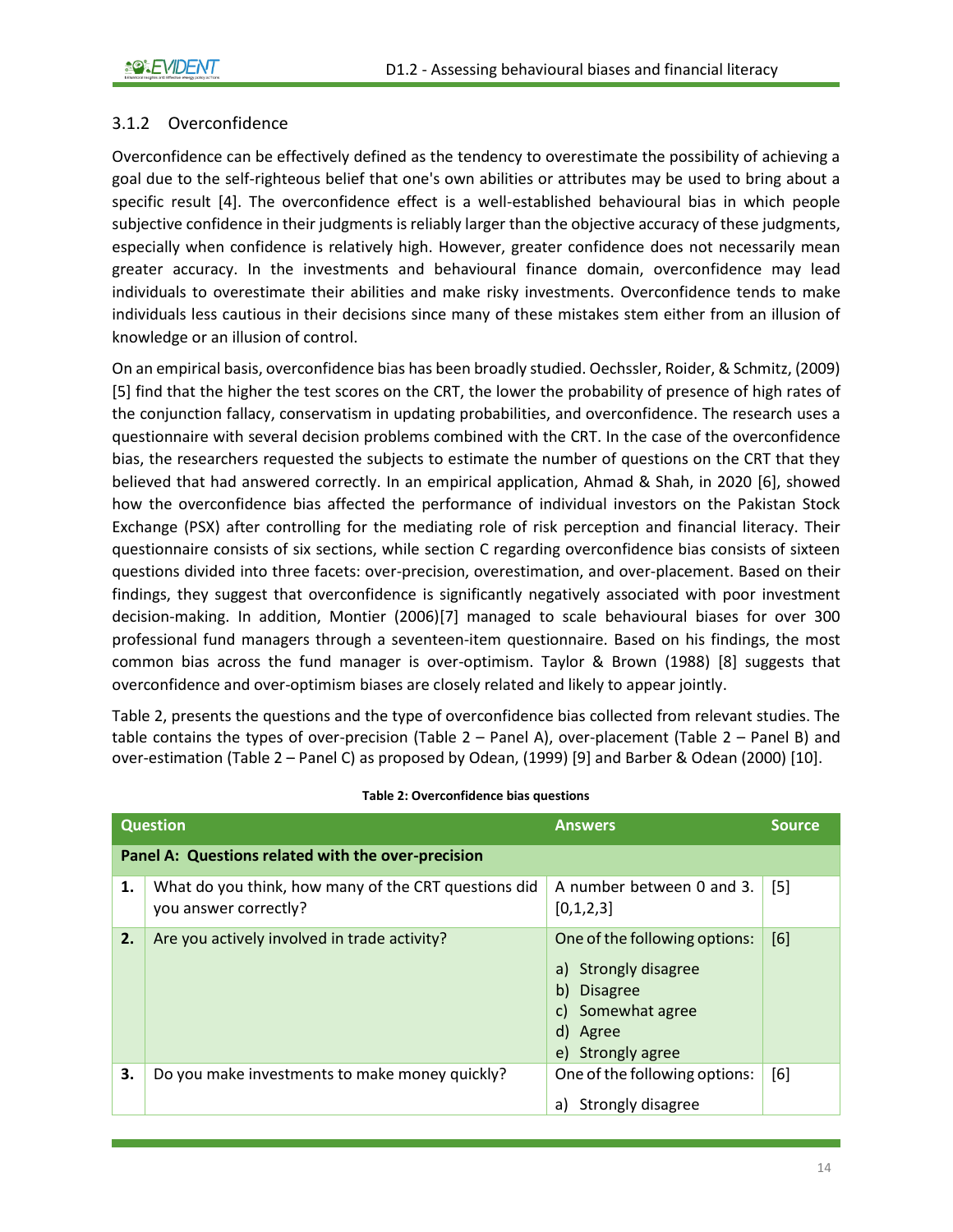### 3.1.2 Overconfidence

Overconfidence can be effectively defined as the tendency to overestimate the possibility of achieving a goal due to the self-righteous belief that one's own abilities or attributes may be used to bring about a specific result [4]. The overconfidence effect is a well-established behavioural bias in which people subjective confidence in their judgments is reliably larger than the objective accuracy of these judgments, especially when confidence is relatively high. However, greater confidence does not necessarily mean greater accuracy. In the investments and behavioural finance domain, overconfidence may lead individuals to overestimate their abilities and make risky investments. Overconfidence tends to make individuals less cautious in their decisions since many of these mistakes stem either from an illusion of knowledge or an illusion of control.

On an empirical basis, overconfidence bias has been broadly studied. Oechssler, Roider, & Schmitz, (2009) [5] find that the higher the test scores on the CRT, the lower the probability of presence of high rates of the conjunction fallacy, conservatism in updating probabilities, and overconfidence. The research uses a questionnaire with several decision problems combined with the CRT. In the case of the overconfidence bias, the researchers requested the subjects to estimate the number of questions on the CRT that they believed that had answered correctly. In an empirical application, Ahmad & Shah, in 2020 [6], showed how the overconfidence bias affected the performance of individual investors on the Pakistan Stock Exchange (PSX) after controlling for the mediating role of risk perception and financial literacy. Their questionnaire consists of six sections, while section C regarding overconfidence bias consists of sixteen questions divided into three facets: over-precision, overestimation, and over-placement. Based on their findings, they suggest that overconfidence is significantly negatively associated with poor investment decision-making. In addition, Montier (2006)[7] managed to scale behavioural biases for over 300 professional fund managers through a seventeen-item questionnaire. Based on his findings, the most common bias across the fund manager is over-optimism. Taylor & Brown (1988) [8] suggests that overconfidence and over-optimism biases are closely related and likely to appear jointly.

Table 2, presents the questions and the type of overconfidence bias collected from relevant studies. The table contains the types of over-precision (Table 2 – Panel A), over-placement (Table 2 – Panel B) and over-estimation (Table 2 – Panel C) as proposed by Odean, (1999) [9] and Barber & Odean (2000) [10].

**Table 2: Overconfidence bias questions**

| | Question | Answers | Source |
|---|---|---|---|
| **Panel A: Questions related with the over-precision** | | | |
| **1.** | What do you think, how many of the CRT questions did you answer correctly? | A number between 0 and 3. [0,1,2,3] | [5] |
| **2.** | Are you actively involved in trade activity? | One of the following options: a) Strongly disagree b) Disagree c) Somewhat agree d) Agree e) Strongly agree | [6] |
| **3.** | Do you make investments to make money quickly? | One of the following options: a) Strongly disagree | [6] |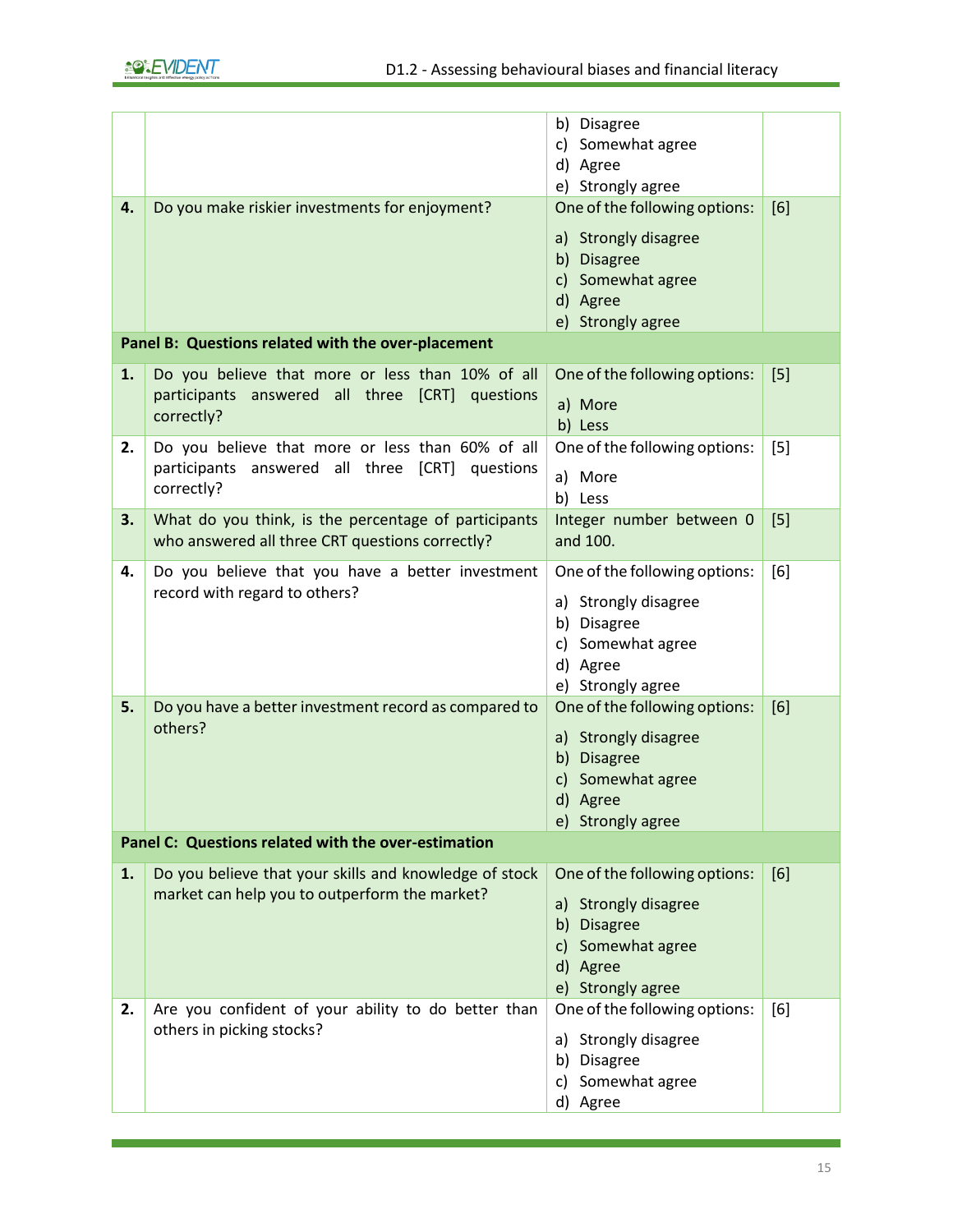|  |  |  |  |
|---|---|---|---|
|  |  | b) Disagree<br>c) Somewhat agree<br>d) Agree<br>e) Strongly agree |  |
| **4.** | Do you make riskier investments for enjoyment? | One of the following options:<br>a) Strongly disagree<br>b) Disagree<br>c) Somewhat agree<br>d) Agree<br>e) Strongly agree | [6] |
| **Panel B: Questions related with the over-placement** |  |  |  |
| **1.** | Do you believe that more or less than 10% of all participants answered all three [CRT] questions correctly? | One of the following options:<br>a) More<br>b) Less | [5] |
| **2.** | Do you believe that more or less than 60% of all participants answered all three [CRT] questions correctly? | One of the following options:<br>a) More<br>b) Less | [5] |
| **3.** | What do you think, is the percentage of participants who answered all three CRT questions correctly? | Integer number between 0 and 100. | [5] |
| **4.** | Do you believe that you have a better investment record with regard to others? | One of the following options:<br>a) Strongly disagree<br>b) Disagree<br>c) Somewhat agree<br>d) Agree<br>e) Strongly agree | [6] |
| **5.** | Do you have a better investment record as compared to others? | One of the following options:<br>a) Strongly disagree<br>b) Disagree<br>c) Somewhat agree<br>d) Agree<br>e) Strongly agree | [6] |
| **Panel C: Questions related with the over-estimation** |  |  |  |
| **1.** | Do you believe that your skills and knowledge of stock market can help you to outperform the market? | One of the following options:<br>a) Strongly disagree<br>b) Disagree<br>c) Somewhat agree<br>d) Agree<br>e) Strongly agree | [6] |
| **2.** | Are you confident of your ability to do better than others in picking stocks? | One of the following options:<br>a) Strongly disagree<br>b) Disagree<br>c) Somewhat agree<br>d) Agree | [6] |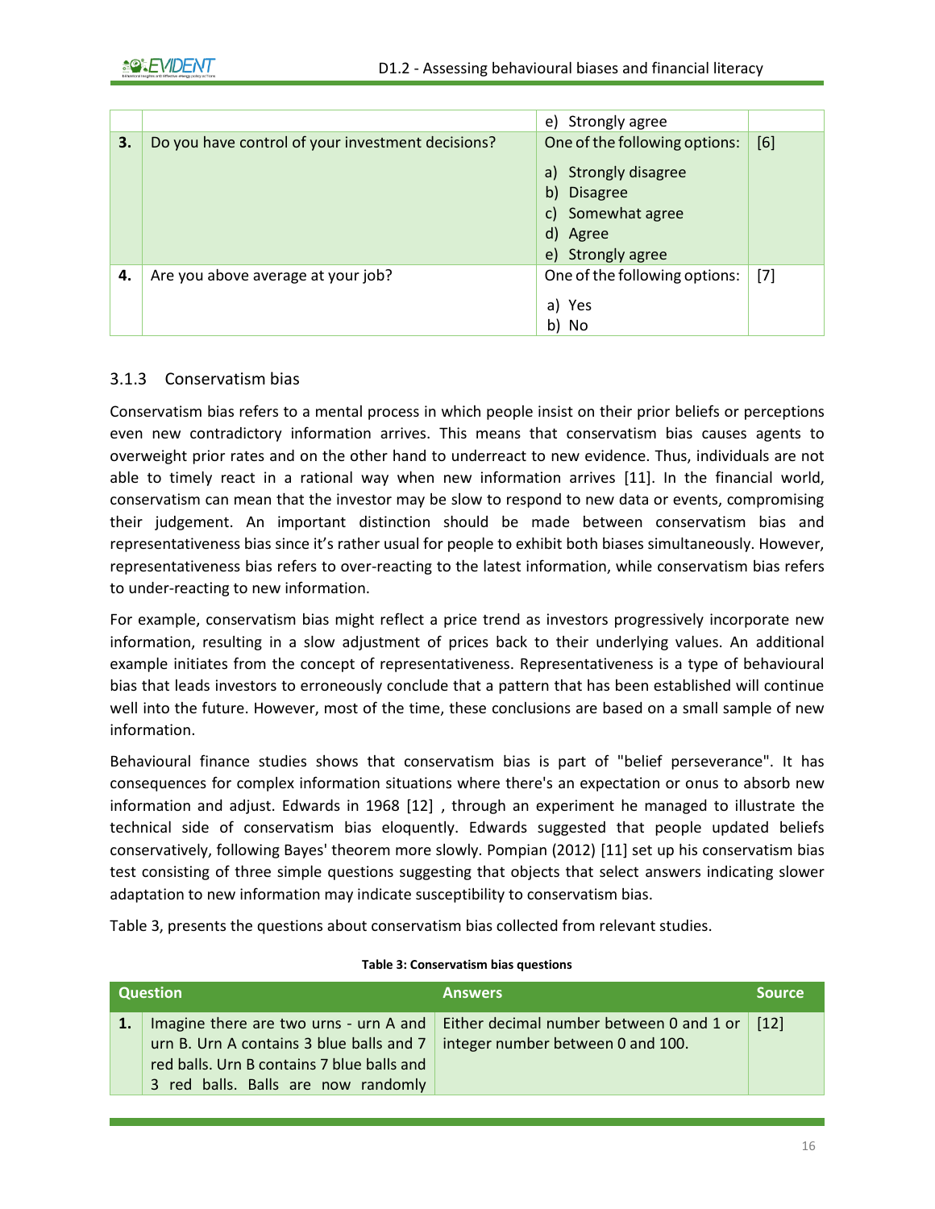| | | | |
|---|---|---|---|
| | | e) Strongly agree | |
| **3.** | Do you have control of your investment decisions? | One of the following options:<br>a) Strongly disagree<br>b) Disagree<br>c) Somewhat agree<br>d) Agree<br>e) Strongly agree | [6] |
| **4.** | Are you above average at your job? | One of the following options:<br>a) Yes<br>b) No | [7] |

### 3.1.3 Conservatism bias

Conservatism bias refers to a mental process in which people insist on their prior beliefs or perceptions even new contradictory information arrives. This means that conservatism bias causes agents to overweight prior rates and on the other hand to underreact to new evidence. Thus, individuals are not able to timely react in a rational way when new information arrives [11]. In the financial world, conservatism can mean that the investor may be slow to respond to new data or events, compromising their judgement. An important distinction should be made between conservatism bias and representativeness bias since it's rather usual for people to exhibit both biases simultaneously. However, representativeness bias refers to over-reacting to the latest information, while conservatism bias refers to under-reacting to new information.

For example, conservatism bias might reflect a price trend as investors progressively incorporate new information, resulting in a slow adjustment of prices back to their underlying values. An additional example initiates from the concept of representativeness. Representativeness is a type of behavioural bias that leads investors to erroneously conclude that a pattern that has been established will continue well into the future. However, most of the time, these conclusions are based on a small sample of new information.

Behavioural finance studies shows that conservatism bias is part of "belief perseverance". It has consequences for complex information situations where there's an expectation or onus to absorb new information and adjust. Edwards in 1968 [12] , through an experiment he managed to illustrate the technical side of conservatism bias eloquently. Edwards suggested that people updated beliefs conservatively, following Bayes' theorem more slowly. Pompian (2012) [11] set up his conservatism bias test consisting of three simple questions suggesting that objects that select answers indicating slower adaptation to new information may indicate susceptibility to conservatism bias.

Table 3, presents the questions about conservatism bias collected from relevant studies.

**Table 3: Conservatism bias questions**

| | Question | Answers | Source |
|---|---|---|---|
| **1.** | Imagine there are two urns - urn A and urn B. Urn A contains 3 blue balls and 7 red balls. Urn B contains 7 blue balls and 3 red balls. Balls are now randomly | Either decimal number between 0 and 1 or integer number between 0 and 100. | [12] |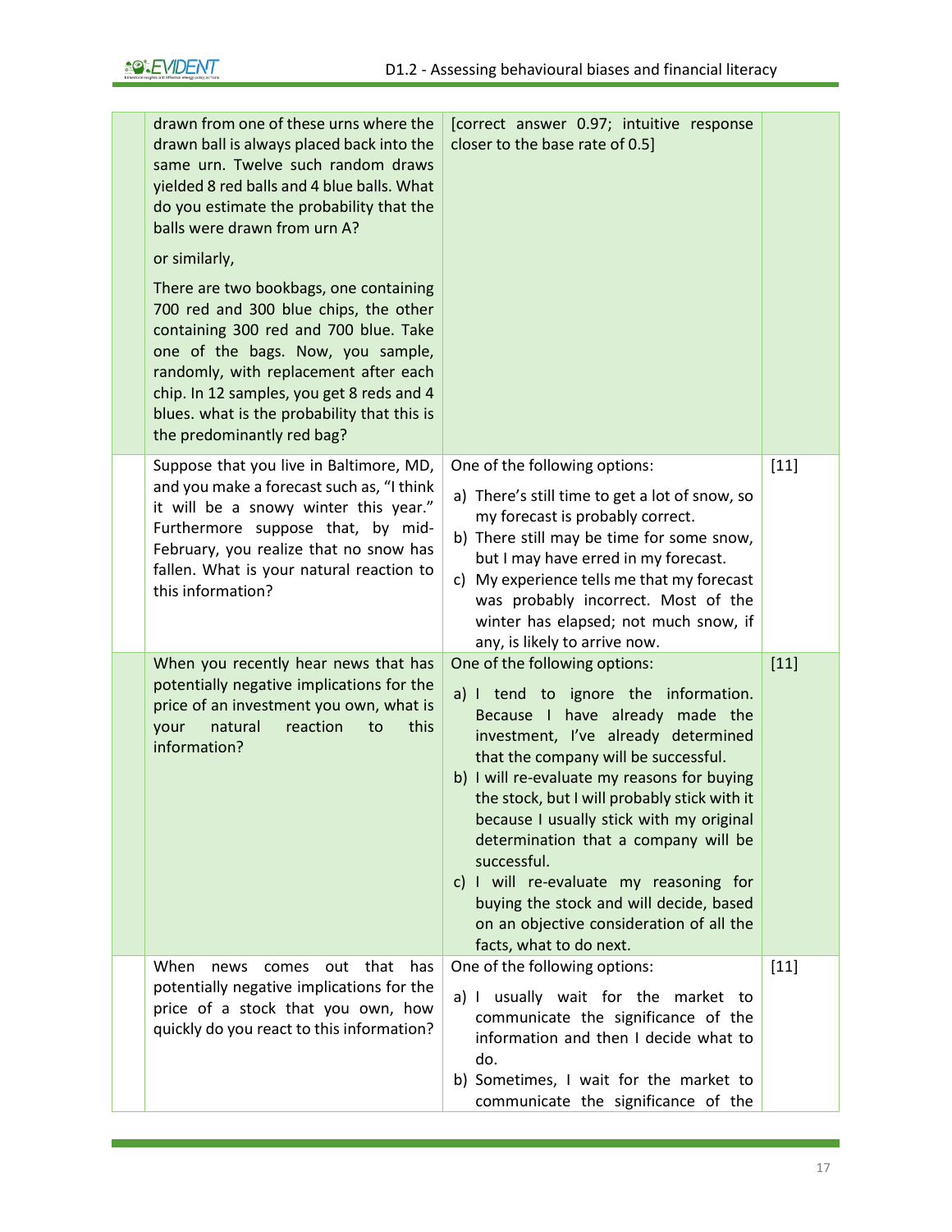| | | | |
|---|---|---|---|
| | drawn from one of these urns where the drawn ball is always placed back into the same urn. Twelve such random draws yielded 8 red balls and 4 blue balls. What do you estimate the probability that the balls were drawn from urn A?<br><br>or similarly,<br><br>There are two bookbags, one containing 700 red and 300 blue chips, the other containing 300 red and 700 blue. Take one of the bags. Now, you sample, randomly, with replacement after each chip. In 12 samples, you get 8 reds and 4 blues. what is the probability that this is the predominantly red bag? | [correct answer 0.97; intuitive response closer to the base rate of 0.5] | |
| | Suppose that you live in Baltimore, MD, and you make a forecast such as, "I think it will be a snowy winter this year." Furthermore suppose that, by mid-February, you realize that no snow has fallen. What is your natural reaction to this information? | One of the following options:<br>a) There's still time to get a lot of snow, so my forecast is probably correct.<br>b) There still may be time for some snow, but I may have erred in my forecast.<br>c) My experience tells me that my forecast was probably incorrect. Most of the winter has elapsed; not much snow, if any, is likely to arrive now. | [11] |
| | When you recently hear news that has potentially negative implications for the price of an investment you own, what is your natural reaction to this information? | One of the following options:<br>a) I tend to ignore the information. Because I have already made the investment, I've already determined that the company will be successful.<br>b) I will re-evaluate my reasons for buying the stock, but I will probably stick with it because I usually stick with my original determination that a company will be successful.<br>c) I will re-evaluate my reasoning for buying the stock and will decide, based on an objective consideration of all the facts, what to do next. | [11] |
| | When news comes out that has potentially negative implications for the price of a stock that you own, how quickly do you react to this information? | One of the following options:<br>a) I usually wait for the market to communicate the significance of the information and then I decide what to do.<br>b) Sometimes, I wait for the market to communicate the significance of the | [11] |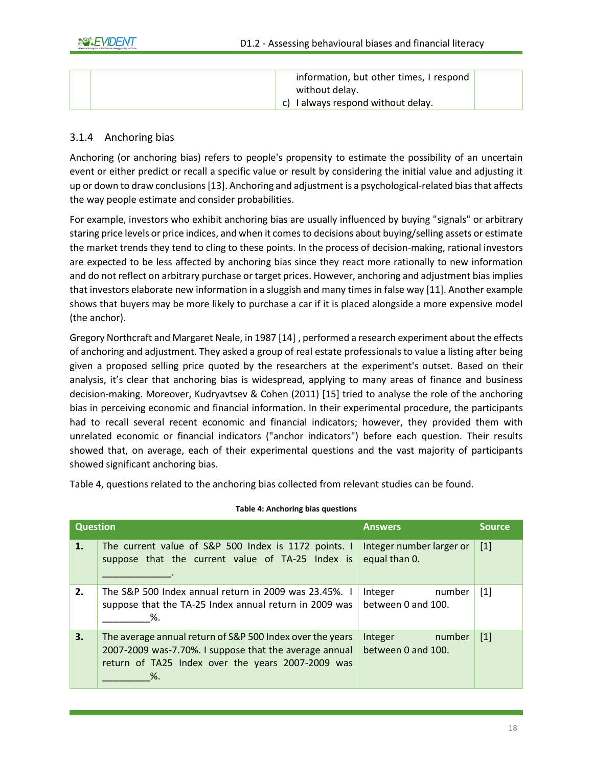| | | information, but other times, I respond without delay.<br>c) I always respond without delay. | |
|---|---|---|---|

### 3.1.4 Anchoring bias

Anchoring (or anchoring bias) refers to people's propensity to estimate the possibility of an uncertain event or either predict or recall a specific value or result by considering the initial value and adjusting it up or down to draw conclusions [13]. Anchoring and adjustment is a psychological-related bias that affects the way people estimate and consider probabilities.

For example, investors who exhibit anchoring bias are usually influenced by buying "signals" or arbitrary staring price levels or price indices, and when it comes to decisions about buying/selling assets or estimate the market trends they tend to cling to these points. In the process of decision-making, rational investors are expected to be less affected by anchoring bias since they react more rationally to new information and do not reflect on arbitrary purchase or target prices. However, anchoring and adjustment bias implies that investors elaborate new information in a sluggish and many times in false way [11]. Another example shows that buyers may be more likely to purchase a car if it is placed alongside a more expensive model (the anchor).

Gregory Northcraft and Margaret Neale, in 1987 [14] , performed a research experiment about the effects of anchoring and adjustment. They asked a group of real estate professionals to value a listing after being given a proposed selling price quoted by the researchers at the experiment's outset. Based on their analysis, it's clear that anchoring bias is widespread, applying to many areas of finance and business decision-making. Moreover, Kudryavtsev & Cohen (2011) [15] tried to analyse the role of the anchoring bias in perceiving economic and financial information. In their experimental procedure, the participants had to recall several recent economic and financial indicators; however, they provided them with unrelated economic or financial indicators ("anchor indicators") before each question. Their results showed that, on average, each of their experimental questions and the vast majority of participants showed significant anchoring bias.

Table 4, questions related to the anchoring bias collected from relevant studies can be found.

**Table 4: Anchoring bias questions**

| Question | | Answers | Source |
|---|---|---|---|
| **1.** | The current value of S&P 500 Index is 1172 points. I suppose that the current value of TA-25 Index is _____________. | Integer number larger or equal than 0. | [1] |
| **2.** | The S&P 500 Index annual return in 2009 was 23.45%. I suppose that the TA-25 Index annual return in 2009 was _________%. | Integer number between 0 and 100. | [1] |
| **3.** | The average annual return of S&P 500 Index over the years 2007-2009 was-7.70%. I suppose that the average annual return of TA25 Index over the years 2007-2009 was _________%. | Integer number between 0 and 100. | [1] |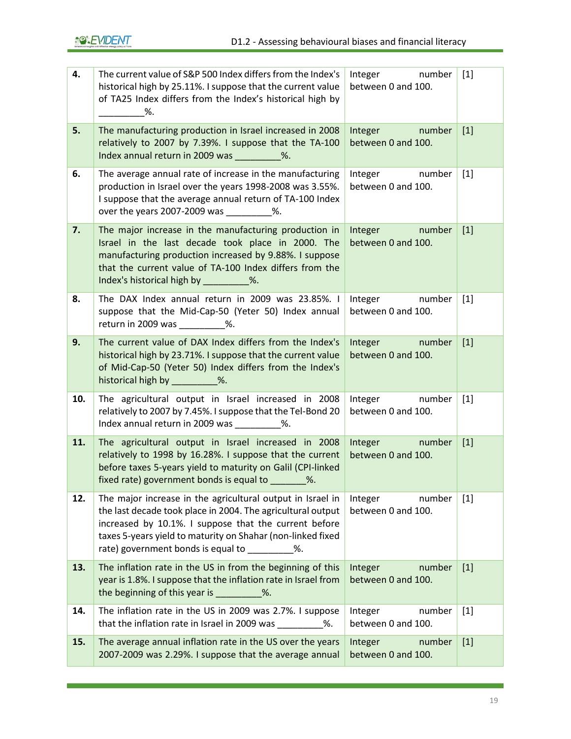| | | | |
|---|---|---|---|
| **4.** | The current value of S&P 500 Index differs from the Index's historical high by 25.11%. I suppose that the current value of TA25 Index differs from the Index's historical high by _________%. | Integer number between 0 and 100. | [1] |
| **5.** | The manufacturing production in Israel increased in 2008 relatively to 2007 by 7.39%. I suppose that the TA-100 Index annual return in 2009 was _________%. | Integer number between 0 and 100. | [1] |
| **6.** | The average annual rate of increase in the manufacturing production in Israel over the years 1998-2008 was 3.55%. I suppose that the average annual return of TA-100 Index over the years 2007-2009 was _________%. | Integer number between 0 and 100. | [1] |
| **7.** | The major increase in the manufacturing production in Israel in the last decade took place in 2000. The manufacturing production increased by 9.88%. I suppose that the current value of TA-100 Index differs from the Index's historical high by _________%. | Integer number between 0 and 100. | [1] |
| **8.** | The DAX Index annual return in 2009 was 23.85%. I suppose that the Mid-Cap-50 (Yeter 50) Index annual return in 2009 was _________%. | Integer number between 0 and 100. | [1] |
| **9.** | The current value of DAX Index differs from the Index's historical high by 23.71%. I suppose that the current value of Mid-Cap-50 (Yeter 50) Index differs from the Index's historical high by _________%. | Integer number between 0 and 100. | [1] |
| **10.** | The agricultural output in Israel increased in 2008 relatively to 2007 by 7.45%. I suppose that the Tel-Bond 20 Index annual return in 2009 was _________%. | Integer number between 0 and 100. | [1] |
| **11.** | The agricultural output in Israel increased in 2008 relatively to 1998 by 16.28%. I suppose that the current before taxes 5-years yield to maturity on Galil (CPI-linked fixed rate) government bonds is equal to _______%. | Integer number between 0 and 100. | [1] |
| **12.** | The major increase in the agricultural output in Israel in the last decade took place in 2004. The agricultural output increased by 10.1%. I suppose that the current before taxes 5-years yield to maturity on Shahar (non-linked fixed rate) government bonds is equal to _________%. | Integer number between 0 and 100. | [1] |
| **13.** | The inflation rate in the US in from the beginning of this year is 1.8%. I suppose that the inflation rate in Israel from the beginning of this year is _________%. | Integer number between 0 and 100. | [1] |
| **14.** | The inflation rate in the US in 2009 was 2.7%. I suppose that the inflation rate in Israel in 2009 was _________%. | Integer number between 0 and 100. | [1] |
| **15.** | The average annual inflation rate in the US over the years 2007-2009 was 2.29%. I suppose that the average annual | Integer number between 0 and 100. | [1] |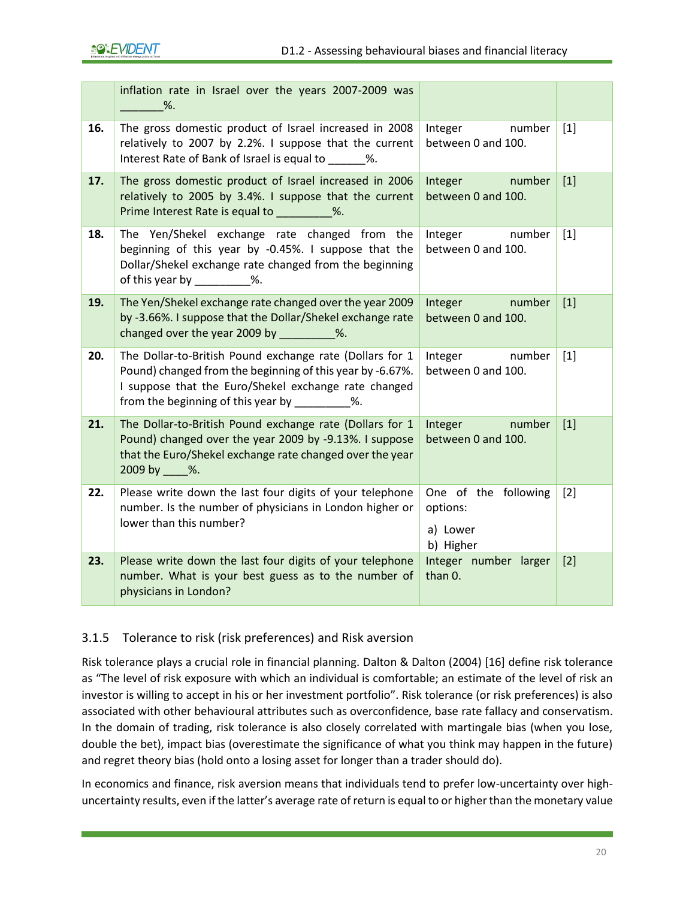| | | | |
|---|---|---|---|
| | inflation rate in Israel over the years 2007-2009 was _______%. | | |
| **16.** | The gross domestic product of Israel increased in 2008 relatively to 2007 by 2.2%. I suppose that the current Interest Rate of Bank of Israel is equal to ______%. | Integer number between 0 and 100. | [1] |
| **17.** | The gross domestic product of Israel increased in 2006 relatively to 2005 by 3.4%. I suppose that the current Prime Interest Rate is equal to _________%. | Integer number between 0 and 100. | [1] |
| **18.** | The Yen/Shekel exchange rate changed from the beginning of this year by -0.45%. I suppose that the Dollar/Shekel exchange rate changed from the beginning of this year by _________%. | Integer number between 0 and 100. | [1] |
| **19.** | The Yen/Shekel exchange rate changed over the year 2009 by -3.66%. I suppose that the Dollar/Shekel exchange rate changed over the year 2009 by _________%. | Integer number between 0 and 100. | [1] |
| **20.** | The Dollar-to-British Pound exchange rate (Dollars for 1 Pound) changed from the beginning of this year by -6.67%. I suppose that the Euro/Shekel exchange rate changed from the beginning of this year by _________%. | Integer number between 0 and 100. | [1] |
| **21.** | The Dollar-to-British Pound exchange rate (Dollars for 1 Pound) changed over the year 2009 by -9.13%. I suppose that the Euro/Shekel exchange rate changed over the year 2009 by ____%. | Integer number between 0 and 100. | [1] |
| **22.** | Please write down the last four digits of your telephone number. Is the number of physicians in London higher or lower than this number? | One of the following options: a) Lower b) Higher | [2] |
| **23.** | Please write down the last four digits of your telephone number. What is your best guess as to the number of physicians in London? | Integer number larger than 0. | [2] |

### 3.1.5 Tolerance to risk (risk preferences) and Risk aversion

Risk tolerance plays a crucial role in financial planning. Dalton & Dalton (2004) [16] define risk tolerance as "The level of risk exposure with which an individual is comfortable; an estimate of the level of risk an investor is willing to accept in his or her investment portfolio". Risk tolerance (or risk preferences) is also associated with other behavioural attributes such as overconfidence, base rate fallacy and conservatism. In the domain of trading, risk tolerance is also closely correlated with martingale bias (when you lose, double the bet), impact bias (overestimate the significance of what you think may happen in the future) and regret theory bias (hold onto a losing asset for longer than a trader should do).

In economics and finance, risk aversion means that individuals tend to prefer low-uncertainty over high-uncertainty results, even if the latter's average rate of return is equal to or higher than the monetary value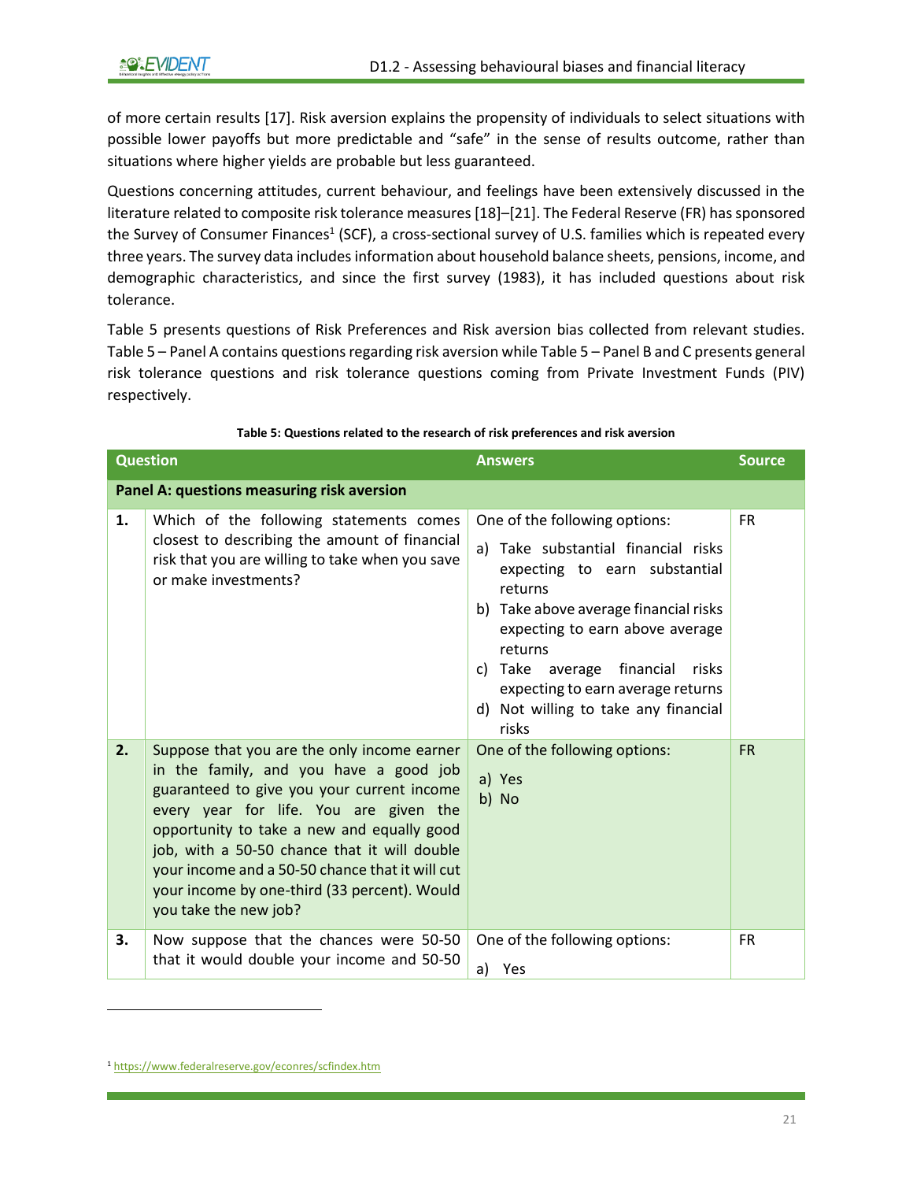of more certain results [17]. Risk aversion explains the propensity of individuals to select situations with possible lower payoffs but more predictable and "safe" in the sense of results outcome, rather than situations where higher yields are probable but less guaranteed.

Questions concerning attitudes, current behaviour, and feelings have been extensively discussed in the literature related to composite risk tolerance measures [18]–[21]. The Federal Reserve (FR) has sponsored the Survey of Consumer Finances[1] (SCF), a cross-sectional survey of U.S. families which is repeated every three years. The survey data includes information about household balance sheets, pensions, income, and demographic characteristics, and since the first survey (1983), it has included questions about risk tolerance.

Table 5 presents questions of Risk Preferences and Risk aversion bias collected from relevant studies. Table 5 – Panel A contains questions regarding risk aversion while Table 5 – Panel B and C presents general risk tolerance questions and risk tolerance questions coming from Private Investment Funds (PIV) respectively.

**Table 5: Questions related to the research of risk preferences and risk aversion**

| | Question | Answers | Source |
|---|---|---|---|
| **Panel A: questions measuring risk aversion** | | | |
| **1.** | Which of the following statements comes closest to describing the amount of financial risk that you are willing to take when you save or make investments? | One of the following options:<br>a) Take substantial financial risks expecting to earn substantial returns<br>b) Take above average financial risks expecting to earn above average returns<br>c) Take average financial risks expecting to earn average returns<br>d) Not willing to take any financial risks | FR |
| **2.** | Suppose that you are the only income earner in the family, and you have a good job guaranteed to give you your current income every year for life. You are given the opportunity to take a new and equally good job, with a 50-50 chance that it will double your income and a 50-50 chance that it will cut your income by one-third (33 percent). Would you take the new job? | One of the following options:<br>a) Yes<br>b) No | FR |
| **3.** | Now suppose that the chances were 50-50 that it would double your income and 50-50 | One of the following options:<br>a) Yes | FR |

[1] https://www.federalreserve.gov/econres/scfindex.htm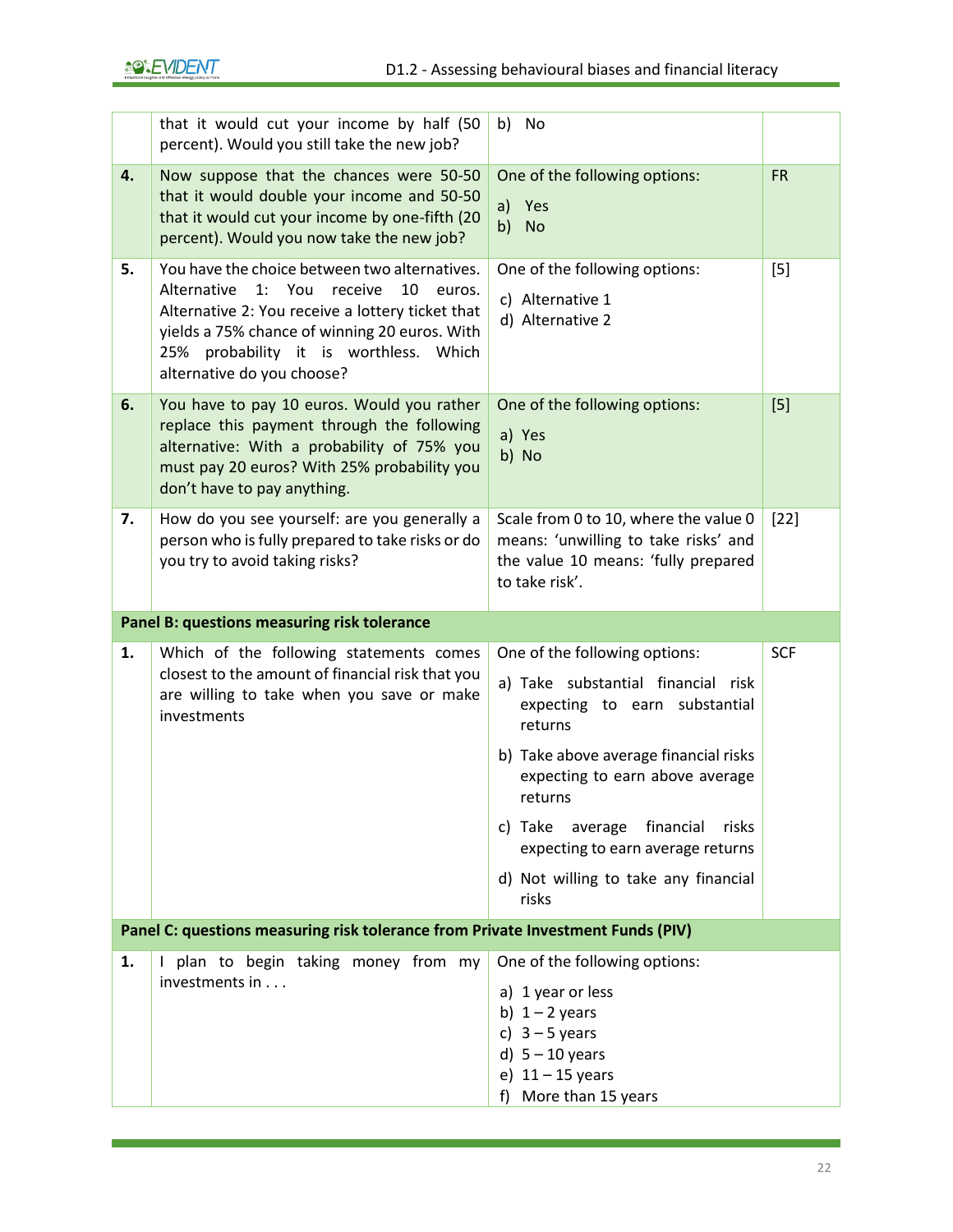| | | | |
|---|---|---|---|
| | that it would cut your income by half (50 percent). Would you still take the new job? | b) No | |
| **4.** | Now suppose that the chances were 50-50 that it would double your income and 50-50 that it would cut your income by one-fifth (20 percent). Would you now take the new job? | One of the following options:<br>a) Yes<br>b) No | FR |
| **5.** | You have the choice between two alternatives. Alternative 1: You receive 10 euros. Alternative 2: You receive a lottery ticket that yields a 75% chance of winning 20 euros. With 25% probability it is worthless. Which alternative do you choose? | One of the following options:<br>c) Alternative 1<br>d) Alternative 2 | [5] |
| **6.** | You have to pay 10 euros. Would you rather replace this payment through the following alternative: With a probability of 75% you must pay 20 euros? With 25% probability you don't have to pay anything. | One of the following options:<br>a) Yes<br>b) No | [5] |
| **7.** | How do you see yourself: are you generally a person who is fully prepared to take risks or do you try to avoid taking risks? | Scale from 0 to 10, where the value 0 means: 'unwilling to take risks' and the value 10 means: 'fully prepared to take risk'. | [22] |
| **Panel B: questions measuring risk tolerance** | | | |
| **1.** | Which of the following statements comes closest to the amount of financial risk that you are willing to take when you save or make investments | One of the following options:<br>a) Take substantial financial risk expecting to earn substantial returns<br>b) Take above average financial risks expecting to earn above average returns<br>c) Take average financial risks expecting to earn average returns<br>d) Not willing to take any financial risks | SCF |
| **Panel C: questions measuring risk tolerance from Private Investment Funds (PIV)** | | | |
| **1.** | I plan to begin taking money from my investments in . . . | One of the following options:<br>a) 1 year or less<br>b) 1 – 2 years<br>c) 3 – 5 years<br>d) 5 – 10 years<br>e) 11 – 15 years<br>f) More than 15 years | |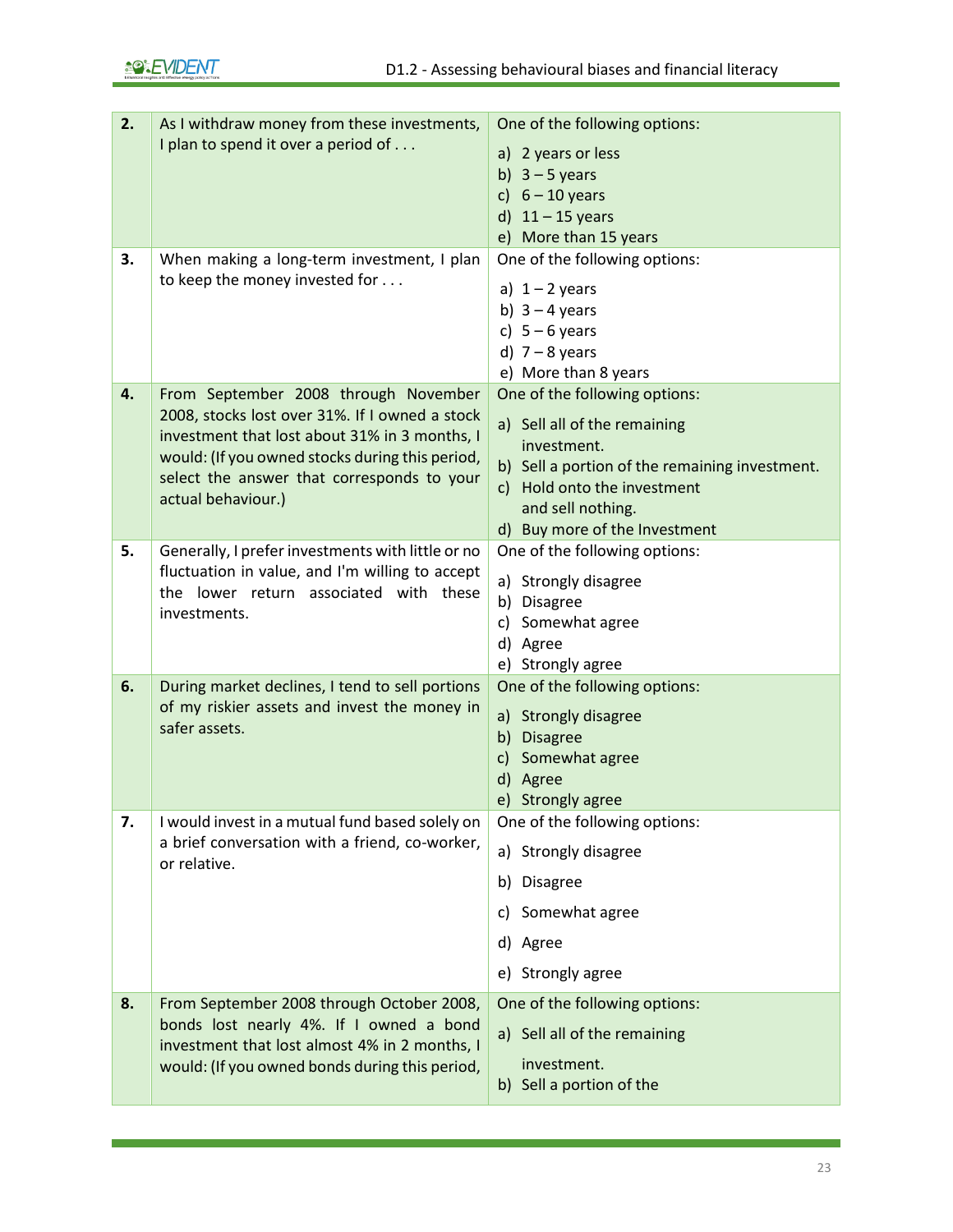| | | |
|---|---|---|
| **2.** | As I withdraw money from these investments, I plan to spend it over a period of . . . | One of the following options:<br>a) 2 years or less<br>b) 3 – 5 years<br>c) 6 – 10 years<br>d) 11 – 15 years<br>e) More than 15 years |
| **3.** | When making a long-term investment, I plan to keep the money invested for . . . | One of the following options:<br>a) 1 – 2 years<br>b) 3 – 4 years<br>c) 5 – 6 years<br>d) 7 – 8 years<br>e) More than 8 years |
| **4.** | From September 2008 through November 2008, stocks lost over 31%. If I owned a stock investment that lost about 31% in 3 months, I would: (If you owned stocks during this period, select the answer that corresponds to your actual behaviour.) | One of the following options:<br>a) Sell all of the remaining investment.<br>b) Sell a portion of the remaining investment.<br>c) Hold onto the investment and sell nothing.<br>d) Buy more of the Investment |
| **5.** | Generally, I prefer investments with little or no fluctuation in value, and I'm willing to accept the lower return associated with these investments. | One of the following options:<br>a) Strongly disagree<br>b) Disagree<br>c) Somewhat agree<br>d) Agree<br>e) Strongly agree |
| **6.** | During market declines, I tend to sell portions of my riskier assets and invest the money in safer assets. | One of the following options:<br>a) Strongly disagree<br>b) Disagree<br>c) Somewhat agree<br>d) Agree<br>e) Strongly agree |
| **7.** | I would invest in a mutual fund based solely on a brief conversation with a friend, co-worker, or relative. | One of the following options:<br>a) Strongly disagree<br>b) Disagree<br>c) Somewhat agree<br>d) Agree<br>e) Strongly agree |
| **8.** | From September 2008 through October 2008, bonds lost nearly 4%. If I owned a bond investment that lost almost 4% in 2 months, I would: (If you owned bonds during this period, | One of the following options:<br>a) Sell all of the remaining investment.<br>b) Sell a portion of the |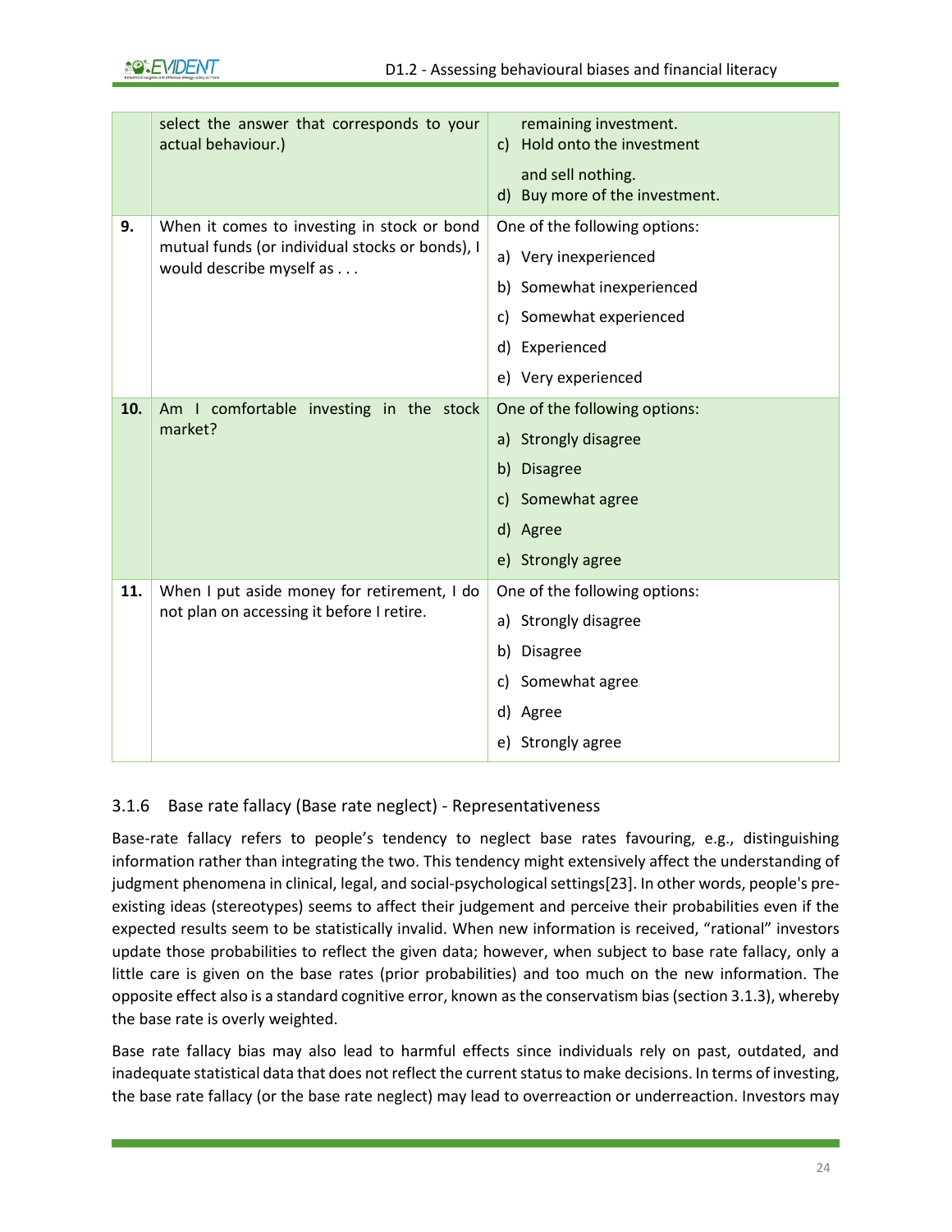| | | |
|---|---|---|
| | select the answer that corresponds to your actual behaviour.) | remaining investment.<br>c) Hold onto the investment and sell nothing.<br>d) Buy more of the investment. |
| **9.** | When it comes to investing in stock or bond mutual funds (or individual stocks or bonds), I would describe myself as . . . | One of the following options:<br>a) Very inexperienced<br>b) Somewhat inexperienced<br>c) Somewhat experienced<br>d) Experienced<br>e) Very experienced |
| **10.** | Am I comfortable investing in the stock market? | One of the following options:<br>a) Strongly disagree<br>b) Disagree<br>c) Somewhat agree<br>d) Agree<br>e) Strongly agree |
| **11.** | When I put aside money for retirement, I do not plan on accessing it before I retire. | One of the following options:<br>a) Strongly disagree<br>b) Disagree<br>c) Somewhat agree<br>d) Agree<br>e) Strongly agree |

### 3.1.6 Base rate fallacy (Base rate neglect) - Representativeness

Base-rate fallacy refers to people's tendency to neglect base rates favouring, e.g., distinguishing information rather than integrating the two. This tendency might extensively affect the understanding of judgment phenomena in clinical, legal, and social-psychological settings[23]. In other words, people's pre-existing ideas (stereotypes) seems to affect their judgement and perceive their probabilities even if the expected results seem to be statistically invalid. When new information is received, "rational" investors update those probabilities to reflect the given data; however, when subject to base rate fallacy, only a little care is given on the base rates (prior probabilities) and too much on the new information. The opposite effect also is a standard cognitive error, known as the conservatism bias (section 3.1.3), whereby the base rate is overly weighted.

Base rate fallacy bias may also lead to harmful effects since individuals rely on past, outdated, and inadequate statistical data that does not reflect the current status to make decisions. In terms of investing, the base rate fallacy (or the base rate neglect) may lead to overreaction or underreaction. Investors may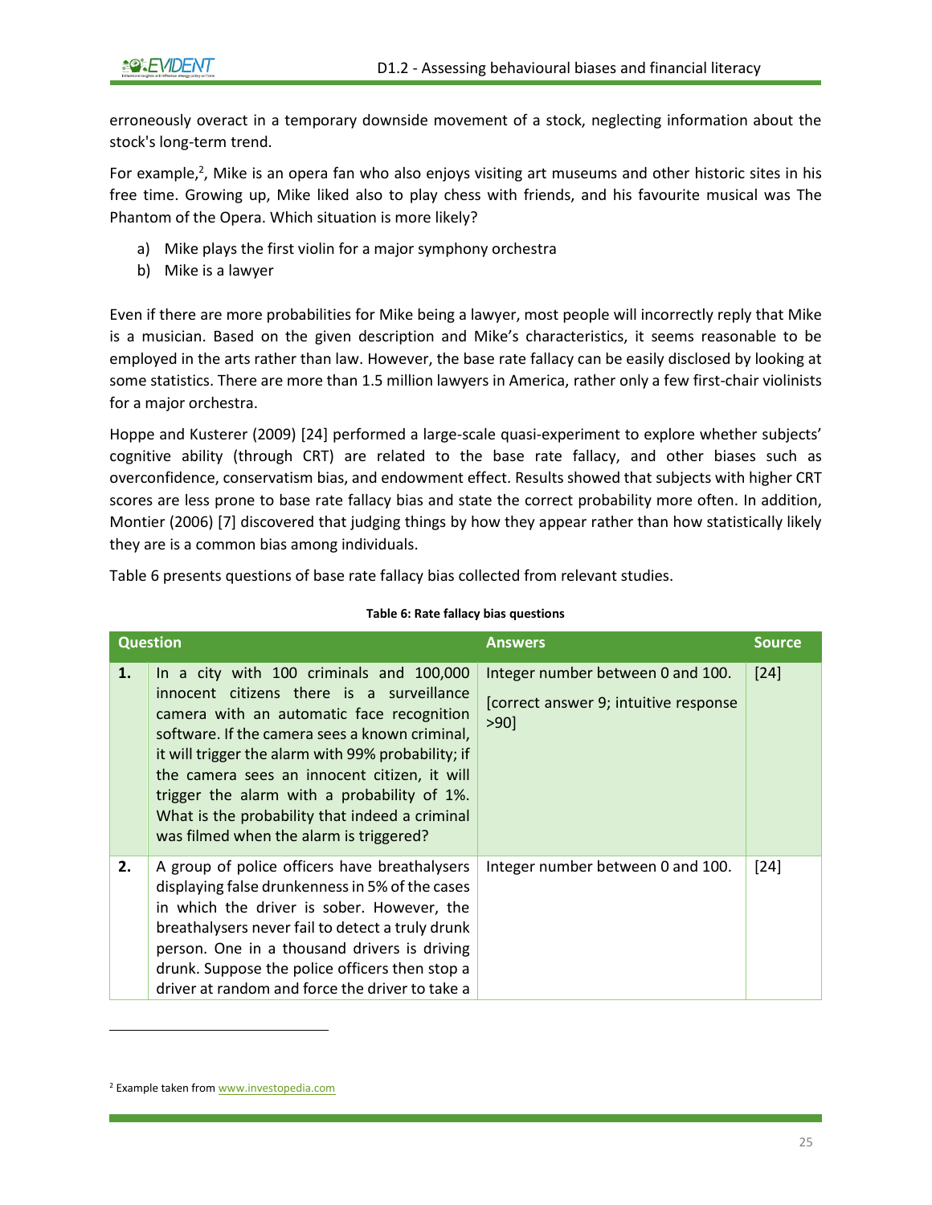erroneously overact in a temporary downside movement of a stock, neglecting information about the stock's long-term trend.

For example,[2], Mike is an opera fan who also enjoys visiting art museums and other historic sites in his free time. Growing up, Mike liked also to play chess with friends, and his favourite musical was The Phantom of the Opera. Which situation is more likely?

a) Mike plays the first violin for a major symphony orchestra
b) Mike is a lawyer

Even if there are more probabilities for Mike being a lawyer, most people will incorrectly reply that Mike is a musician. Based on the given description and Mike's characteristics, it seems reasonable to be employed in the arts rather than law. However, the base rate fallacy can be easily disclosed by looking at some statistics. There are more than 1.5 million lawyers in America, rather only a few first-chair violinists for a major orchestra.

Hoppe and Kusterer (2009) [24] performed a large-scale quasi-experiment to explore whether subjects' cognitive ability (through CRT) are related to the base rate fallacy, and other biases such as overconfidence, conservatism bias, and endowment effect. Results showed that subjects with higher CRT scores are less prone to base rate fallacy bias and state the correct probability more often. In addition, Montier (2006) [7] discovered that judging things by how they appear rather than how statistically likely they are is a common bias among individuals.

Table 6 presents questions of base rate fallacy bias collected from relevant studies.

**Table 6: Rate fallacy bias questions**

| Question | | Answers | Source |
|---|---|---|---|
| **1.** | In a city with 100 criminals and 100,000 innocent citizens there is a surveillance camera with an automatic face recognition software. If the camera sees a known criminal, it will trigger the alarm with 99% probability; if the camera sees an innocent citizen, it will trigger the alarm with a probability of 1%. What is the probability that indeed a criminal was filmed when the alarm is triggered? | Integer number between 0 and 100. [correct answer 9; intuitive response >90] | [24] |
| **2.** | A group of police officers have breathalysers displaying false drunkenness in 5% of the cases in which the driver is sober. However, the breathalysers never fail to detect a truly drunk person. One in a thousand drivers is driving drunk. Suppose the police officers then stop a driver at random and force the driver to take a | Integer number between 0 and 100. | [24] |

[2] Example taken from www.investopedia.com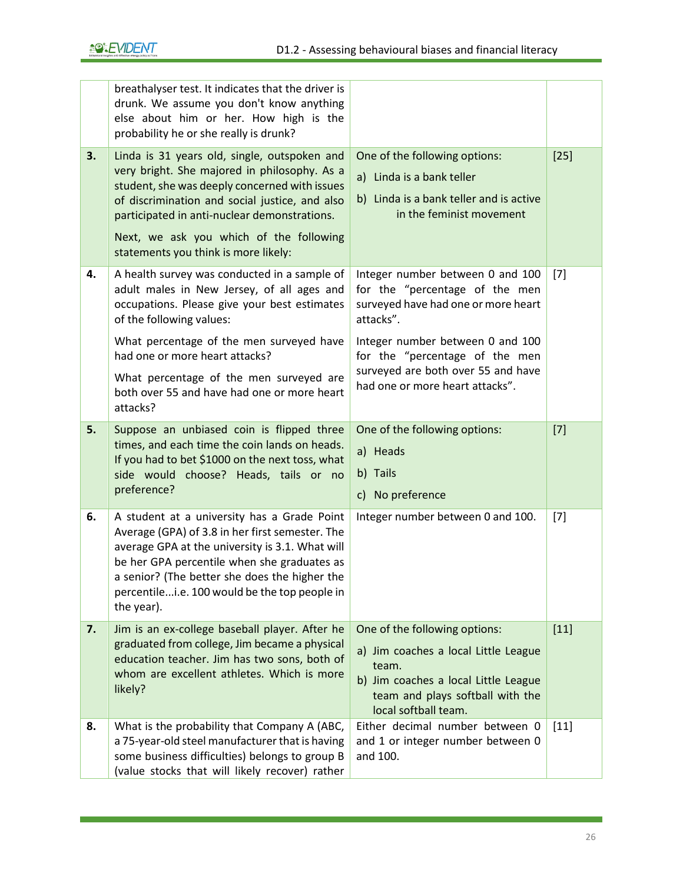| | | | |
|---|---|---|---|
| | breathalyser test. It indicates that the driver is drunk. We assume you don't know anything else about him or her. How high is the probability he or she really is drunk? | | |
| **3.** | Linda is 31 years old, single, outspoken and very bright. She majored in philosophy. As a student, she was deeply concerned with issues of discrimination and social justice, and also participated in anti-nuclear demonstrations.<br><br>Next, we ask you which of the following statements you think is more likely: | One of the following options:<br>a) Linda is a bank teller<br>b) Linda is a bank teller and is active in the feminist movement | [25] |
| **4.** | A health survey was conducted in a sample of adult males in New Jersey, of all ages and occupations. Please give your best estimates of the following values:<br><br>What percentage of the men surveyed have had one or more heart attacks?<br><br>What percentage of the men surveyed are both over 55 and have had one or more heart attacks? | Integer number between 0 and 100 for the "percentage of the men surveyed have had one or more heart attacks".<br><br>Integer number between 0 and 100 for the "percentage of the men surveyed are both over 55 and have had one or more heart attacks". | [7] |
| **5.** | Suppose an unbiased coin is flipped three times, and each time the coin lands on heads. If you had to bet $1000 on the next toss, what side would choose? Heads, tails or no preference? | One of the following options:<br>a) Heads<br>b) Tails<br>c) No preference | [7] |
| **6.** | A student at a university has a Grade Point Average (GPA) of 3.8 in her first semester. The average GPA at the university is 3.1. What will be her GPA percentile when she graduates as a senior? (The better she does the higher the percentile...i.e. 100 would be the top people in the year). | Integer number between 0 and 100. | [7] |
| **7.** | Jim is an ex-college baseball player. After he graduated from college, Jim became a physical education teacher. Jim has two sons, both of whom are excellent athletes. Which is more likely? | One of the following options:<br>a) Jim coaches a local Little League team.<br>b) Jim coaches a local Little League team and plays softball with the local softball team. | [11] |
| **8.** | What is the probability that Company A (ABC, a 75-year-old steel manufacturer that is having some business difficulties) belongs to group B (value stocks that will likely recover) rather | Either decimal number between 0 and 1 or integer number between 0 and 100. | [11] |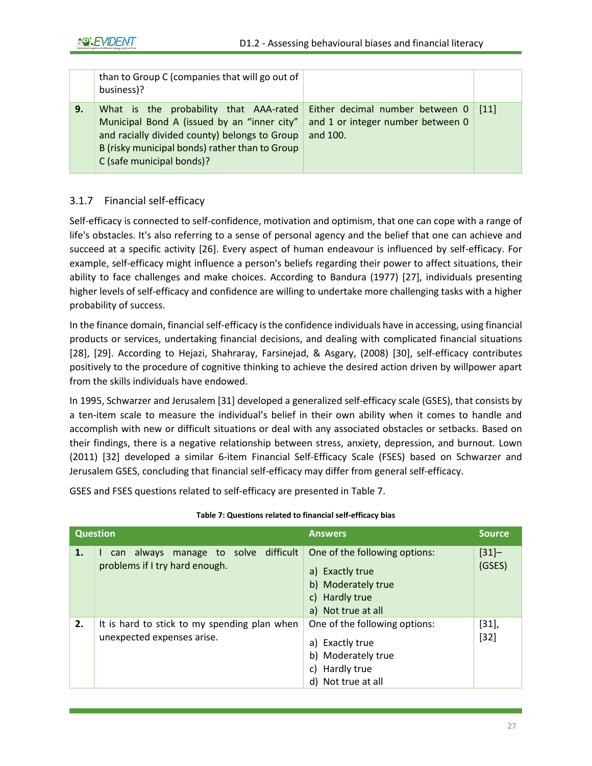| | | | |
|---|---|---|---|
| | than to Group C (companies that will go out of business)? | | |
| **9.** | What is the probability that AAA-rated Municipal Bond A (issued by an "inner city" and racially divided county) belongs to Group B (risky municipal bonds) rather than to Group C (safe municipal bonds)? | Either decimal number between 0 and 1 or integer number between 0 and 100. | [11] |

### 3.1.7 Financial self-efficacy

Self-efficacy is connected to self-confidence, motivation and optimism, that one can cope with a range of life's obstacles. It's also referring to a sense of personal agency and the belief that one can achieve and succeed at a specific activity [26]. Every aspect of human endeavour is influenced by self-efficacy. For example, self-efficacy might influence a person's beliefs regarding their power to affect situations, their ability to face challenges and make choices. According to Bandura (1977) [27], individuals presenting higher levels of self-efficacy and confidence are willing to undertake more challenging tasks with a higher probability of success.

In the finance domain, financial self-efficacy is the confidence individuals have in accessing, using financial products or services, undertaking financial decisions, and dealing with complicated financial situations [28], [29]. According to Hejazi, Shahraray, Farsinejad, & Asgary, (2008) [30], self-efficacy contributes positively to the procedure of cognitive thinking to achieve the desired action driven by willpower apart from the skills individuals have endowed.

In 1995, Schwarzer and Jerusalem [31] developed a generalized self-efficacy scale (GSES), that consists by a ten-item scale to measure the individual's belief in their own ability when it comes to handle and accomplish with new or difficult situations or deal with any associated obstacles or setbacks. Based on their findings, there is a negative relationship between stress, anxiety, depression, and burnout. Lown (2011) [32] developed a similar 6-item Financial Self-Efficacy Scale (FSES) based on Schwarzer and Jerusalem GSES, concluding that financial self-efficacy may differ from general self-efficacy.

GSES and FSES questions related to self-efficacy are presented in Table 7.

**Table 7: Questions related to financial self-efficacy bias**

| Question | | Answers | Source |
|---|---|---|---|
| **1.** | I can always manage to solve difficult problems if I try hard enough. | One of the following options:<br>a) Exactly true<br>b) Moderately true<br>c) Hardly true<br>a) Not true at all | [31]–(GSES) |
| **2.** | It is hard to stick to my spending plan when unexpected expenses arise. | One of the following options:<br>a) Exactly true<br>b) Moderately true<br>c) Hardly true<br>d) Not true at all | [31], [32] |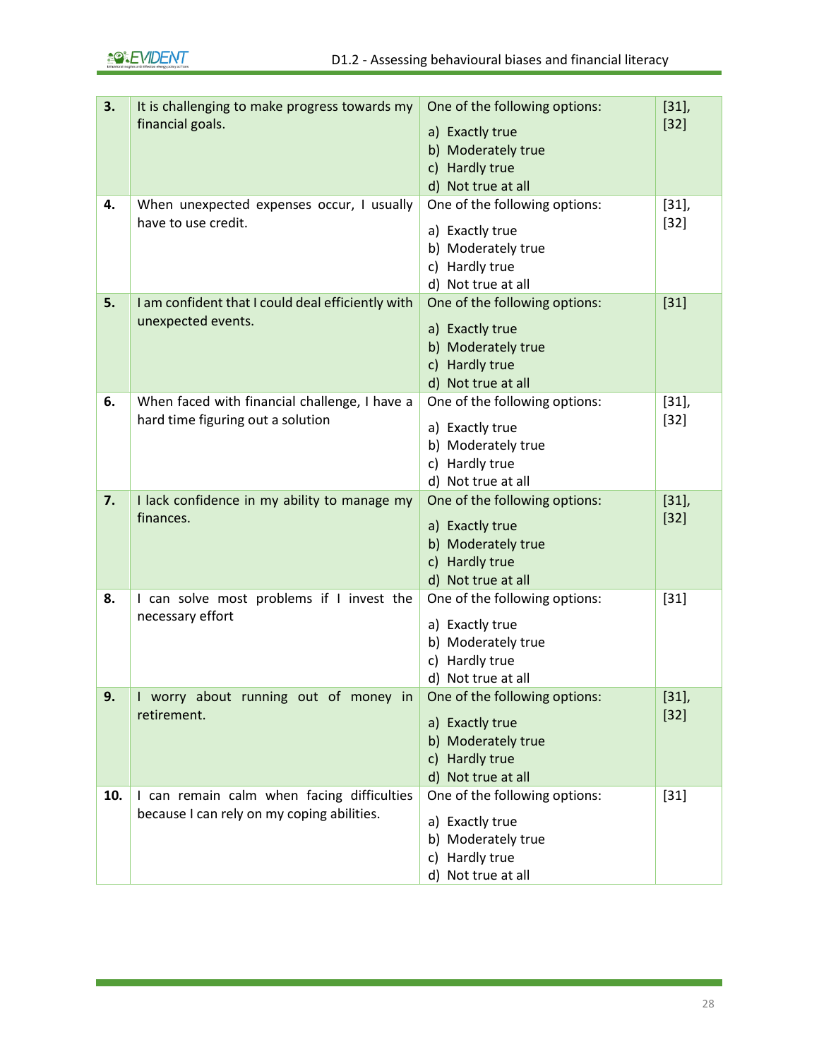| | | | |
|---|---|---|---|
| **3.** | It is challenging to make progress towards my financial goals. | One of the following options:<br>a) Exactly true<br>b) Moderately true<br>c) Hardly true<br>d) Not true at all | [31], [32] |
| **4.** | When unexpected expenses occur, I usually have to use credit. | One of the following options:<br>a) Exactly true<br>b) Moderately true<br>c) Hardly true<br>d) Not true at all | [31], [32] |
| **5.** | I am confident that I could deal efficiently with unexpected events. | One of the following options:<br>a) Exactly true<br>b) Moderately true<br>c) Hardly true<br>d) Not true at all | [31] |
| **6.** | When faced with financial challenge, I have a hard time figuring out a solution | One of the following options:<br>a) Exactly true<br>b) Moderately true<br>c) Hardly true<br>d) Not true at all | [31], [32] |
| **7.** | I lack confidence in my ability to manage my finances. | One of the following options:<br>a) Exactly true<br>b) Moderately true<br>c) Hardly true<br>d) Not true at all | [31], [32] |
| **8.** | I can solve most problems if I invest the necessary effort | One of the following options:<br>a) Exactly true<br>b) Moderately true<br>c) Hardly true<br>d) Not true at all | [31] |
| **9.** | I worry about running out of money in retirement. | One of the following options:<br>a) Exactly true<br>b) Moderately true<br>c) Hardly true<br>d) Not true at all | [31], [32] |
| **10.** | I can remain calm when facing difficulties because I can rely on my coping abilities. | One of the following options:<br>a) Exactly true<br>b) Moderately true<br>c) Hardly true<br>d) Not true at all | [31] |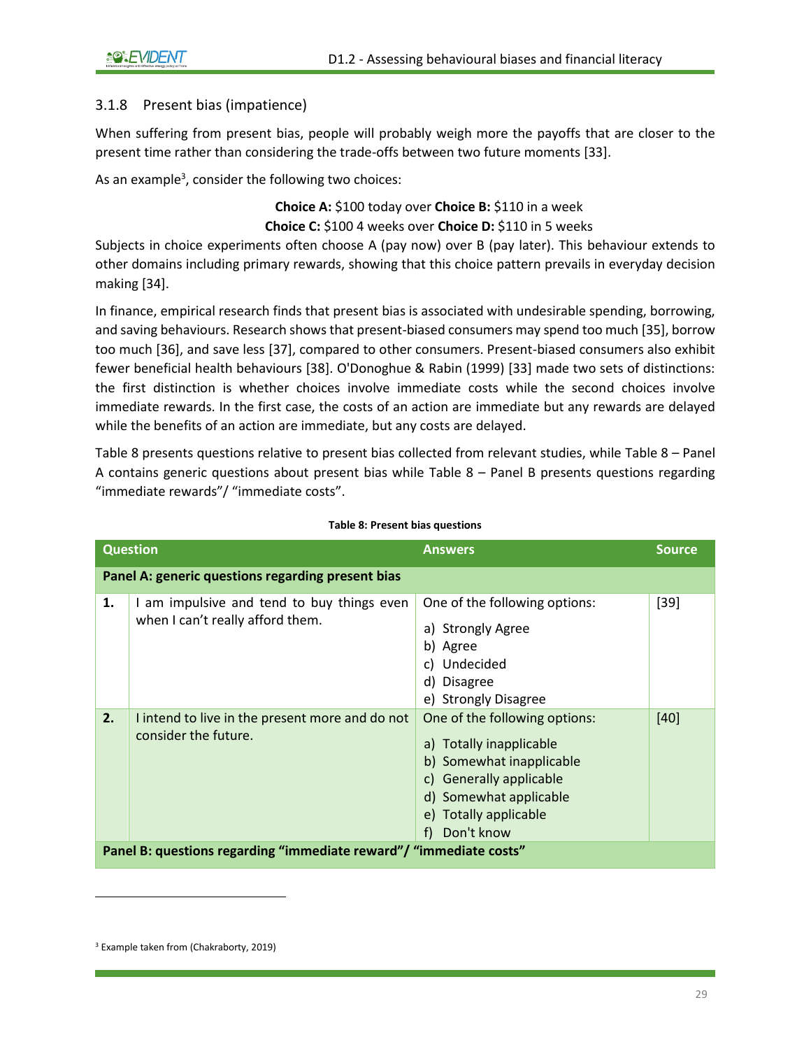### 3.1.8 Present bias (impatience)

When suffering from present bias, people will probably weigh more the payoffs that are closer to the present time rather than considering the trade-offs between two future moments [33].

As an example[3], consider the following two choices:

**Choice A:** $100 today over **Choice B:** $110 in a week
**Choice C:** $100 4 weeks over **Choice D:** $110 in 5 weeks

Subjects in choice experiments often choose A (pay now) over B (pay later). This behaviour extends to other domains including primary rewards, showing that this choice pattern prevails in everyday decision making [34].

In finance, empirical research finds that present bias is associated with undesirable spending, borrowing, and saving behaviours. Research shows that present-biased consumers may spend too much [35], borrow too much [36], and save less [37], compared to other consumers. Present-biased consumers also exhibit fewer beneficial health behaviours [38]. O'Donoghue & Rabin (1999) [33] made two sets of distinctions: the first distinction is whether choices involve immediate costs while the second choices involve immediate rewards. In the first case, the costs of an action are immediate but any rewards are delayed while the benefits of an action are immediate, but any costs are delayed.

Table 8 presents questions relative to present bias collected from relevant studies, while Table 8 – Panel A contains generic questions about present bias while Table 8 – Panel B presents questions regarding “immediate rewards”/ “immediate costs”.

**Table 8: Present bias questions**

| | Question | Answers | Source |
|---|---|---|---|
| **Panel A: generic questions regarding present bias** | | | |
| **1.** | I am impulsive and tend to buy things even when I can’t really afford them. | One of the following options: a) Strongly Agree b) Agree c) Undecided d) Disagree e) Strongly Disagree | [39] |
| **2.** | I intend to live in the present more and do not consider the future. | One of the following options: a) Totally inapplicable b) Somewhat inapplicable c) Generally applicable d) Somewhat applicable e) Totally applicable f) Don't know | [40] |
| **Panel B: questions regarding “immediate reward”/ “immediate costs”** | | | |

[3] Example taken from (Chakraborty, 2019)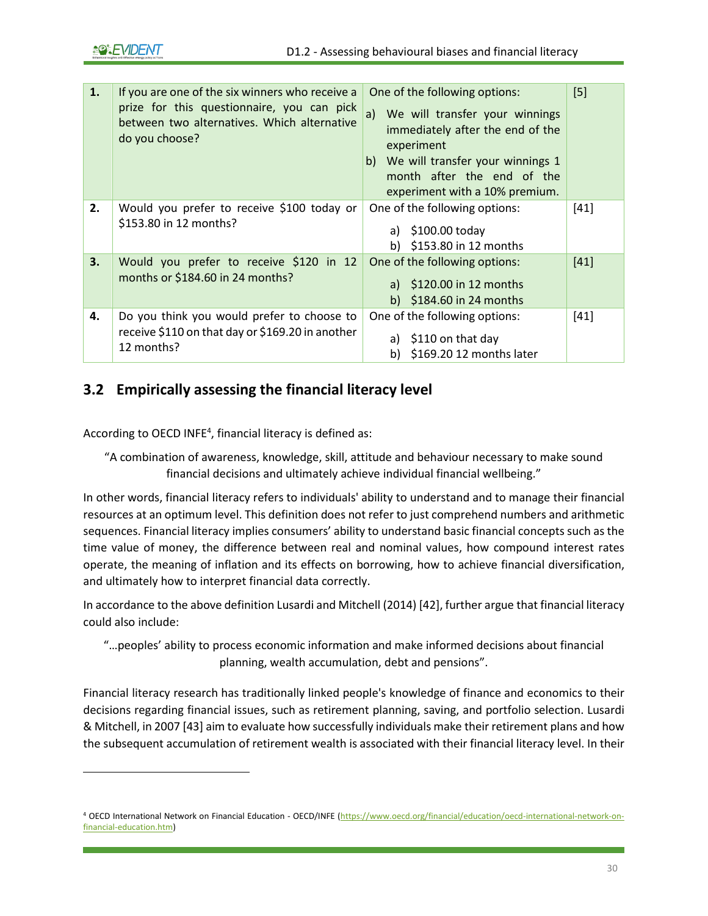| | | | |
|---|---|---|---|
| **1.** | If you are one of the six winners who receive a prize for this questionnaire, you can pick between two alternatives. Which alternative do you choose? | One of the following options:<br>a) We will transfer your winnings immediately after the end of the experiment<br>b) We will transfer your winnings 1 month after the end of the experiment with a 10% premium. | [5] |
| **2.** | Would you prefer to receive $100 today or $153.80 in 12 months? | One of the following options:<br>a) $100.00 today<br>b) $153.80 in 12 months | [41] |
| **3.** | Would you prefer to receive $120 in 12 months or $184.60 in 24 months? | One of the following options:<br>a) $120.00 in 12 months<br>b) $184.60 in 24 months | [41] |
| **4.** | Do you think you would prefer to choose to receive $110 on that day or $169.20 in another 12 months? | One of the following options:<br>a) $110 on that day<br>b) $169.20 12 months later | [41] |

## 3.2 Empirically assessing the financial literacy level

According to OECD INFE[4], financial literacy is defined as:

> "A combination of awareness, knowledge, skill, attitude and behaviour necessary to make sound financial decisions and ultimately achieve individual financial wellbeing."

In other words, financial literacy refers to individuals' ability to understand and to manage their financial resources at an optimum level. This definition does not refer to just comprehend numbers and arithmetic sequences. Financial literacy implies consumers' ability to understand basic financial concepts such as the time value of money, the difference between real and nominal values, how compound interest rates operate, the meaning of inflation and its effects on borrowing, how to achieve financial diversification, and ultimately how to interpret financial data correctly.

In accordance to the above definition Lusardi and Mitchell (2014) [42], further argue that financial literacy could also include:

> "…peoples' ability to process economic information and make informed decisions about financial planning, wealth accumulation, debt and pensions".

Financial literacy research has traditionally linked people's knowledge of finance and economics to their decisions regarding financial issues, such as retirement planning, saving, and portfolio selection. Lusardi & Mitchell, in 2007 [43] aim to evaluate how successfully individuals make their retirement plans and how the subsequent accumulation of retirement wealth is associated with their financial literacy level. In their

[4] OECD International Network on Financial Education - OECD/INFE (https://www.oecd.org/financial/education/oecd-international-network-on-financial-education.htm)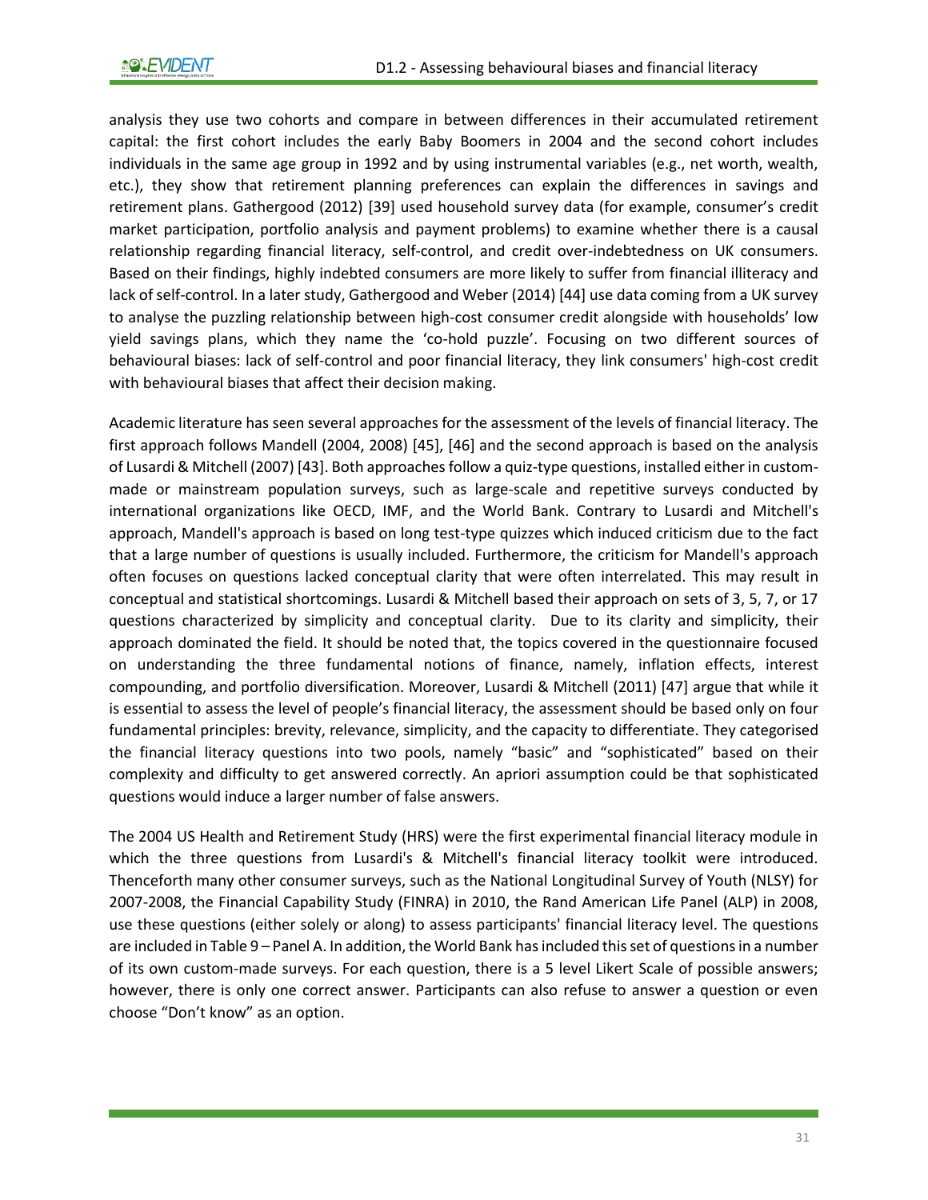analysis they use two cohorts and compare in between differences in their accumulated retirement capital: the first cohort includes the early Baby Boomers in 2004 and the second cohort includes individuals in the same age group in 1992 and by using instrumental variables (e.g., net worth, wealth, etc.), they show that retirement planning preferences can explain the differences in savings and retirement plans. Gathergood (2012) [39] used household survey data (for example, consumer's credit market participation, portfolio analysis and payment problems) to examine whether there is a causal relationship regarding financial literacy, self-control, and credit over-indebtedness on UK consumers. Based on their findings, highly indebted consumers are more likely to suffer from financial illiteracy and lack of self-control. In a later study, Gathergood and Weber (2014) [44] use data coming from a UK survey to analyse the puzzling relationship between high-cost consumer credit alongside with households' low yield savings plans, which they name the 'co-hold puzzle'. Focusing on two different sources of behavioural biases: lack of self-control and poor financial literacy, they link consumers' high-cost credit with behavioural biases that affect their decision making.

Academic literature has seen several approaches for the assessment of the levels of financial literacy. The first approach follows Mandell (2004, 2008) [45], [46] and the second approach is based on the analysis of Lusardi & Mitchell (2007) [43]. Both approaches follow a quiz-type questions, installed either in custom-made or mainstream population surveys, such as large-scale and repetitive surveys conducted by international organizations like OECD, IMF, and the World Bank. Contrary to Lusardi and Mitchell's approach, Mandell's approach is based on long test-type quizzes which induced criticism due to the fact that a large number of questions is usually included. Furthermore, the criticism for Mandell's approach often focuses on questions lacked conceptual clarity that were often interrelated. This may result in conceptual and statistical shortcomings. Lusardi & Mitchell based their approach on sets of 3, 5, 7, or 17 questions characterized by simplicity and conceptual clarity. Due to its clarity and simplicity, their approach dominated the field. It should be noted that, the topics covered in the questionnaire focused on understanding the three fundamental notions of finance, namely, inflation effects, interest compounding, and portfolio diversification. Moreover, Lusardi & Mitchell (2011) [47] argue that while it is essential to assess the level of people's financial literacy, the assessment should be based only on four fundamental principles: brevity, relevance, simplicity, and the capacity to differentiate. They categorised the financial literacy questions into two pools, namely "basic" and "sophisticated" based on their complexity and difficulty to get answered correctly. An apriori assumption could be that sophisticated questions would induce a larger number of false answers.

The 2004 US Health and Retirement Study (HRS) were the first experimental financial literacy module in which the three questions from Lusardi's & Mitchell's financial literacy toolkit were introduced. Thenceforth many other consumer surveys, such as the National Longitudinal Survey of Youth (NLSY) for 2007-2008, the Financial Capability Study (FINRA) in 2010, the Rand American Life Panel (ALP) in 2008, use these questions (either solely or along) to assess participants' financial literacy level. The questions are included in Table 9 – Panel A. In addition, the World Bank has included this set of questions in a number of its own custom-made surveys. For each question, there is a 5 level Likert Scale of possible answers; however, there is only one correct answer. Participants can also refuse to answer a question or even choose "Don't know" as an option.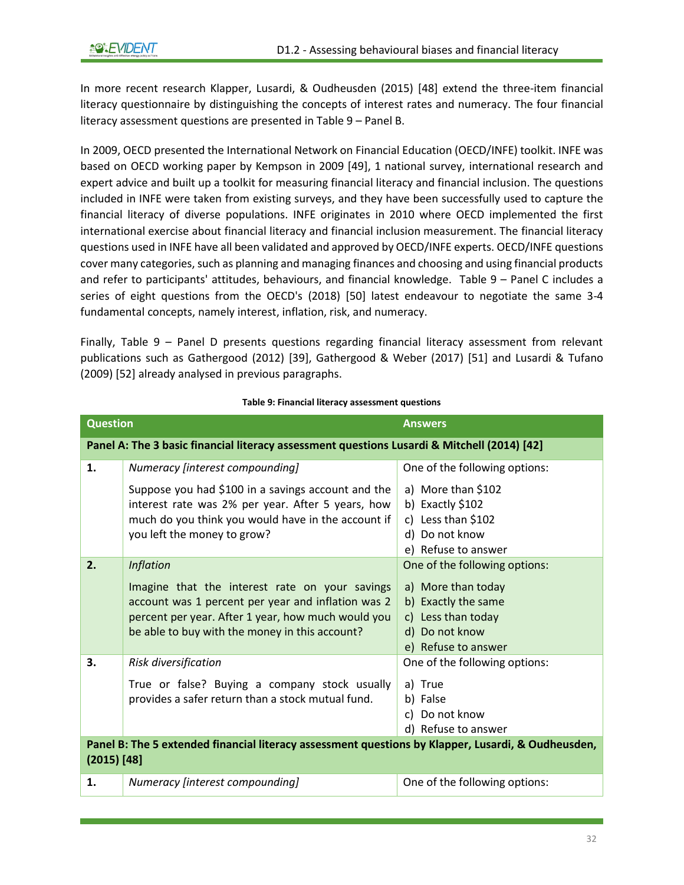In more recent research Klapper, Lusardi, & Oudheusden (2015) [48] extend the three-item financial literacy questionnaire by distinguishing the concepts of interest rates and numeracy. The four financial literacy assessment questions are presented in Table 9 – Panel B.

In 2009, OECD presented the International Network on Financial Education (OECD/INFE) toolkit. INFE was based on OECD working paper by Kempson in 2009 [49], 1 national survey, international research and expert advice and built up a toolkit for measuring financial literacy and financial inclusion. The questions included in INFE were taken from existing surveys, and they have been successfully used to capture the financial literacy of diverse populations. INFE originates in 2010 where OECD implemented the first international exercise about financial literacy and financial inclusion measurement. The financial literacy questions used in INFE have all been validated and approved by OECD/INFE experts. OECD/INFE questions cover many categories, such as planning and managing finances and choosing and using financial products and refer to participants' attitudes, behaviours, and financial knowledge. Table 9 – Panel C includes a series of eight questions from the OECD's (2018) [50] latest endeavour to negotiate the same 3-4 fundamental concepts, namely interest, inflation, risk, and numeracy.

Finally, Table 9 – Panel D presents questions regarding financial literacy assessment from relevant publications such as Gathergood (2012) [39], Gathergood & Weber (2017) [51] and Lusardi & Tufano (2009) [52] already analysed in previous paragraphs.

**Table 9: Financial literacy assessment questions**

| Question | | Answers |
|---|---|---|
| **Panel A: The 3 basic financial literacy assessment questions Lusardi & Mitchell (2014) [42]** | | |
| **1.** | *Numeracy [interest compounding]*<br><br>Suppose you had $100 in a savings account and the interest rate was 2% per year. After 5 years, how much do you think you would have in the account if you left the money to grow? | One of the following options:<br><br>a) More than $102<br>b) Exactly $102<br>c) Less than $102<br>d) Do not know<br>e) Refuse to answer |
| **2.** | *Inflation*<br><br>Imagine that the interest rate on your savings account was 1 percent per year and inflation was 2 percent per year. After 1 year, how much would you be able to buy with the money in this account? | One of the following options:<br><br>a) More than today<br>b) Exactly the same<br>c) Less than today<br>d) Do not know<br>e) Refuse to answer |
| **3.** | *Risk diversification*<br><br>True or false? Buying a company stock usually provides a safer return than a stock mutual fund. | One of the following options:<br><br>a) True<br>b) False<br>c) Do not know<br>d) Refuse to answer |
| **Panel B: The 5 extended financial literacy assessment questions by Klapper, Lusardi, & Oudheusden, (2015) [48]** | | |
| **1.** | *Numeracy [interest compounding]* | One of the following options: |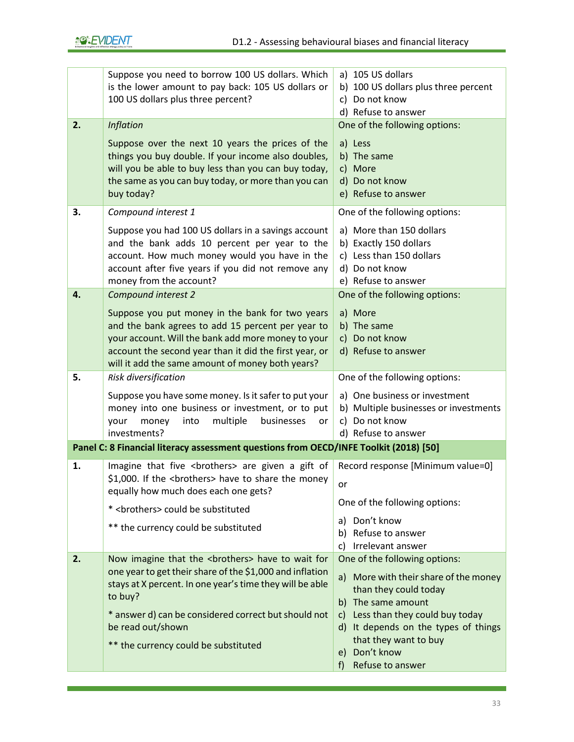| | | |
|---|---|---|
| | Suppose you need to borrow 100 US dollars. Which is the lower amount to pay back: 105 US dollars or 100 US dollars plus three percent? | a) 105 US dollars<br>b) 100 US dollars plus three percent<br>c) Do not know<br>d) Refuse to answer |
| **2.** | *Inflation*<br><br>Suppose over the next 10 years the prices of the things you buy double. If your income also doubles, will you be able to buy less than you can buy today, the same as you can buy today, or more than you can buy today? | One of the following options:<br><br>a) Less<br>b) The same<br>c) More<br>d) Do not know<br>e) Refuse to answer |
| **3.** | *Compound interest 1*<br><br>Suppose you had 100 US dollars in a savings account and the bank adds 10 percent per year to the account. How much money would you have in the account after five years if you did not remove any money from the account? | One of the following options:<br><br>a) More than 150 dollars<br>b) Exactly 150 dollars<br>c) Less than 150 dollars<br>d) Do not know<br>e) Refuse to answer |
| **4.** | *Compound interest 2*<br><br>Suppose you put money in the bank for two years and the bank agrees to add 15 percent per year to your account. Will the bank add more money to your account the second year than it did the first year, or will it add the same amount of money both years? | One of the following options:<br><br>a) More<br>b) The same<br>c) Do not know<br>d) Refuse to answer |
| **5.** | *Risk diversification*<br><br>Suppose you have some money. Is it safer to put your money into one business or investment, or to put your money into multiple businesses or investments? | One of the following options:<br><br>a) One business or investment<br>b) Multiple businesses or investments<br>c) Do not know<br>d) Refuse to answer |
| **Panel C: 8 Financial literacy assessment questions from OECD/INFE Toolkit (2018) [50]** | | |
| **1.** | Imagine that five <brothers> are given a gift of $1,000. If the <brothers> have to share the money equally how much does each one gets?<br><br>* <brothers> could be substituted<br><br>** the currency could be substituted | Record response [Minimum value=0]<br><br>or<br><br>One of the following options:<br><br>a) Don't know<br>b) Refuse to answer<br>c) Irrelevant answer |
| **2.** | Now imagine that the <brothers> have to wait for one year to get their share of the $1,000 and inflation stays at X percent. In one year's time they will be able to buy?<br><br>* answer d) can be considered correct but should not be read out/shown<br><br>** the currency could be substituted | One of the following options:<br><br>a) More with their share of the money than they could today<br>b) The same amount<br>c) Less than they could buy today<br>d) It depends on the types of things that they want to buy<br>e) Don't know<br>f) Refuse to answer |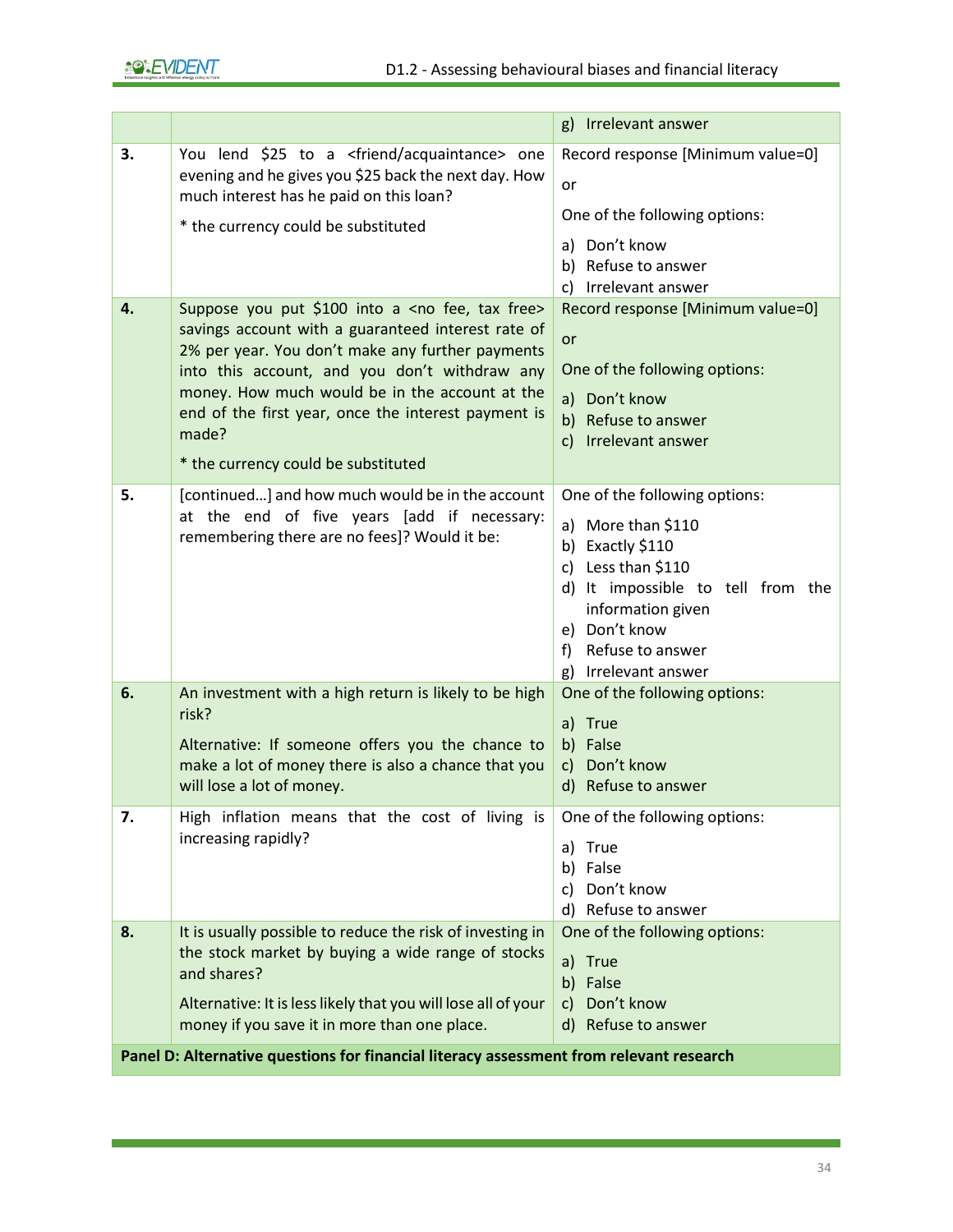| | | |
|---|---|---|
| | | g) Irrelevant answer |
| **3.** | You lend $25 to a <friend/acquaintance> one evening and he gives you $25 back the next day. How much interest has he paid on this loan?<br><br>* the currency could be substituted | Record response [Minimum value=0]<br><br>or<br><br>One of the following options:<br><br>a) Don't know<br>b) Refuse to answer<br>c) Irrelevant answer |
| **4.** | Suppose you put $100 into a <no fee, tax free> savings account with a guaranteed interest rate of 2% per year. You don't make any further payments into this account, and you don't withdraw any money. How much would be in the account at the end of the first year, once the interest payment is made?<br><br>* the currency could be substituted | Record response [Minimum value=0]<br><br>or<br><br>One of the following options:<br><br>a) Don't know<br>b) Refuse to answer<br>c) Irrelevant answer |
| **5.** | [continued…] and how much would be in the account at the end of five years [add if necessary: remembering there are no fees]? Would it be: | One of the following options:<br><br>a) More than $110<br>b) Exactly $110<br>c) Less than $110<br>d) It impossible to tell from the information given<br>e) Don't know<br>f) Refuse to answer<br>g) Irrelevant answer |
| **6.** | An investment with a high return is likely to be high risk?<br><br>Alternative: If someone offers you the chance to make a lot of money there is also a chance that you will lose a lot of money. | One of the following options:<br><br>a) True<br>b) False<br>c) Don't know<br>d) Refuse to answer |
| **7.** | High inflation means that the cost of living is increasing rapidly? | One of the following options:<br><br>a) True<br>b) False<br>c) Don't know<br>d) Refuse to answer |
| **8.** | It is usually possible to reduce the risk of investing in the stock market by buying a wide range of stocks and shares?<br><br>Alternative: It is less likely that you will lose all of your money if you save it in more than one place. | One of the following options:<br><br>a) True<br>b) False<br>c) Don't know<br>d) Refuse to answer |
| **Panel D: Alternative questions for financial literacy assessment from relevant research** | | |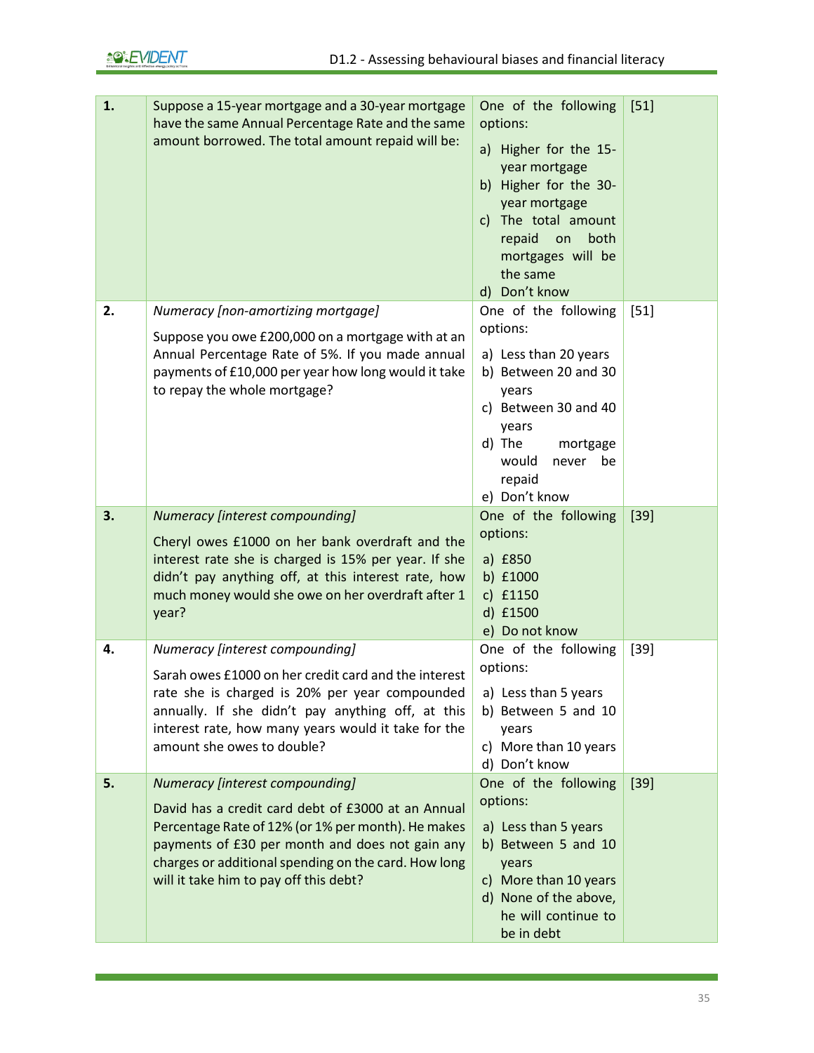| | | | |
|---|---|---|---|
| **1.** | Suppose a 15-year mortgage and a 30-year mortgage have the same Annual Percentage Rate and the same amount borrowed. The total amount repaid will be: | One of the following options:<br>a) Higher for the 15-year mortgage<br>b) Higher for the 30-year mortgage<br>c) The total amount repaid on both mortgages will be the same<br>d) Don't know | [51] |
| **2.** | *Numeracy [non-amortizing mortgage]*<br>Suppose you owe £200,000 on a mortgage with at an Annual Percentage Rate of 5%. If you made annual payments of £10,000 per year how long would it take to repay the whole mortgage? | One of the following options:<br>a) Less than 20 years<br>b) Between 20 and 30 years<br>c) Between 30 and 40 years<br>d) The mortgage would never be repaid<br>e) Don't know | [51] |
| **3.** | *Numeracy [interest compounding]*<br>Cheryl owes £1000 on her bank overdraft and the interest rate she is charged is 15% per year. If she didn't pay anything off, at this interest rate, how much money would she owe on her overdraft after 1 year? | One of the following options:<br>a) £850<br>b) £1000<br>c) £1150<br>d) £1500<br>e) Do not know | [39] |
| **4.** | *Numeracy [interest compounding]*<br>Sarah owes £1000 on her credit card and the interest rate she is charged is 20% per year compounded annually. If she didn't pay anything off, at this interest rate, how many years would it take for the amount she owes to double? | One of the following options:<br>a) Less than 5 years<br>b) Between 5 and 10 years<br>c) More than 10 years<br>d) Don't know | [39] |
| **5.** | *Numeracy [interest compounding]*<br>David has a credit card debt of £3000 at an Annual Percentage Rate of 12% (or 1% per month). He makes payments of £30 per month and does not gain any charges or additional spending on the card. How long will it take him to pay off this debt? | One of the following options:<br>a) Less than 5 years<br>b) Between 5 and 10 years<br>c) More than 10 years<br>d) None of the above, he will continue to be in debt | [39] |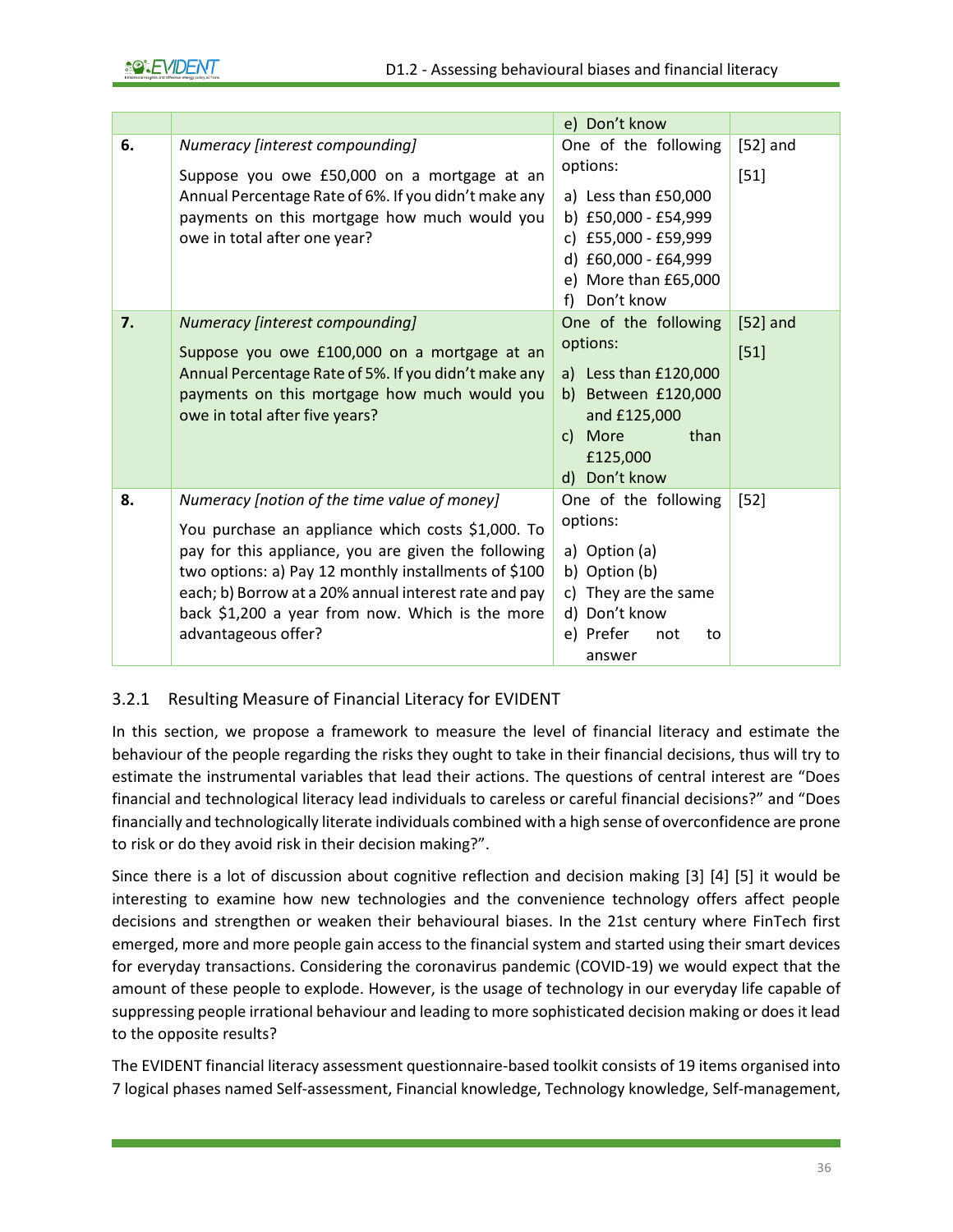|  |  | e) Don't know |  |
|---|---|---|---|
| **6.** | *Numeracy [interest compounding]*<br><br>Suppose you owe £50,000 on a mortgage at an Annual Percentage Rate of 6%. If you didn't make any payments on this mortgage how much would you owe in total after one year? | One of the following options:<br><br>a) Less than £50,000<br>b) £50,000 - £54,999<br>c) £55,000 - £59,999<br>d) £60,000 - £64,999<br>e) More than £65,000<br>f) Don't know | [52] and<br><br>[51] |
| **7.** | *Numeracy [interest compounding]*<br><br>Suppose you owe £100,000 on a mortgage at an Annual Percentage Rate of 5%. If you didn't make any payments on this mortgage how much would you owe in total after five years? | One of the following options:<br><br>a) Less than £120,000<br>b) Between £120,000 and £125,000<br>c) More than £125,000<br>d) Don't know | [52] and<br><br>[51] |
| **8.** | *Numeracy [notion of the time value of money]*<br><br>You purchase an appliance which costs $1,000. To pay for this appliance, you are given the following two options: a) Pay 12 monthly installments of $100 each; b) Borrow at a 20% annual interest rate and pay back $1,200 a year from now. Which is the more advantageous offer? | One of the following options:<br><br>a) Option (a)<br>b) Option (b)<br>c) They are the same<br>d) Don't know<br>e) Prefer not to answer | [52] |

### 3.2.1 Resulting Measure of Financial Literacy for EVIDENT

In this section, we propose a framework to measure the level of financial literacy and estimate the behaviour of the people regarding the risks they ought to take in their financial decisions, thus will try to estimate the instrumental variables that lead their actions. The questions of central interest are "Does financial and technological literacy lead individuals to careless or careful financial decisions?" and "Does financially and technologically literate individuals combined with a high sense of overconfidence are prone to risk or do they avoid risk in their decision making?".

Since there is a lot of discussion about cognitive reflection and decision making [3] [4] [5] it would be interesting to examine how new technologies and the convenience technology offers affect people decisions and strengthen or weaken their behavioural biases. In the 21st century where FinTech first emerged, more and more people gain access to the financial system and started using their smart devices for everyday transactions. Considering the coronavirus pandemic (COVID-19) we would expect that the amount of these people to explode. However, is the usage of technology in our everyday life capable of suppressing people irrational behaviour and leading to more sophisticated decision making or does it lead to the opposite results?

The EVIDENT financial literacy assessment questionnaire-based toolkit consists of 19 items organised into 7 logical phases named Self-assessment, Financial knowledge, Technology knowledge, Self-management,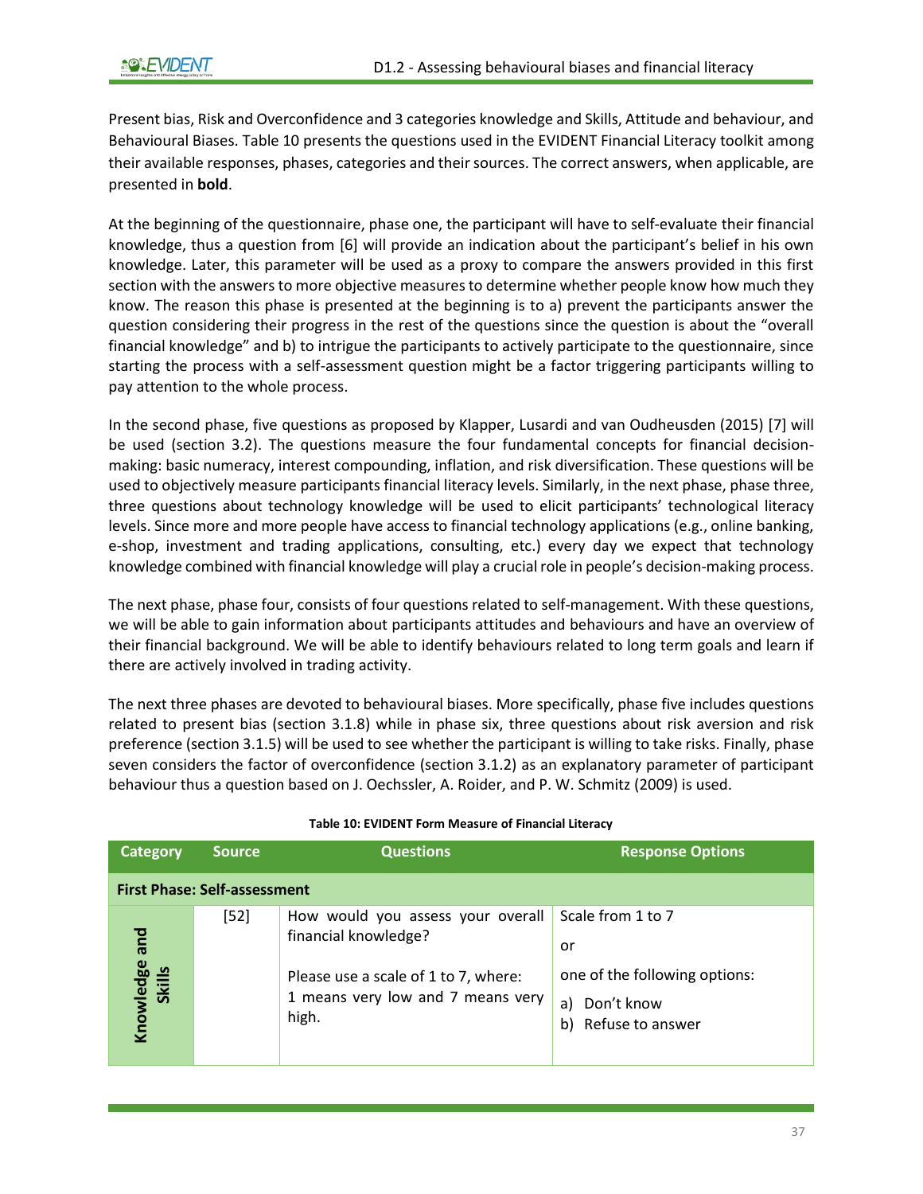Present bias, Risk and Overconfidence and 3 categories knowledge and Skills, Attitude and behaviour, and Behavioural Biases. Table 10 presents the questions used in the EVIDENT Financial Literacy toolkit among their available responses, phases, categories and their sources. The correct answers, when applicable, are presented in **bold**.

At the beginning of the questionnaire, phase one, the participant will have to self-evaluate their financial knowledge, thus a question from [6] will provide an indication about the participant's belief in his own knowledge. Later, this parameter will be used as a proxy to compare the answers provided in this first section with the answers to more objective measures to determine whether people know how much they know. The reason this phase is presented at the beginning is to a) prevent the participants answer the question considering their progress in the rest of the questions since the question is about the "overall financial knowledge" and b) to intrigue the participants to actively participate to the questionnaire, since starting the process with a self-assessment question might be a factor triggering participants willing to pay attention to the whole process.

In the second phase, five questions as proposed by Klapper, Lusardi and van Oudheusden (2015) [7] will be used (section 3.2). The questions measure the four fundamental concepts for financial decision-making: basic numeracy, interest compounding, inflation, and risk diversification. These questions will be used to objectively measure participants financial literacy levels. Similarly, in the next phase, phase three, three questions about technology knowledge will be used to elicit participants' technological literacy levels. Since more and more people have access to financial technology applications (e.g., online banking, e-shop, investment and trading applications, consulting, etc.) every day we expect that technology knowledge combined with financial knowledge will play a crucial role in people's decision-making process.

The next phase, phase four, consists of four questions related to self-management. With these questions, we will be able to gain information about participants attitudes and behaviours and have an overview of their financial background. We will be able to identify behaviours related to long term goals and learn if there are actively involved in trading activity.

The next three phases are devoted to behavioural biases. More specifically, phase five includes questions related to present bias (section 3.1.8) while in phase six, three questions about risk aversion and risk preference (section 3.1.5) will be used to see whether the participant is willing to take risks. Finally, phase seven considers the factor of overconfidence (section 3.1.2) as an explanatory parameter of participant behaviour thus a question based on J. Oechssler, A. Roider, and P. W. Schmitz (2009) is used.

**Table 10: EVIDENT Form Measure of Financial Literacy**

| Category | Source | Questions | Response Options |
|---|---|---|---|
| **First Phase: Self-assessment** | | | |
| **Knowledge and Skills** | [52] | How would you assess your overall financial knowledge?<br><br>Please use a scale of 1 to 7, where: 1 means very low and 7 means very high. | Scale from 1 to 7<br><br>or<br><br>one of the following options:<br>a) Don't know<br>b) Refuse to answer |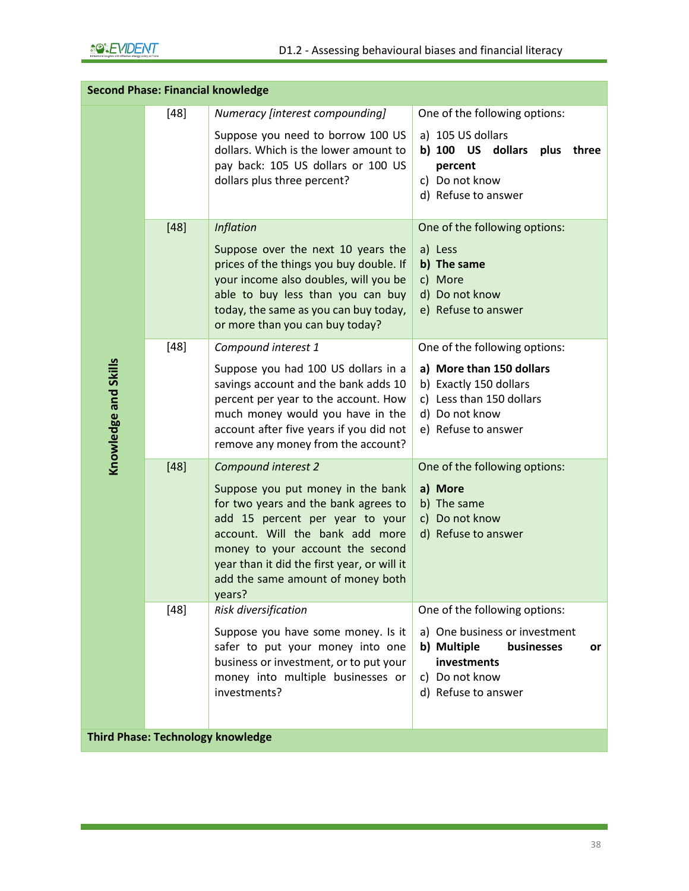| Second Phase: Financial knowledge | | | |
|---|---|---|---|
| Knowledge and Skills | [48] | *Numeracy [interest compounding]*<br><br>Suppose you need to borrow 100 US dollars. Which is the lower amount to pay back: 105 US dollars or 100 US dollars plus three percent? | One of the following options:<br>a) 105 US dollars<br>**b) 100 US dollars plus three percent**<br>c) Do not know<br>d) Refuse to answer |
| | [48] | *Inflation*<br><br>Suppose over the next 10 years the prices of the things you buy double. If your income also doubles, will you be able to buy less than you can buy today, the same as you can buy today, or more than you can buy today? | One of the following options:<br>a) Less<br>**b) The same**<br>c) More<br>d) Do not know<br>e) Refuse to answer |
| | [48] | *Compound interest 1*<br><br>Suppose you had 100 US dollars in a savings account and the bank adds 10 percent per year to the account. How much money would you have in the account after five years if you did not remove any money from the account? | One of the following options:<br>**a) More than 150 dollars**<br>b) Exactly 150 dollars<br>c) Less than 150 dollars<br>d) Do not know<br>e) Refuse to answer |
| | [48] | *Compound interest 2*<br><br>Suppose you put money in the bank for two years and the bank agrees to add 15 percent per year to your account. Will the bank add more money to your account the second year than it did the first year, or will it add the same amount of money both years? | One of the following options:<br>**a) More**<br>b) The same<br>c) Do not know<br>d) Refuse to answer |
| | [48] | *Risk diversification*<br><br>Suppose you have some money. Is it safer to put your money into one business or investment, or to put your money into multiple businesses or investments? | One of the following options:<br>a) One business or investment<br>**b) Multiple businesses or investments**<br>c) Do not know<br>d) Refuse to answer |
| **Third Phase: Technology knowledge** | | | |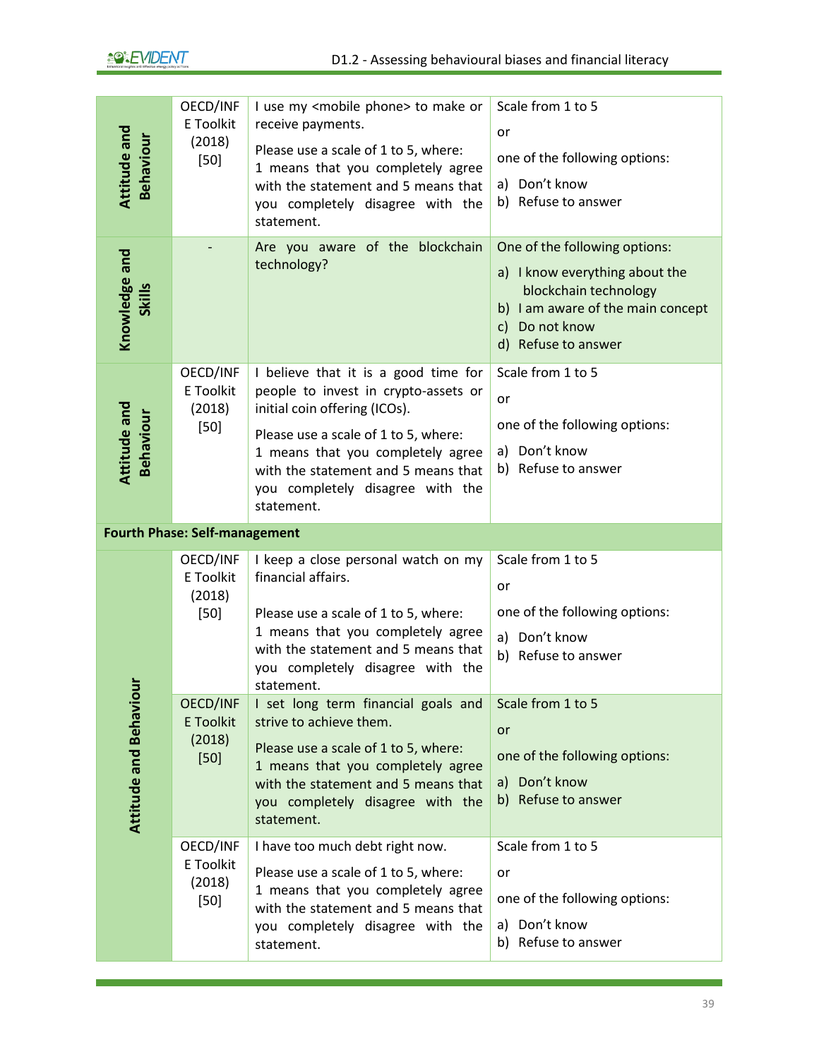| | | | |
|---|---|---|---|
| Attitude and Behaviour | OECD/INFE Toolkit (2018) [50] | I use my <mobile phone> to make or receive payments.<br><br>Please use a scale of 1 to 5, where: 1 means that you completely agree with the statement and 5 means that you completely disagree with the statement. | Scale from 1 to 5<br><br>or<br><br>one of the following options:<br><br>a) Don't know<br>b) Refuse to answer |
| Knowledge and Skills | - | Are you aware of the blockchain technology? | One of the following options:<br><br>a) I know everything about the blockchain technology<br>b) I am aware of the main concept<br>c) Do not know<br>d) Refuse to answer |
| Attitude and Behaviour | OECD/INFE Toolkit (2018) [50] | I believe that it is a good time for people to invest in crypto-assets or initial coin offering (ICOs).<br><br>Please use a scale of 1 to 5, where: 1 means that you completely agree with the statement and 5 means that you completely disagree with the statement. | Scale from 1 to 5<br><br>or<br><br>one of the following options:<br><br>a) Don't know<br>b) Refuse to answer |
| **Fourth Phase: Self-management** | | | |
| Attitude and Behaviour | OECD/INFE Toolkit (2018) [50] | I keep a close personal watch on my financial affairs.<br><br>Please use a scale of 1 to 5, where: 1 means that you completely agree with the statement and 5 means that you completely disagree with the statement. | Scale from 1 to 5<br><br>or<br><br>one of the following options:<br><br>a) Don't know<br>b) Refuse to answer |
| | OECD/INFE Toolkit (2018) [50] | I set long term financial goals and strive to achieve them.<br><br>Please use a scale of 1 to 5, where: 1 means that you completely agree with the statement and 5 means that you completely disagree with the statement. | Scale from 1 to 5<br><br>or<br><br>one of the following options:<br><br>a) Don't know<br>b) Refuse to answer |
| | OECD/INFE Toolkit (2018) [50] | I have too much debt right now.<br><br>Please use a scale of 1 to 5, where: 1 means that you completely agree with the statement and 5 means that you completely disagree with the statement. | Scale from 1 to 5<br><br>or<br><br>one of the following options:<br><br>a) Don't know<br>b) Refuse to answer |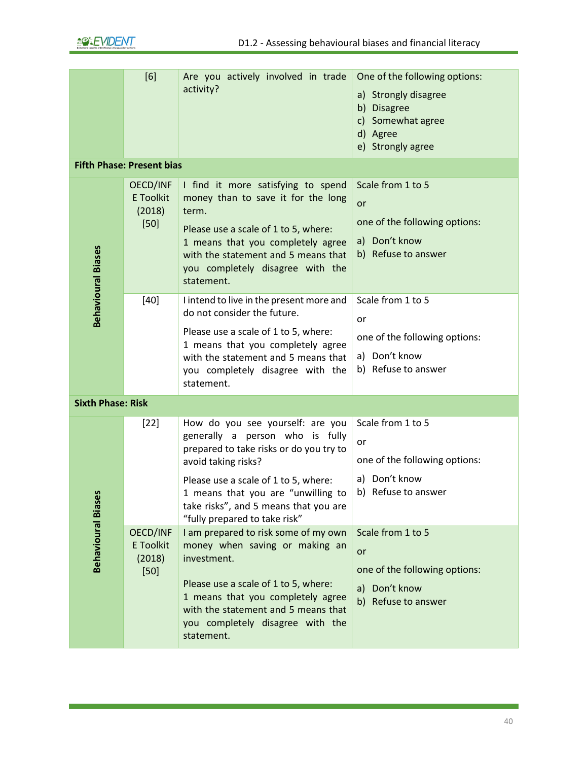|  |  |  |  |
|---|---|---|---|
|  | [6] | Are you actively involved in trade activity? | One of the following options:<br>a) Strongly disagree<br>b) Disagree<br>c) Somewhat agree<br>d) Agree<br>e) Strongly agree |
| **Fifth Phase: Present bias** |  |  |  |
| Behavioural Biases | OECD/INFE Toolkit (2018) [50] | I find it more satisfying to spend money than to save it for the long term.<br>Please use a scale of 1 to 5, where: 1 means that you completely agree with the statement and 5 means that you completely disagree with the statement. | Scale from 1 to 5<br>or<br>one of the following options:<br>a) Don't know<br>b) Refuse to answer |
| Behavioural Biases | [40] | I intend to live in the present more and do not consider the future.<br>Please use a scale of 1 to 5, where: 1 means that you completely agree with the statement and 5 means that you completely disagree with the statement. | Scale from 1 to 5<br>or<br>one of the following options:<br>a) Don't know<br>b) Refuse to answer |
| **Sixth Phase: Risk** |  |  |  |
| Behavioural Biases | [22] | How do you see yourself: are you generally a person who is fully prepared to take risks or do you try to avoid taking risks?<br>Please use a scale of 1 to 5, where: 1 means that you are "unwilling to take risks", and 5 means that you are "fully prepared to take risk" | Scale from 1 to 5<br>or<br>one of the following options:<br>a) Don't know<br>b) Refuse to answer |
| Behavioural Biases | OECD/INFE Toolkit (2018) [50] | I am prepared to risk some of my own money when saving or making an investment.<br>Please use a scale of 1 to 5, where: 1 means that you completely agree with the statement and 5 means that you completely disagree with the statement. | Scale from 1 to 5<br>or<br>one of the following options:<br>a) Don't know<br>b) Refuse to answer |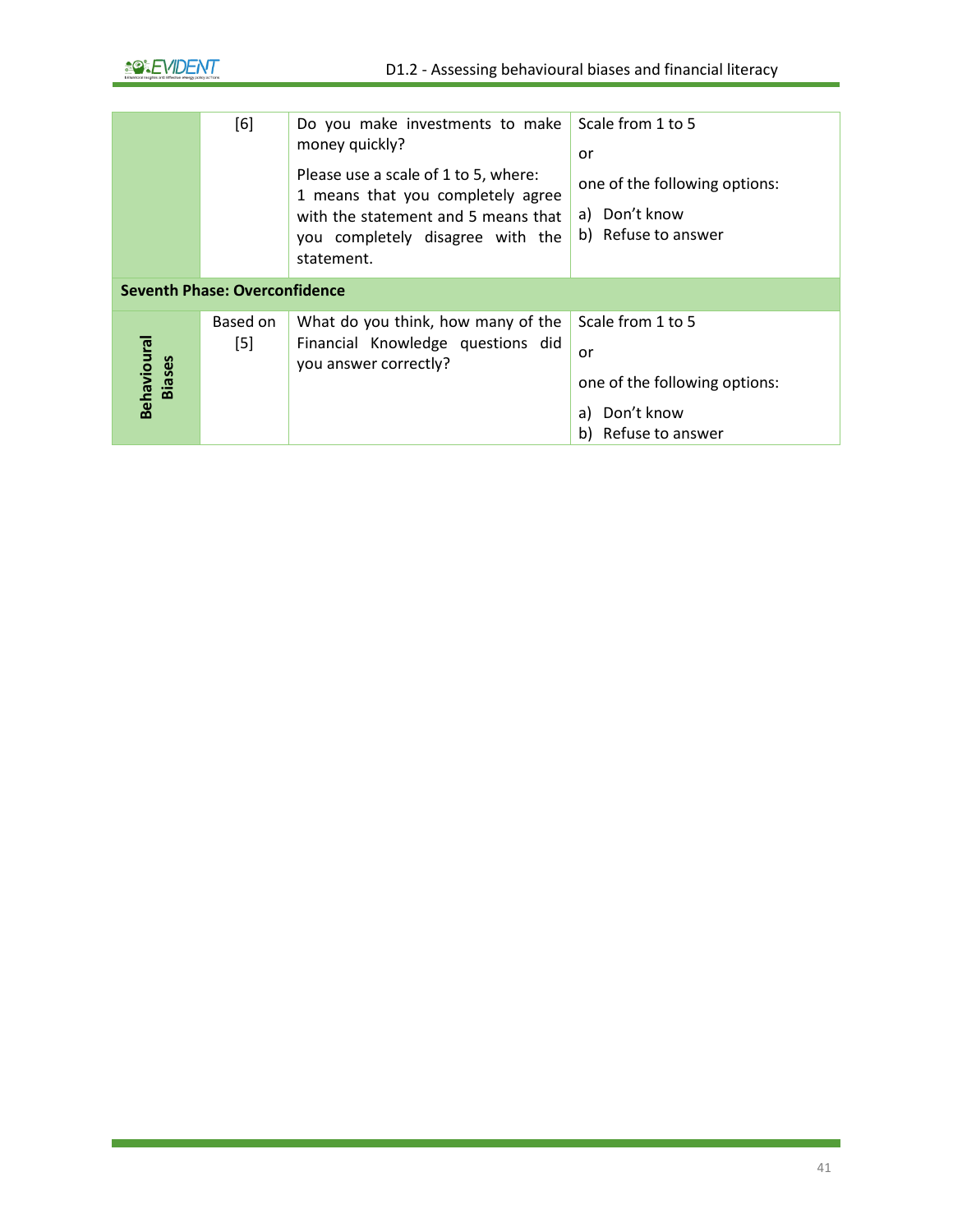|  | [6] | Do you make investments to make money quickly?<br><br>Please use a scale of 1 to 5, where: 1 means that you completely agree with the statement and 5 means that you completely disagree with the statement. | Scale from 1 to 5<br><br>or<br><br>one of the following options:<br><br>a) Don't know<br>b) Refuse to answer |
|---|---|---|---|
| **Seventh Phase: Overconfidence** | | | |
| **Behavioural Biases** | Based on [5] | What do you think, how many of the Financial Knowledge questions did you answer correctly? | Scale from 1 to 5<br><br>or<br><br>one of the following options:<br><br>a) Don't know<br>b) Refuse to answer |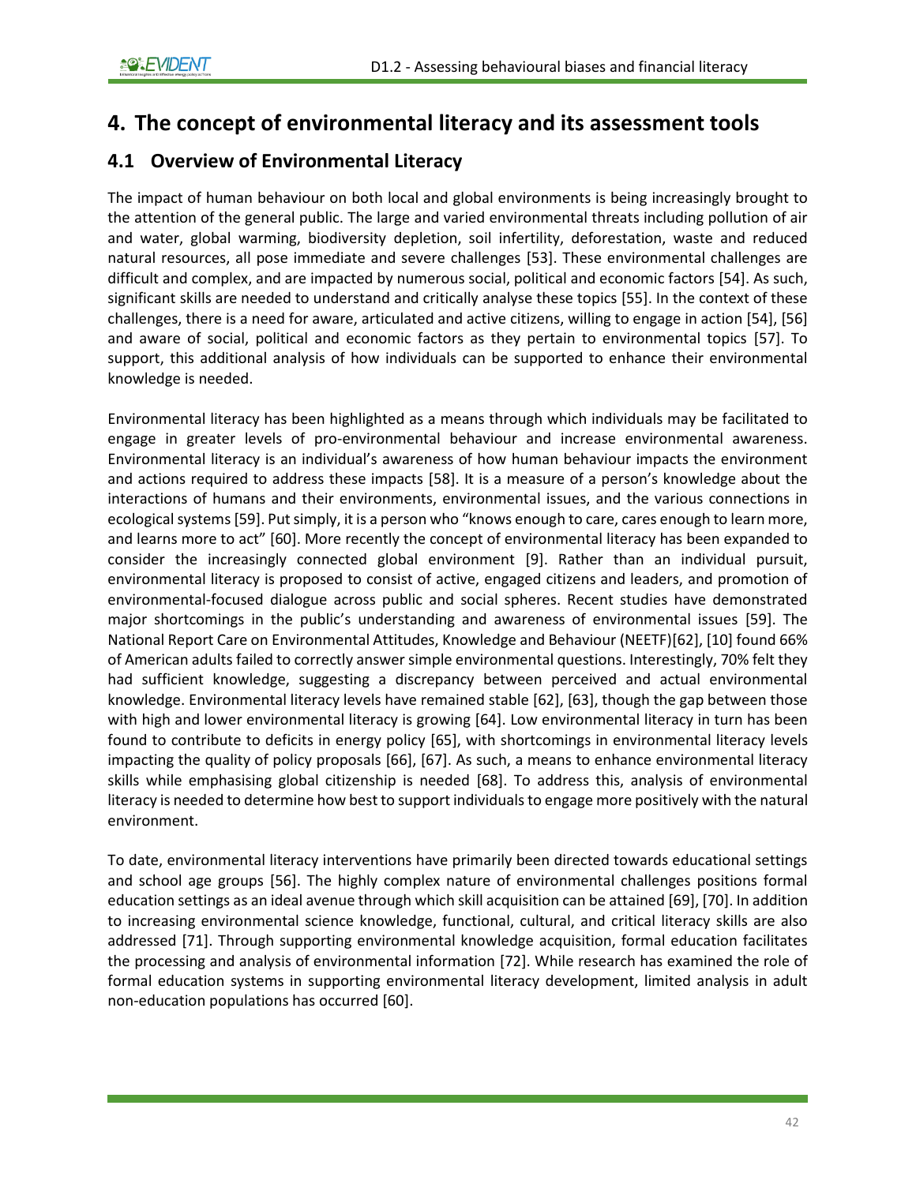# 4. The concept of environmental literacy and its assessment tools

## 4.1 Overview of Environmental Literacy

The impact of human behaviour on both local and global environments is being increasingly brought to the attention of the general public. The large and varied environmental threats including pollution of air and water, global warming, biodiversity depletion, soil infertility, deforestation, waste and reduced natural resources, all pose immediate and severe challenges [53]. These environmental challenges are difficult and complex, and are impacted by numerous social, political and economic factors [54]. As such, significant skills are needed to understand and critically analyse these topics [55]. In the context of these challenges, there is a need for aware, articulated and active citizens, willing to engage in action [54], [56] and aware of social, political and economic factors as they pertain to environmental topics [57]. To support, this additional analysis of how individuals can be supported to enhance their environmental knowledge is needed.

Environmental literacy has been highlighted as a means through which individuals may be facilitated to engage in greater levels of pro-environmental behaviour and increase environmental awareness. Environmental literacy is an individual's awareness of how human behaviour impacts the environment and actions required to address these impacts [58]. It is a measure of a person's knowledge about the interactions of humans and their environments, environmental issues, and the various connections in ecological systems [59]. Put simply, it is a person who "knows enough to care, cares enough to learn more, and learns more to act" [60]. More recently the concept of environmental literacy has been expanded to consider the increasingly connected global environment [9]. Rather than an individual pursuit, environmental literacy is proposed to consist of active, engaged citizens and leaders, and promotion of environmental-focused dialogue across public and social spheres. Recent studies have demonstrated major shortcomings in the public's understanding and awareness of environmental issues [59]. The National Report Care on Environmental Attitudes, Knowledge and Behaviour (NEETF)[62], [10] found 66% of American adults failed to correctly answer simple environmental questions. Interestingly, 70% felt they had sufficient knowledge, suggesting a discrepancy between perceived and actual environmental knowledge. Environmental literacy levels have remained stable [62], [63], though the gap between those with high and lower environmental literacy is growing [64]. Low environmental literacy in turn has been found to contribute to deficits in energy policy [65], with shortcomings in environmental literacy levels impacting the quality of policy proposals [66], [67]. As such, a means to enhance environmental literacy skills while emphasising global citizenship is needed [68]. To address this, analysis of environmental literacy is needed to determine how best to support individuals to engage more positively with the natural environment.

To date, environmental literacy interventions have primarily been directed towards educational settings and school age groups [56]. The highly complex nature of environmental challenges positions formal education settings as an ideal avenue through which skill acquisition can be attained [69], [70]. In addition to increasing environmental science knowledge, functional, cultural, and critical literacy skills are also addressed [71]. Through supporting environmental knowledge acquisition, formal education facilitates the processing and analysis of environmental information [72]. While research has examined the role of formal education systems in supporting environmental literacy development, limited analysis in adult non-education populations has occurred [60].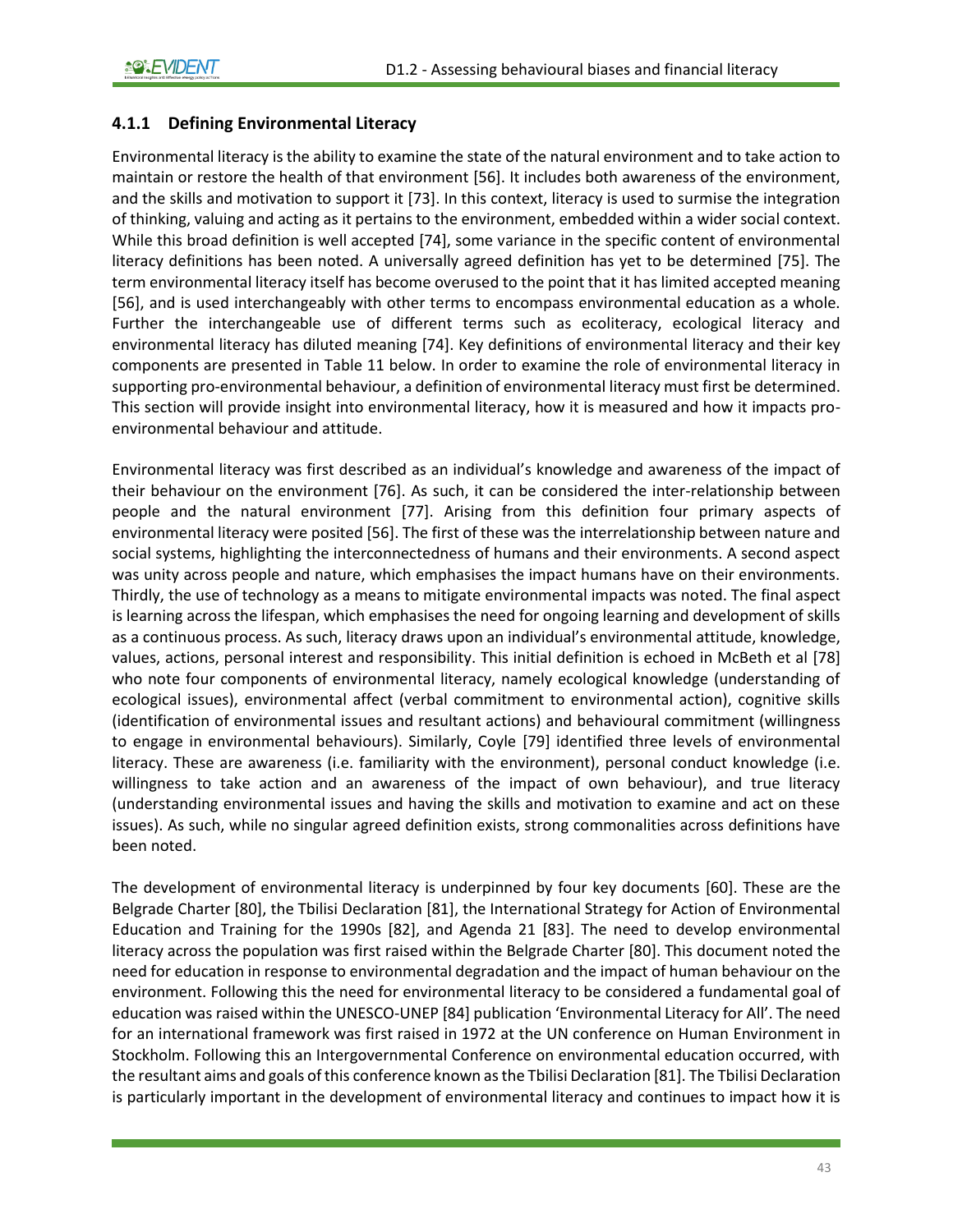### 4.1.1 Defining Environmental Literacy

Environmental literacy is the ability to examine the state of the natural environment and to take action to maintain or restore the health of that environment [56]. It includes both awareness of the environment, and the skills and motivation to support it [73]. In this context, literacy is used to surmise the integration of thinking, valuing and acting as it pertains to the environment, embedded within a wider social context. While this broad definition is well accepted [74], some variance in the specific content of environmental literacy definitions has been noted. A universally agreed definition has yet to be determined [75]. The term environmental literacy itself has become overused to the point that it has limited accepted meaning [56], and is used interchangeably with other terms to encompass environmental education as a whole. Further the interchangeable use of different terms such as ecoliteracy, ecological literacy and environmental literacy has diluted meaning [74]. Key definitions of environmental literacy and their key components are presented in Table 11 below. In order to examine the role of environmental literacy in supporting pro-environmental behaviour, a definition of environmental literacy must first be determined. This section will provide insight into environmental literacy, how it is measured and how it impacts pro-environmental behaviour and attitude.

Environmental literacy was first described as an individual's knowledge and awareness of the impact of their behaviour on the environment [76]. As such, it can be considered the inter-relationship between people and the natural environment [77]. Arising from this definition four primary aspects of environmental literacy were posited [56]. The first of these was the interrelationship between nature and social systems, highlighting the interconnectedness of humans and their environments. A second aspect was unity across people and nature, which emphasises the impact humans have on their environments. Thirdly, the use of technology as a means to mitigate environmental impacts was noted. The final aspect is learning across the lifespan, which emphasises the need for ongoing learning and development of skills as a continuous process. As such, literacy draws upon an individual's environmental attitude, knowledge, values, actions, personal interest and responsibility. This initial definition is echoed in McBeth et al [78] who note four components of environmental literacy, namely ecological knowledge (understanding of ecological issues), environmental affect (verbal commitment to environmental action), cognitive skills (identification of environmental issues and resultant actions) and behavioural commitment (willingness to engage in environmental behaviours). Similarly, Coyle [79] identified three levels of environmental literacy. These are awareness (i.e. familiarity with the environment), personal conduct knowledge (i.e. willingness to take action and an awareness of the impact of own behaviour), and true literacy (understanding environmental issues and having the skills and motivation to examine and act on these issues). As such, while no singular agreed definition exists, strong commonalities across definitions have been noted.

The development of environmental literacy is underpinned by four key documents [60]. These are the Belgrade Charter [80], the Tbilisi Declaration [81], the International Strategy for Action of Environmental Education and Training for the 1990s [82], and Agenda 21 [83]. The need to develop environmental literacy across the population was first raised within the Belgrade Charter [80]. This document noted the need for education in response to environmental degradation and the impact of human behaviour on the environment. Following this the need for environmental literacy to be considered a fundamental goal of education was raised within the UNESCO-UNEP [84] publication 'Environmental Literacy for All'. The need for an international framework was first raised in 1972 at the UN conference on Human Environment in Stockholm. Following this an Intergovernmental Conference on environmental education occurred, with the resultant aims and goals of this conference known as the Tbilisi Declaration [81]. The Tbilisi Declaration is particularly important in the development of environmental literacy and continues to impact how it is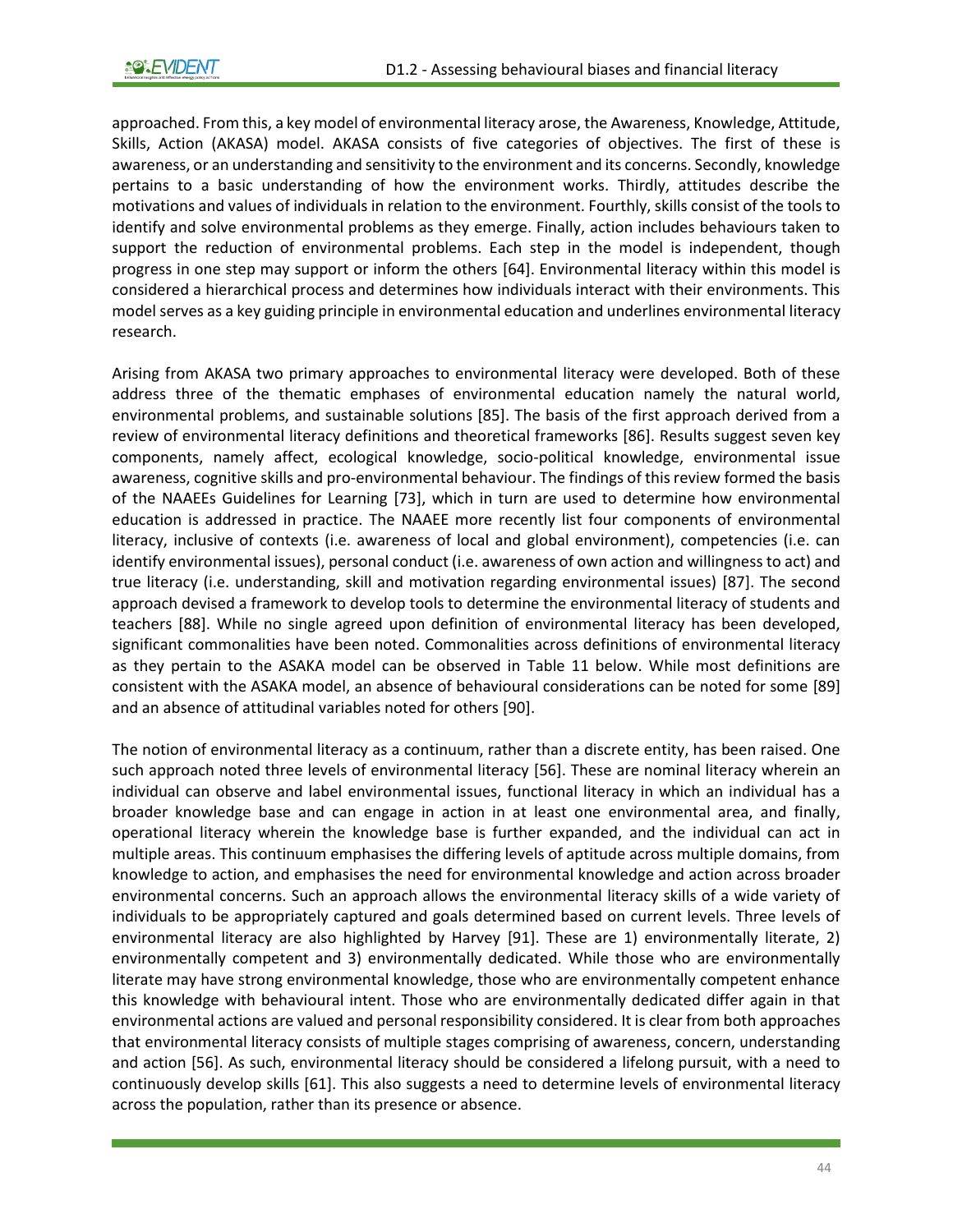approached. From this, a key model of environmental literacy arose, the Awareness, Knowledge, Attitude, Skills, Action (AKASA) model. AKASA consists of five categories of objectives. The first of these is awareness, or an understanding and sensitivity to the environment and its concerns. Secondly, knowledge pertains to a basic understanding of how the environment works. Thirdly, attitudes describe the motivations and values of individuals in relation to the environment. Fourthly, skills consist of the tools to identify and solve environmental problems as they emerge. Finally, action includes behaviours taken to support the reduction of environmental problems. Each step in the model is independent, though progress in one step may support or inform the others [64]. Environmental literacy within this model is considered a hierarchical process and determines how individuals interact with their environments. This model serves as a key guiding principle in environmental education and underlines environmental literacy research.

Arising from AKASA two primary approaches to environmental literacy were developed. Both of these address three of the thematic emphases of environmental education namely the natural world, environmental problems, and sustainable solutions [85]. The basis of the first approach derived from a review of environmental literacy definitions and theoretical frameworks [86]. Results suggest seven key components, namely affect, ecological knowledge, socio-political knowledge, environmental issue awareness, cognitive skills and pro-environmental behaviour. The findings of this review formed the basis of the NAAEEs Guidelines for Learning [73], which in turn are used to determine how environmental education is addressed in practice. The NAAEE more recently list four components of environmental literacy, inclusive of contexts (i.e. awareness of local and global environment), competencies (i.e. can identify environmental issues), personal conduct (i.e. awareness of own action and willingness to act) and true literacy (i.e. understanding, skill and motivation regarding environmental issues) [87]. The second approach devised a framework to develop tools to determine the environmental literacy of students and teachers [88]. While no single agreed upon definition of environmental literacy has been developed, significant commonalities have been noted. Commonalities across definitions of environmental literacy as they pertain to the ASAKA model can be observed in Table 11 below. While most definitions are consistent with the ASAKA model, an absence of behavioural considerations can be noted for some [89] and an absence of attitudinal variables noted for others [90].

The notion of environmental literacy as a continuum, rather than a discrete entity, has been raised. One such approach noted three levels of environmental literacy [56]. These are nominal literacy wherein an individual can observe and label environmental issues, functional literacy in which an individual has a broader knowledge base and can engage in action in at least one environmental area, and finally, operational literacy wherein the knowledge base is further expanded, and the individual can act in multiple areas. This continuum emphasises the differing levels of aptitude across multiple domains, from knowledge to action, and emphasises the need for environmental knowledge and action across broader environmental concerns. Such an approach allows the environmental literacy skills of a wide variety of individuals to be appropriately captured and goals determined based on current levels. Three levels of environmental literacy are also highlighted by Harvey [91]. These are 1) environmentally literate, 2) environmentally competent and 3) environmentally dedicated. While those who are environmentally literate may have strong environmental knowledge, those who are environmentally competent enhance this knowledge with behavioural intent. Those who are environmentally dedicated differ again in that environmental actions are valued and personal responsibility considered. It is clear from both approaches that environmental literacy consists of multiple stages comprising of awareness, concern, understanding and action [56]. As such, environmental literacy should be considered a lifelong pursuit, with a need to continuously develop skills [61]. This also suggests a need to determine levels of environmental literacy across the population, rather than its presence or absence.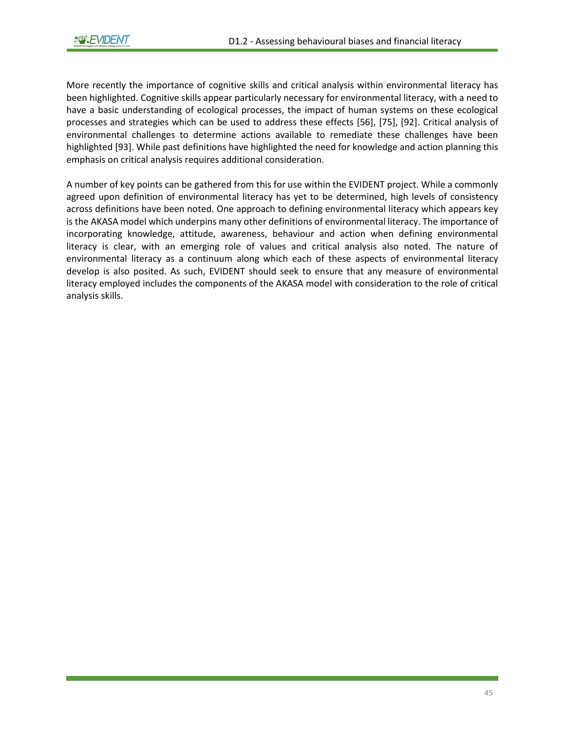More recently the importance of cognitive skills and critical analysis within environmental literacy has been highlighted. Cognitive skills appear particularly necessary for environmental literacy, with a need to have a basic understanding of ecological processes, the impact of human systems on these ecological processes and strategies which can be used to address these effects [56], [75], [92]. Critical analysis of environmental challenges to determine actions available to remediate these challenges have been highlighted [93]. While past definitions have highlighted the need for knowledge and action planning this emphasis on critical analysis requires additional consideration.

A number of key points can be gathered from this for use within the EVIDENT project. While a commonly agreed upon definition of environmental literacy has yet to be determined, high levels of consistency across definitions have been noted. One approach to defining environmental literacy which appears key is the AKASA model which underpins many other definitions of environmental literacy. The importance of incorporating knowledge, attitude, awareness, behaviour and action when defining environmental literacy is clear, with an emerging role of values and critical analysis also noted. The nature of environmental literacy as a continuum along which each of these aspects of environmental literacy develop is also posited. As such, EVIDENT should seek to ensure that any measure of environmental literacy employed includes the components of the AKASA model with consideration to the role of critical analysis skills.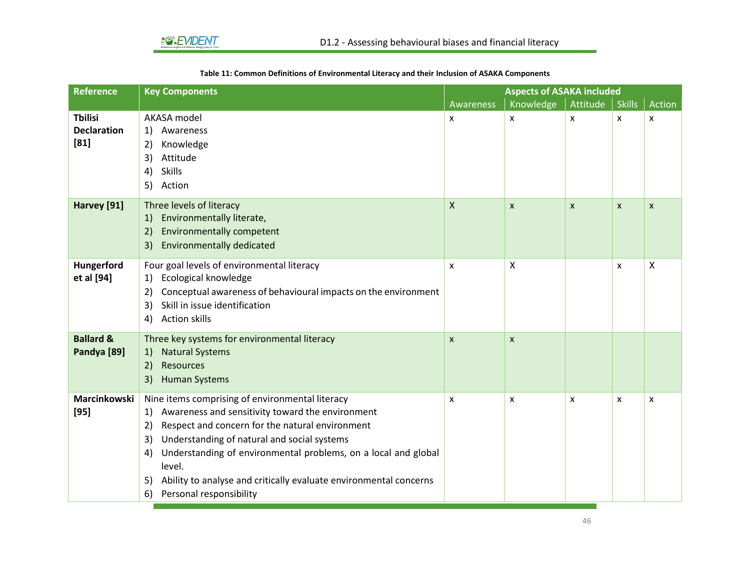**Table 11: Common Definitions of Environmental Literacy and their Inclusion of ASAKA Components**

| Reference | Key Components | Aspects of ASAKA included | | | | |
|---|---|---|---|---|---|---|
| | | Awareness | Knowledge | Attitude | Skills | Action |
| **Tbilisi Declaration [81]** | AKASA model<br>1) Awareness<br>2) Knowledge<br>3) Attitude<br>4) Skills<br>5) Action | x | x | x | x | x |
| **Harvey [91]** | Three levels of literacy<br>1) Environmentally literate,<br>2) Environmentally competent<br>3) Environmentally dedicated | X | x | x | x | x |
| **Hungerford et al [94]** | Four goal levels of environmental literacy<br>1) Ecological knowledge<br>2) Conceptual awareness of behavioural impacts on the environment<br>3) Skill in issue identification<br>4) Action skills | x | X | | x | X |
| **Ballard & Pandya [89]** | Three key systems for environmental literacy<br>1) Natural Systems<br>2) Resources<br>3) Human Systems | x | x | | | |
| **Marcinkowski [95]** | Nine items comprising of environmental literacy<br>1) Awareness and sensitivity toward the environment<br>2) Respect and concern for the natural environment<br>3) Understanding of natural and social systems<br>4) Understanding of environmental problems, on a local and global level.<br>5) Ability to analyse and critically evaluate environmental concerns<br>6) Personal responsibility | x | x | x | x | x |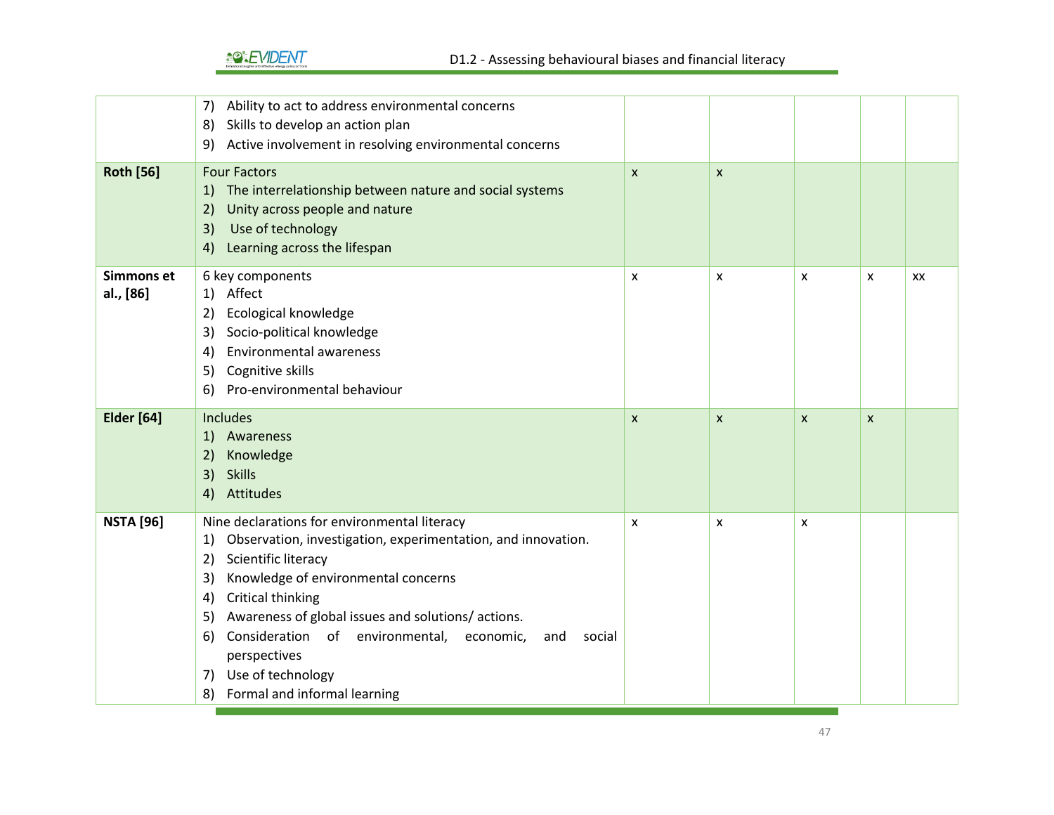| | | | | | | |
|---|---|---|---|---|---|---|
| | 7) Ability to act to address environmental concerns<br>8) Skills to develop an action plan<br>9) Active involvement in resolving environmental concerns | | | | | |
| **Roth [56]** | Four Factors<br>1) The interrelationship between nature and social systems<br>2) Unity across people and nature<br>3) Use of technology<br>4) Learning across the lifespan | x | x | | | |
| **Simmons et al., [86]** | 6 key components<br>1) Affect<br>2) Ecological knowledge<br>3) Socio-political knowledge<br>4) Environmental awareness<br>5) Cognitive skills<br>6) Pro-environmental behaviour | x | x | x | x | xx |
| **Elder [64]** | Includes<br>1) Awareness<br>2) Knowledge<br>3) Skills<br>4) Attitudes | x | x | x | x | |
| **NSTA [96]** | Nine declarations for environmental literacy<br>1) Observation, investigation, experimentation, and innovation.<br>2) Scientific literacy<br>3) Knowledge of environmental concerns<br>4) Critical thinking<br>5) Awareness of global issues and solutions/ actions.<br>6) Consideration of environmental, economic, and social perspectives<br>7) Use of technology<br>8) Formal and informal learning | x | x | x | | |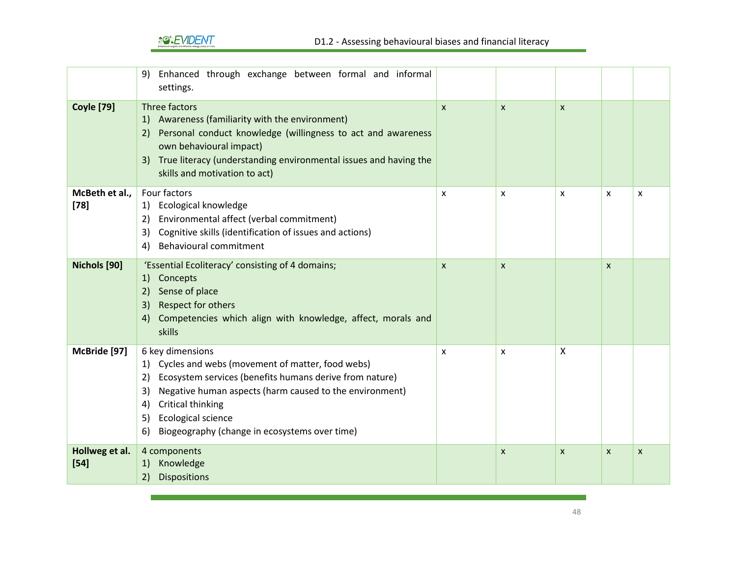| | | | | | | |
|---|---|---|---|---|---|---|
| | 9) Enhanced through exchange between formal and informal settings. | | | | | |
| **Coyle [79]** | Three factors<br>1) Awareness (familiarity with the environment)<br>2) Personal conduct knowledge (willingness to act and awareness own behavioural impact)<br>3) True literacy (understanding environmental issues and having the skills and motivation to act) | x | x | x | | |
| **McBeth et al., [78]** | Four factors<br>1) Ecological knowledge<br>2) Environmental affect (verbal commitment)<br>3) Cognitive skills (identification of issues and actions)<br>4) Behavioural commitment | x | x | x | x | x |
| **Nichols [90]** | 'Essential Ecoliteracy' consisting of 4 domains;<br>1) Concepts<br>2) Sense of place<br>3) Respect for others<br>4) Competencies which align with knowledge, affect, morals and skills | x | x | | x | |
| **McBride [97]** | 6 key dimensions<br>1) Cycles and webs (movement of matter, food webs)<br>2) Ecosystem services (benefits humans derive from nature)<br>3) Negative human aspects (harm caused to the environment)<br>4) Critical thinking<br>5) Ecological science<br>6) Biogeography (change in ecosystems over time) | x | x | X | | |
| **Hollweg et al. [54]** | 4 components<br>1) Knowledge<br>2) Dispositions | | x | x | x | x |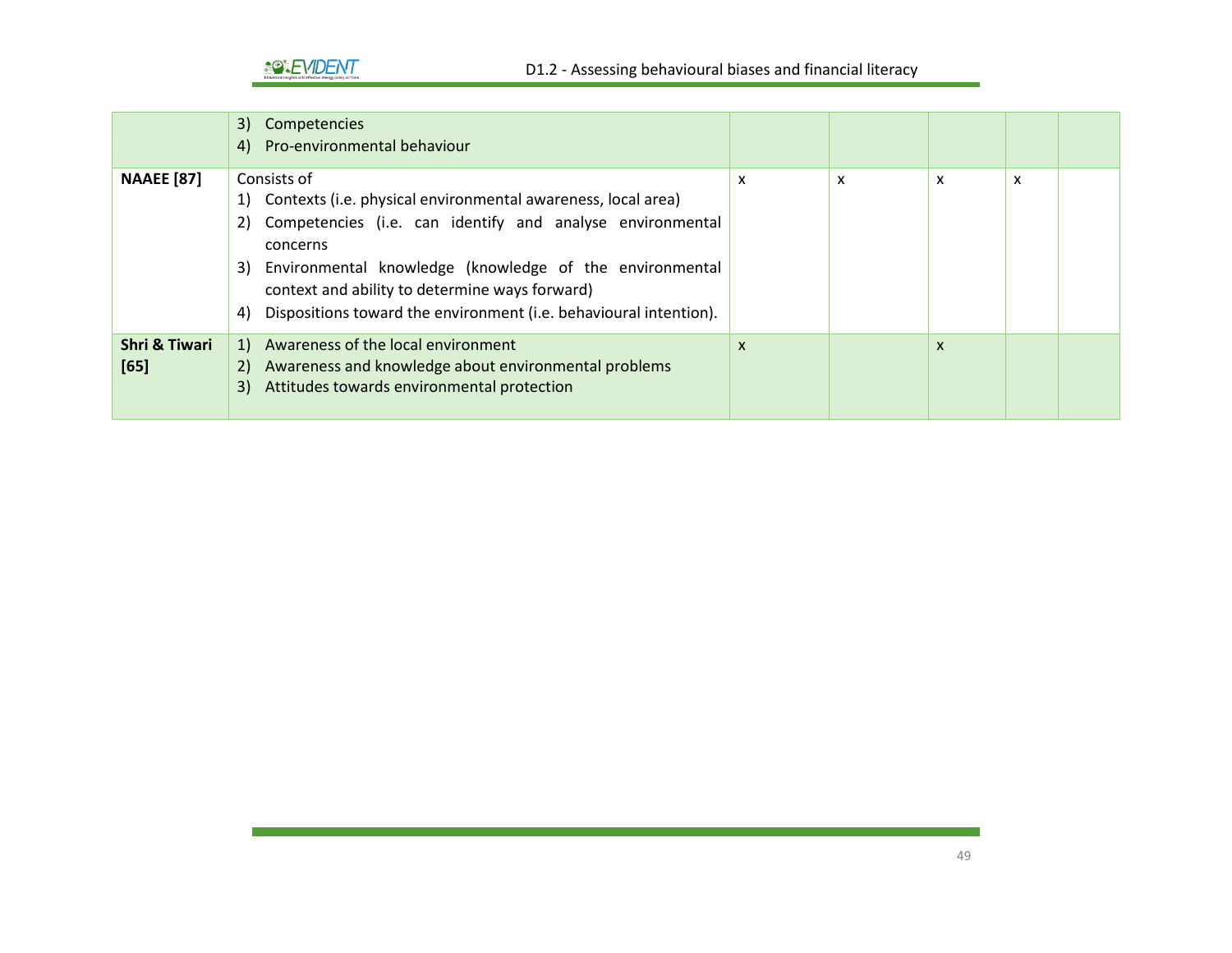| | | | | | | |
|---|---|---|---|---|---|---|
| | 3) Competencies<br>4) Pro-environmental behaviour | | | | | |
| **NAAEE [87]** | Consists of<br>1) Contexts (i.e. physical environmental awareness, local area)<br>2) Competencies (i.e. can identify and analyse environmental concerns<br>3) Environmental knowledge (knowledge of the environmental context and ability to determine ways forward)<br>4) Dispositions toward the environment (i.e. behavioural intention). | x | x | x | x | |
| **Shri & Tiwari [65]** | 1) Awareness of the local environment<br>2) Awareness and knowledge about environmental problems<br>3) Attitudes towards environmental protection | x | | x | | |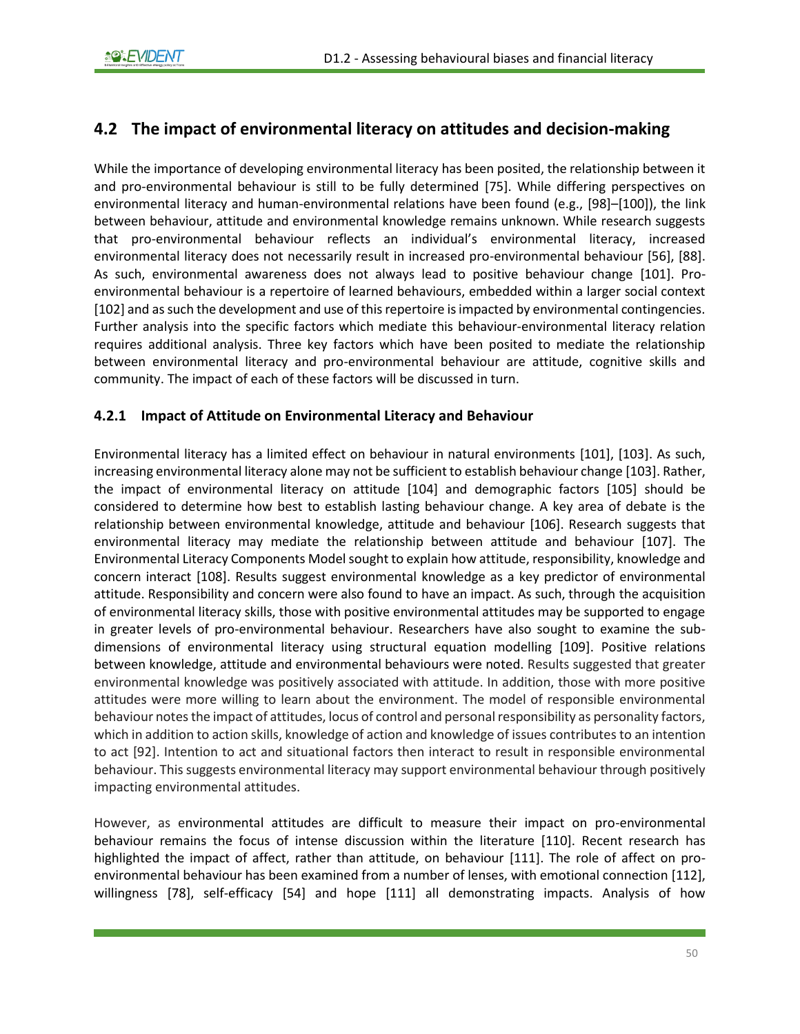## 4.2 The impact of environmental literacy on attitudes and decision-making

While the importance of developing environmental literacy has been posited, the relationship between it and pro-environmental behaviour is still to be fully determined [75]. While differing perspectives on environmental literacy and human-environmental relations have been found (e.g., [98]–[100]), the link between behaviour, attitude and environmental knowledge remains unknown. While research suggests that pro-environmental behaviour reflects an individual's environmental literacy, increased environmental literacy does not necessarily result in increased pro-environmental behaviour [56], [88]. As such, environmental awareness does not always lead to positive behaviour change [101]. Pro-environmental behaviour is a repertoire of learned behaviours, embedded within a larger social context [102] and as such the development and use of this repertoire is impacted by environmental contingencies. Further analysis into the specific factors which mediate this behaviour-environmental literacy relation requires additional analysis. Three key factors which have been posited to mediate the relationship between environmental literacy and pro-environmental behaviour are attitude, cognitive skills and community. The impact of each of these factors will be discussed in turn.

### 4.2.1 Impact of Attitude on Environmental Literacy and Behaviour

Environmental literacy has a limited effect on behaviour in natural environments [101], [103]. As such, increasing environmental literacy alone may not be sufficient to establish behaviour change [103]. Rather, the impact of environmental literacy on attitude [104] and demographic factors [105] should be considered to determine how best to establish lasting behaviour change. A key area of debate is the relationship between environmental knowledge, attitude and behaviour [106]. Research suggests that environmental literacy may mediate the relationship between attitude and behaviour [107]. The Environmental Literacy Components Model sought to explain how attitude, responsibility, knowledge and concern interact [108]. Results suggest environmental knowledge as a key predictor of environmental attitude. Responsibility and concern were also found to have an impact. As such, through the acquisition of environmental literacy skills, those with positive environmental attitudes may be supported to engage in greater levels of pro-environmental behaviour. Researchers have also sought to examine the sub-dimensions of environmental literacy using structural equation modelling [109]. Positive relations between knowledge, attitude and environmental behaviours were noted. Results suggested that greater environmental knowledge was positively associated with attitude. In addition, those with more positive attitudes were more willing to learn about the environment. The model of responsible environmental behaviour notes the impact of attitudes, locus of control and personal responsibility as personality factors, which in addition to action skills, knowledge of action and knowledge of issues contributes to an intention to act [92]. Intention to act and situational factors then interact to result in responsible environmental behaviour. This suggests environmental literacy may support environmental behaviour through positively impacting environmental attitudes.

However, as environmental attitudes are difficult to measure their impact on pro-environmental behaviour remains the focus of intense discussion within the literature [110]. Recent research has highlighted the impact of affect, rather than attitude, on behaviour [111]. The role of affect on pro-environmental behaviour has been examined from a number of lenses, with emotional connection [112], willingness [78], self-efficacy [54] and hope [111] all demonstrating impacts. Analysis of how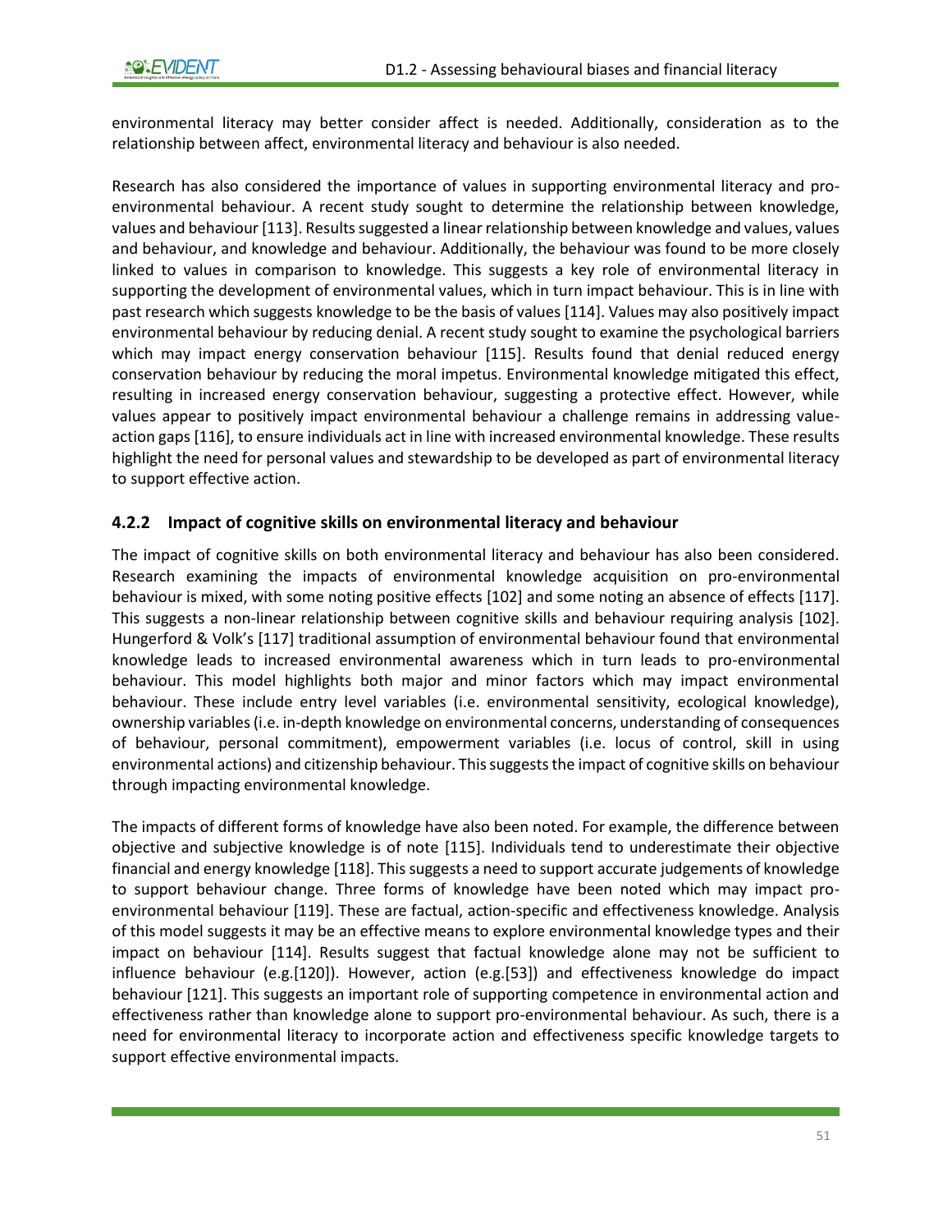environmental literacy may better consider affect is needed. Additionally, consideration as to the relationship between affect, environmental literacy and behaviour is also needed.

Research has also considered the importance of values in supporting environmental literacy and pro-environmental behaviour. A recent study sought to determine the relationship between knowledge, values and behaviour [113]. Results suggested a linear relationship between knowledge and values, values and behaviour, and knowledge and behaviour. Additionally, the behaviour was found to be more closely linked to values in comparison to knowledge. This suggests a key role of environmental literacy in supporting the development of environmental values, which in turn impact behaviour. This is in line with past research which suggests knowledge to be the basis of values [114]. Values may also positively impact environmental behaviour by reducing denial. A recent study sought to examine the psychological barriers which may impact energy conservation behaviour [115]. Results found that denial reduced energy conservation behaviour by reducing the moral impetus. Environmental knowledge mitigated this effect, resulting in increased energy conservation behaviour, suggesting a protective effect. However, while values appear to positively impact environmental behaviour a challenge remains in addressing value-action gaps [116], to ensure individuals act in line with increased environmental knowledge. These results highlight the need for personal values and stewardship to be developed as part of environmental literacy to support effective action.

### 4.2.2 Impact of cognitive skills on environmental literacy and behaviour

The impact of cognitive skills on both environmental literacy and behaviour has also been considered. Research examining the impacts of environmental knowledge acquisition on pro-environmental behaviour is mixed, with some noting positive effects [102] and some noting an absence of effects [117]. This suggests a non-linear relationship between cognitive skills and behaviour requiring analysis [102]. Hungerford & Volk's [117] traditional assumption of environmental behaviour found that environmental knowledge leads to increased environmental awareness which in turn leads to pro-environmental behaviour. This model highlights both major and minor factors which may impact environmental behaviour. These include entry level variables (i.e. environmental sensitivity, ecological knowledge), ownership variables (i.e. in-depth knowledge on environmental concerns, understanding of consequences of behaviour, personal commitment), empowerment variables (i.e. locus of control, skill in using environmental actions) and citizenship behaviour. This suggests the impact of cognitive skills on behaviour through impacting environmental knowledge.

The impacts of different forms of knowledge have also been noted. For example, the difference between objective and subjective knowledge is of note [115]. Individuals tend to underestimate their objective financial and energy knowledge [118]. This suggests a need to support accurate judgements of knowledge to support behaviour change. Three forms of knowledge have been noted which may impact pro-environmental behaviour [119]. These are factual, action-specific and effectiveness knowledge. Analysis of this model suggests it may be an effective means to explore environmental knowledge types and their impact on behaviour [114]. Results suggest that factual knowledge alone may not be sufficient to influence behaviour (e.g.[120]). However, action (e.g.[53]) and effectiveness knowledge do impact behaviour [121]. This suggests an important role of supporting competence in environmental action and effectiveness rather than knowledge alone to support pro-environmental behaviour. As such, there is a need for environmental literacy to incorporate action and effectiveness specific knowledge targets to support effective environmental impacts.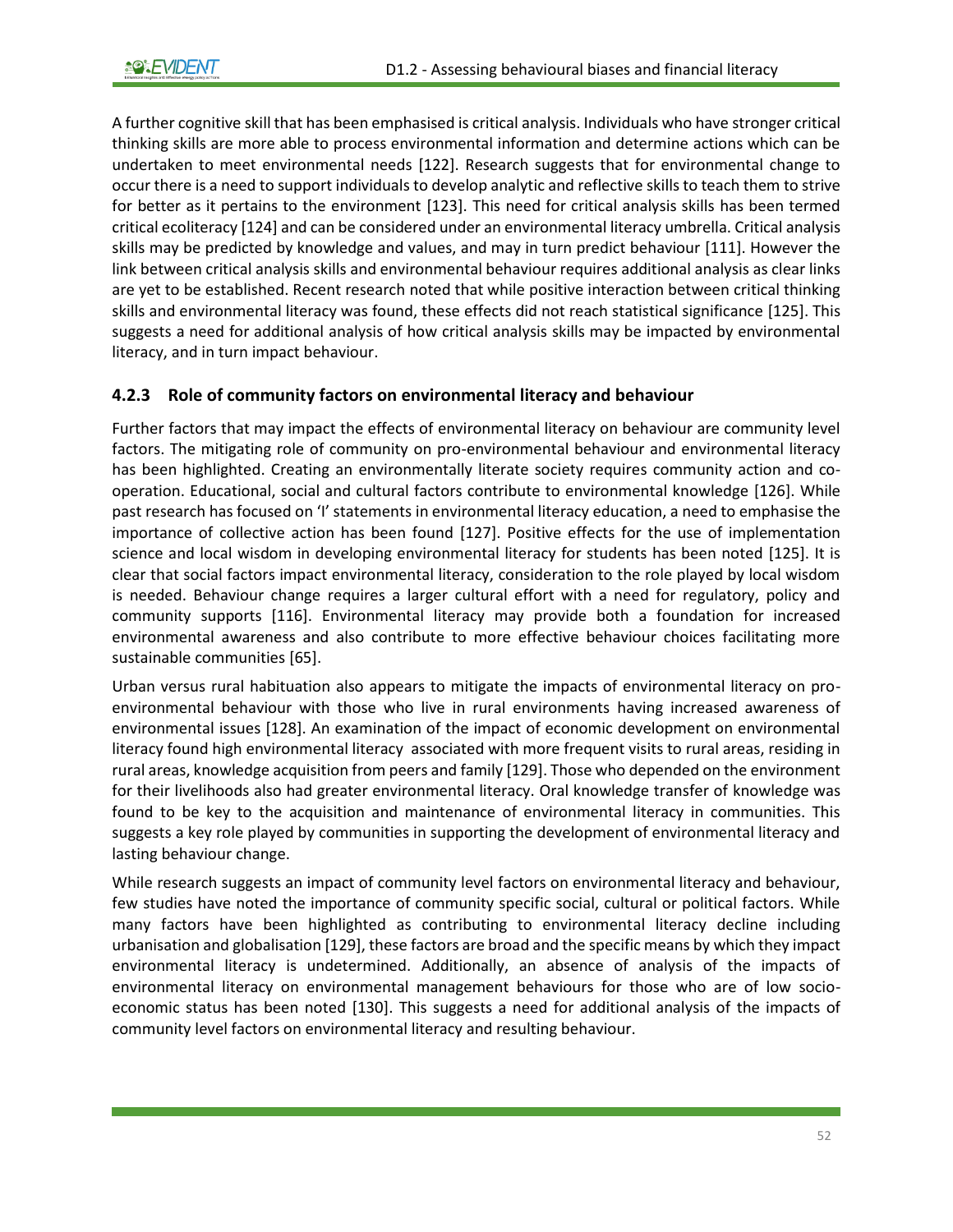A further cognitive skill that has been emphasised is critical analysis. Individuals who have stronger critical thinking skills are more able to process environmental information and determine actions which can be undertaken to meet environmental needs [122]. Research suggests that for environmental change to occur there is a need to support individuals to develop analytic and reflective skills to teach them to strive for better as it pertains to the environment [123]. This need for critical analysis skills has been termed critical ecoliteracy [124] and can be considered under an environmental literacy umbrella. Critical analysis skills may be predicted by knowledge and values, and may in turn predict behaviour [111]. However the link between critical analysis skills and environmental behaviour requires additional analysis as clear links are yet to be established. Recent research noted that while positive interaction between critical thinking skills and environmental literacy was found, these effects did not reach statistical significance [125]. This suggests a need for additional analysis of how critical analysis skills may be impacted by environmental literacy, and in turn impact behaviour.

### 4.2.3 Role of community factors on environmental literacy and behaviour

Further factors that may impact the effects of environmental literacy on behaviour are community level factors. The mitigating role of community on pro-environmental behaviour and environmental literacy has been highlighted. Creating an environmentally literate society requires community action and co-operation. Educational, social and cultural factors contribute to environmental knowledge [126]. While past research has focused on 'I' statements in environmental literacy education, a need to emphasise the importance of collective action has been found [127]. Positive effects for the use of implementation science and local wisdom in developing environmental literacy for students has been noted [125]. It is clear that social factors impact environmental literacy, consideration to the role played by local wisdom is needed. Behaviour change requires a larger cultural effort with a need for regulatory, policy and community supports [116]. Environmental literacy may provide both a foundation for increased environmental awareness and also contribute to more effective behaviour choices facilitating more sustainable communities [65].

Urban versus rural habituation also appears to mitigate the impacts of environmental literacy on pro-environmental behaviour with those who live in rural environments having increased awareness of environmental issues [128]. An examination of the impact of economic development on environmental literacy found high environmental literacy associated with more frequent visits to rural areas, residing in rural areas, knowledge acquisition from peers and family [129]. Those who depended on the environment for their livelihoods also had greater environmental literacy. Oral knowledge transfer of knowledge was found to be key to the acquisition and maintenance of environmental literacy in communities. This suggests a key role played by communities in supporting the development of environmental literacy and lasting behaviour change.

While research suggests an impact of community level factors on environmental literacy and behaviour, few studies have noted the importance of community specific social, cultural or political factors. While many factors have been highlighted as contributing to environmental literacy decline including urbanisation and globalisation [129], these factors are broad and the specific means by which they impact environmental literacy is undetermined. Additionally, an absence of analysis of the impacts of environmental literacy on environmental management behaviours for those who are of low socio-economic status has been noted [130]. This suggests a need for additional analysis of the impacts of community level factors on environmental literacy and resulting behaviour.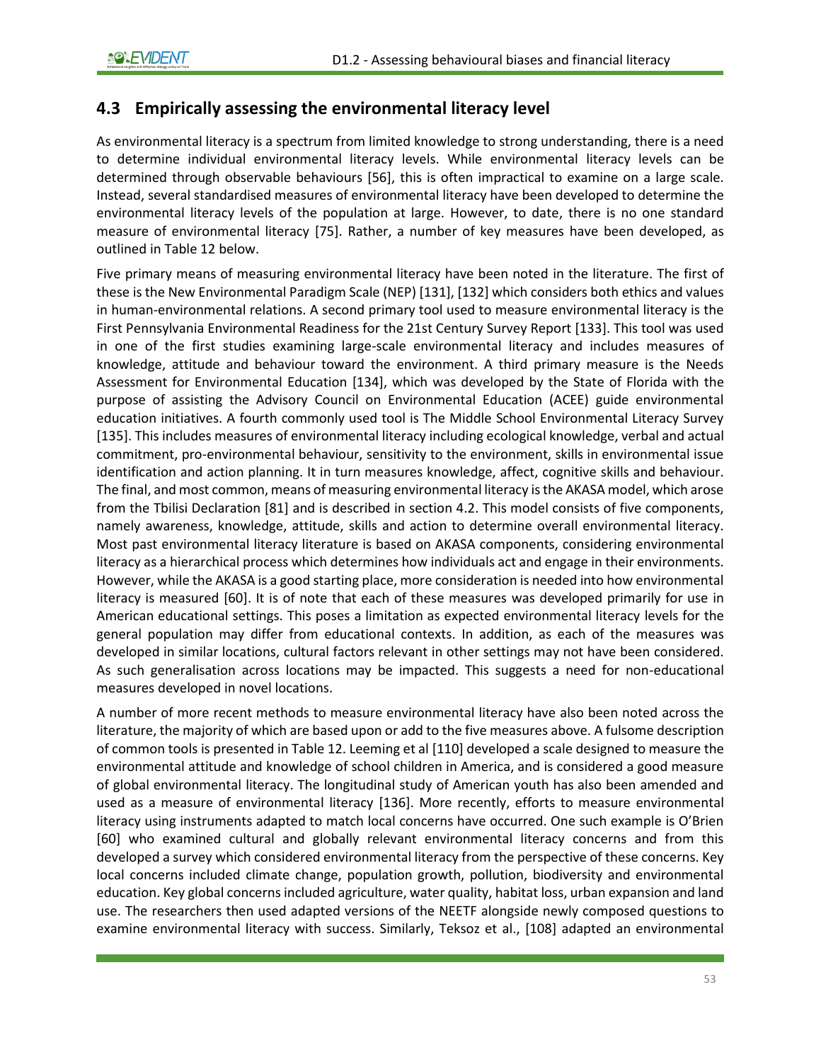## 4.3 Empirically assessing the environmental literacy level

As environmental literacy is a spectrum from limited knowledge to strong understanding, there is a need to determine individual environmental literacy levels. While environmental literacy levels can be determined through observable behaviours [56], this is often impractical to examine on a large scale. Instead, several standardised measures of environmental literacy have been developed to determine the environmental literacy levels of the population at large. However, to date, there is no one standard measure of environmental literacy [75]. Rather, a number of key measures have been developed, as outlined in Table 12 below.

Five primary means of measuring environmental literacy have been noted in the literature. The first of these is the New Environmental Paradigm Scale (NEP) [131], [132] which considers both ethics and values in human-environmental relations. A second primary tool used to measure environmental literacy is the First Pennsylvania Environmental Readiness for the 21st Century Survey Report [133]. This tool was used in one of the first studies examining large-scale environmental literacy and includes measures of knowledge, attitude and behaviour toward the environment. A third primary measure is the Needs Assessment for Environmental Education [134], which was developed by the State of Florida with the purpose of assisting the Advisory Council on Environmental Education (ACEE) guide environmental education initiatives. A fourth commonly used tool is The Middle School Environmental Literacy Survey [135]. This includes measures of environmental literacy including ecological knowledge, verbal and actual commitment, pro-environmental behaviour, sensitivity to the environment, skills in environmental issue identification and action planning. It in turn measures knowledge, affect, cognitive skills and behaviour. The final, and most common, means of measuring environmental literacy is the AKASA model, which arose from the Tbilisi Declaration [81] and is described in section 4.2. This model consists of five components, namely awareness, knowledge, attitude, skills and action to determine overall environmental literacy. Most past environmental literacy literature is based on AKASA components, considering environmental literacy as a hierarchical process which determines how individuals act and engage in their environments. However, while the AKASA is a good starting place, more consideration is needed into how environmental literacy is measured [60]. It is of note that each of these measures was developed primarily for use in American educational settings. This poses a limitation as expected environmental literacy levels for the general population may differ from educational contexts. In addition, as each of the measures was developed in similar locations, cultural factors relevant in other settings may not have been considered. As such generalisation across locations may be impacted. This suggests a need for non-educational measures developed in novel locations.

A number of more recent methods to measure environmental literacy have also been noted across the literature, the majority of which are based upon or add to the five measures above. A fulsome description of common tools is presented in Table 12. Leeming et al [110] developed a scale designed to measure the environmental attitude and knowledge of school children in America, and is considered a good measure of global environmental literacy. The longitudinal study of American youth has also been amended and used as a measure of environmental literacy [136]. More recently, efforts to measure environmental literacy using instruments adapted to match local concerns have occurred. One such example is O'Brien [60] who examined cultural and globally relevant environmental literacy concerns and from this developed a survey which considered environmental literacy from the perspective of these concerns. Key local concerns included climate change, population growth, pollution, biodiversity and environmental education. Key global concerns included agriculture, water quality, habitat loss, urban expansion and land use. The researchers then used adapted versions of the NEETF alongside newly composed questions to examine environmental literacy with success. Similarly, Teksoz et al., [108] adapted an environmental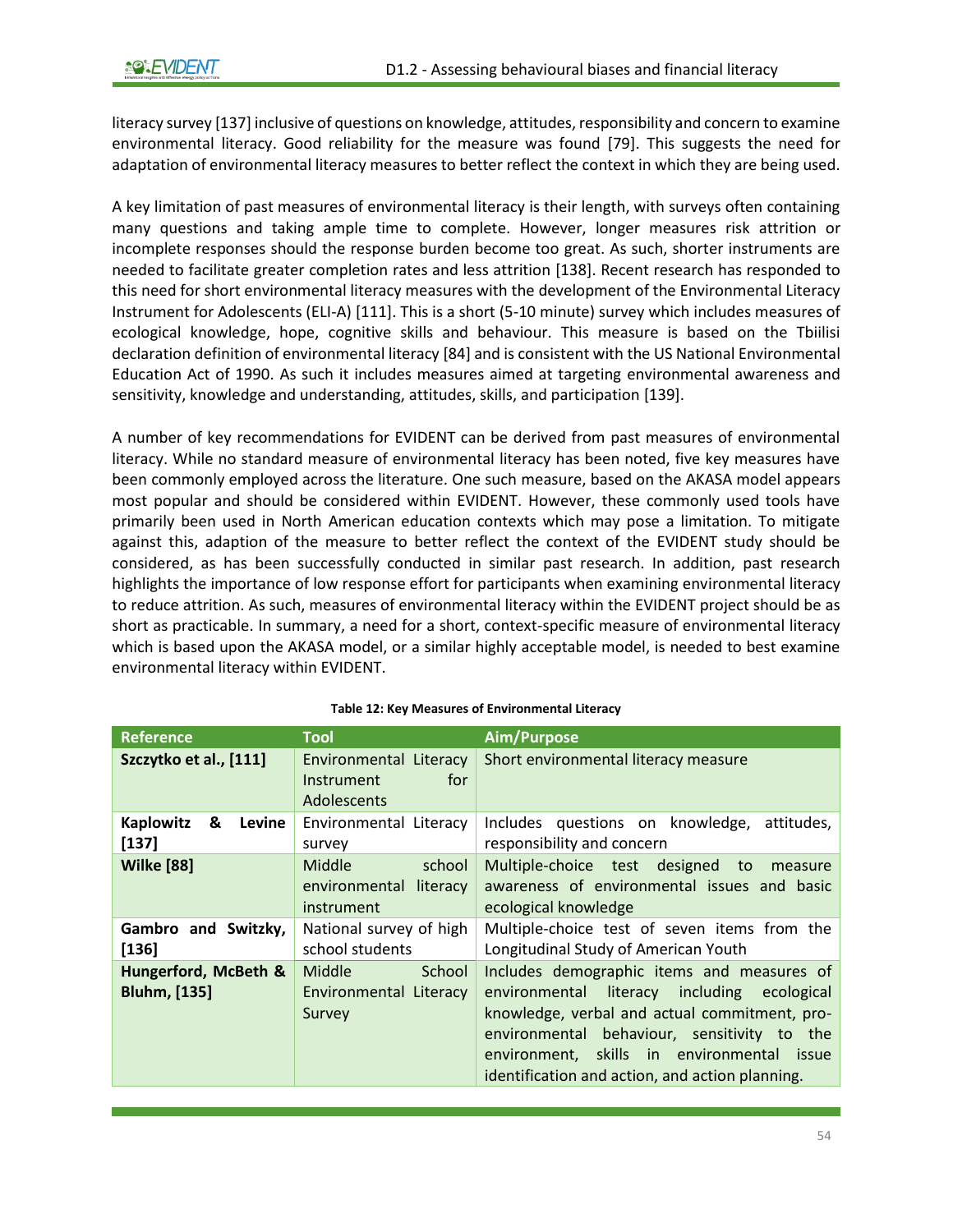literacy survey [137] inclusive of questions on knowledge, attitudes, responsibility and concern to examine environmental literacy. Good reliability for the measure was found [79]. This suggests the need for adaptation of environmental literacy measures to better reflect the context in which they are being used.

A key limitation of past measures of environmental literacy is their length, with surveys often containing many questions and taking ample time to complete. However, longer measures risk attrition or incomplete responses should the response burden become too great. As such, shorter instruments are needed to facilitate greater completion rates and less attrition [138]. Recent research has responded to this need for short environmental literacy measures with the development of the Environmental Literacy Instrument for Adolescents (ELI-A) [111]. This is a short (5-10 minute) survey which includes measures of ecological knowledge, hope, cognitive skills and behaviour. This measure is based on the Tbiilisi declaration definition of environmental literacy [84] and is consistent with the US National Environmental Education Act of 1990. As such it includes measures aimed at targeting environmental awareness and sensitivity, knowledge and understanding, attitudes, skills, and participation [139].

A number of key recommendations for EVIDENT can be derived from past measures of environmental literacy. While no standard measure of environmental literacy has been noted, five key measures have been commonly employed across the literature. One such measure, based on the AKASA model appears most popular and should be considered within EVIDENT. However, these commonly used tools have primarily been used in North American education contexts which may pose a limitation. To mitigate against this, adaption of the measure to better reflect the context of the EVIDENT study should be considered, as has been successfully conducted in similar past research. In addition, past research highlights the importance of low response effort for participants when examining environmental literacy to reduce attrition. As such, measures of environmental literacy within the EVIDENT project should be as short as practicable. In summary, a need for a short, context-specific measure of environmental literacy which is based upon the AKASA model, or a similar highly acceptable model, is needed to best examine environmental literacy within EVIDENT.

**Table 12: Key Measures of Environmental Literacy**

| Reference | Tool | Aim/Purpose |
|---|---|---|
| **Szczytko et al., [111]** | Environmental Literacy Instrument for Adolescents | Short environmental literacy measure |
| **Kaplowitz & Levine [137]** | Environmental Literacy survey | Includes questions on knowledge, attitudes, responsibility and concern |
| **Wilke [88]** | Middle school environmental literacy instrument | Multiple-choice test designed to measure awareness of environmental issues and basic ecological knowledge |
| **Gambro and Switzky, [136]** | National survey of high school students | Multiple-choice test of seven items from the Longitudinal Study of American Youth |
| **Hungerford, McBeth & Bluhm, [135]** | Middle School Environmental Literacy Survey | Includes demographic items and measures of environmental literacy including ecological knowledge, verbal and actual commitment, pro-environmental behaviour, sensitivity to the environment, skills in environmental issue identification and action, and action planning. |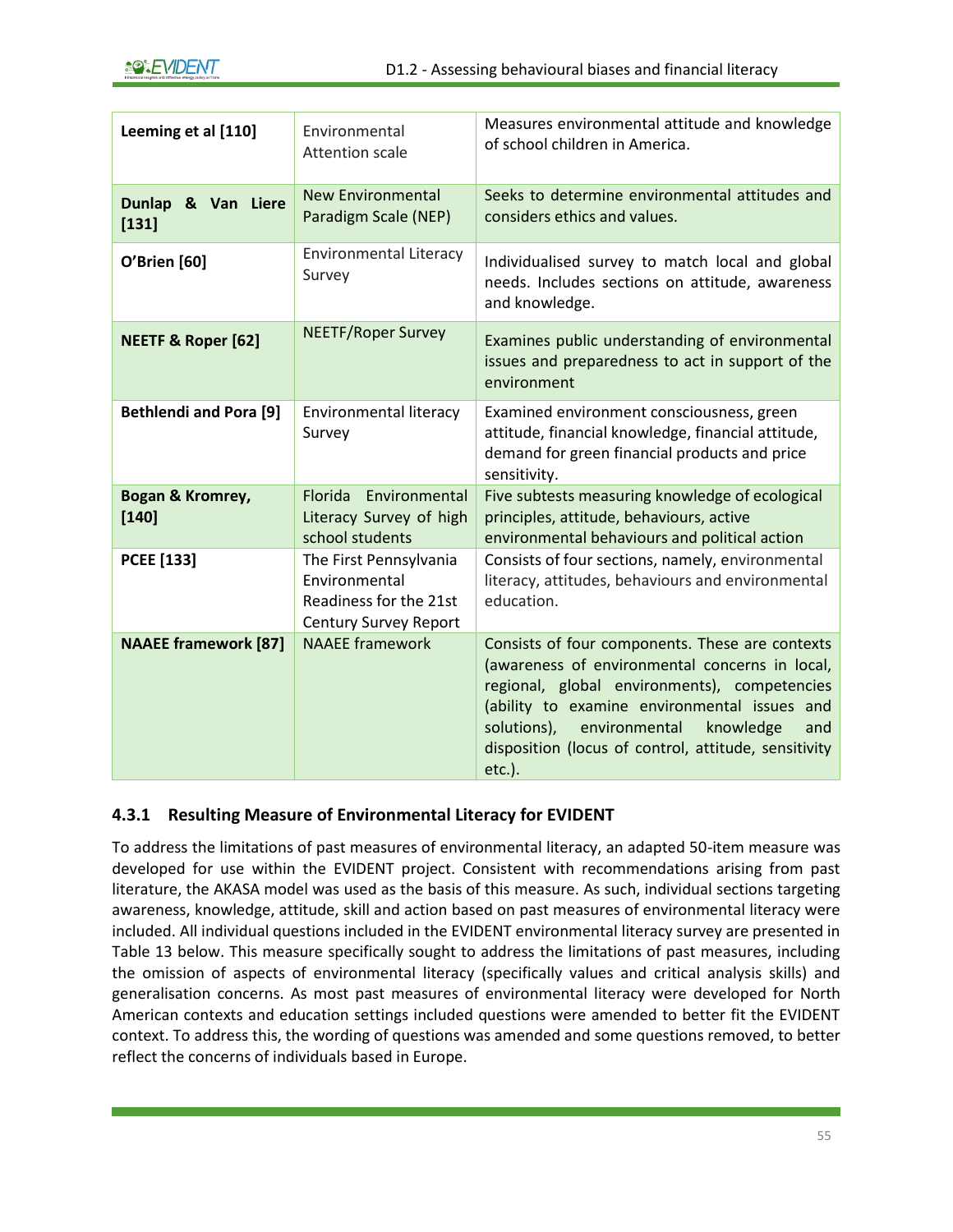| | | |
|---|---|---|
| **Leeming et al [110]** | Environmental Attention scale | Measures environmental attitude and knowledge of school children in America. |
| **Dunlap & Van Liere [131]** | New Environmental Paradigm Scale (NEP) | Seeks to determine environmental attitudes and considers ethics and values. |
| **O'Brien [60]** | Environmental Literacy Survey | Individualised survey to match local and global needs. Includes sections on attitude, awareness and knowledge. |
| **NEETF & Roper [62]** | NEETF/Roper Survey | Examines public understanding of environmental issues and preparedness to act in support of the environment |
| **Bethlendi and Pora [9]** | Environmental literacy Survey | Examined environment consciousness, green attitude, financial knowledge, financial attitude, demand for green financial products and price sensitivity. |
| **Bogan & Kromrey, [140]** | Florida Environmental Literacy Survey of high school students | Five subtests measuring knowledge of ecological principles, attitude, behaviours, active environmental behaviours and political action |
| **PCEE [133]** | The First Pennsylvania Environmental Readiness for the 21st Century Survey Report | Consists of four sections, namely, environmental literacy, attitudes, behaviours and environmental education. |
| **NAAEE framework [87]** | NAAEE framework | Consists of four components. These are contexts (awareness of environmental concerns in local, regional, global environments), competencies (ability to examine environmental issues and solutions), environmental knowledge and disposition (locus of control, attitude, sensitivity etc.). |

### 4.3.1 Resulting Measure of Environmental Literacy for EVIDENT

To address the limitations of past measures of environmental literacy, an adapted 50-item measure was developed for use within the EVIDENT project. Consistent with recommendations arising from past literature, the AKASA model was used as the basis of this measure. As such, individual sections targeting awareness, knowledge, attitude, skill and action based on past measures of environmental literacy were included. All individual questions included in the EVIDENT environmental literacy survey are presented in Table 13 below. This measure specifically sought to address the limitations of past measures, including the omission of aspects of environmental literacy (specifically values and critical analysis skills) and generalisation concerns. As most past measures of environmental literacy were developed for North American contexts and education settings included questions were amended to better fit the EVIDENT context. To address this, the wording of questions was amended and some questions removed, to better reflect the concerns of individuals based in Europe.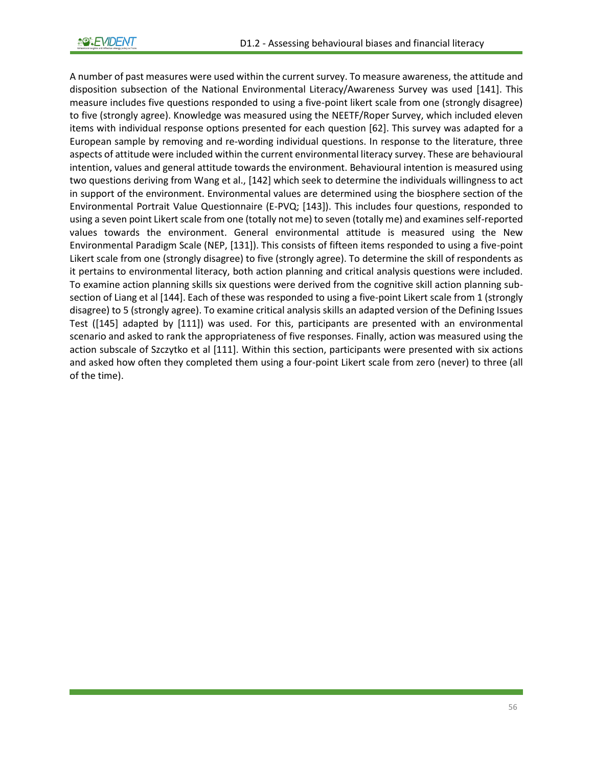A number of past measures were used within the current survey. To measure awareness, the attitude and disposition subsection of the National Environmental Literacy/Awareness Survey was used [141]. This measure includes five questions responded to using a five-point likert scale from one (strongly disagree) to five (strongly agree). Knowledge was measured using the NEETF/Roper Survey, which included eleven items with individual response options presented for each question [62]. This survey was adapted for a European sample by removing and re-wording individual questions. In response to the literature, three aspects of attitude were included within the current environmental literacy survey. These are behavioural intention, values and general attitude towards the environment. Behavioural intention is measured using two questions deriving from Wang et al., [142] which seek to determine the individuals willingness to act in support of the environment. Environmental values are determined using the biosphere section of the Environmental Portrait Value Questionnaire (E-PVQ; [143]). This includes four questions, responded to using a seven point Likert scale from one (totally not me) to seven (totally me) and examines self-reported values towards the environment. General environmental attitude is measured using the New Environmental Paradigm Scale (NEP, [131]). This consists of fifteen items responded to using a five-point Likert scale from one (strongly disagree) to five (strongly agree). To determine the skill of respondents as it pertains to environmental literacy, both action planning and critical analysis questions were included. To examine action planning skills six questions were derived from the cognitive skill action planning sub-section of Liang et al [144]. Each of these was responded to using a five-point Likert scale from 1 (strongly disagree) to 5 (strongly agree). To examine critical analysis skills an adapted version of the Defining Issues Test ([145] adapted by [111]) was used. For this, participants are presented with an environmental scenario and asked to rank the appropriateness of five responses. Finally, action was measured using the action subscale of Szczytko et al [111]. Within this section, participants were presented with six actions and asked how often they completed them using a four-point Likert scale from zero (never) to three (all of the time).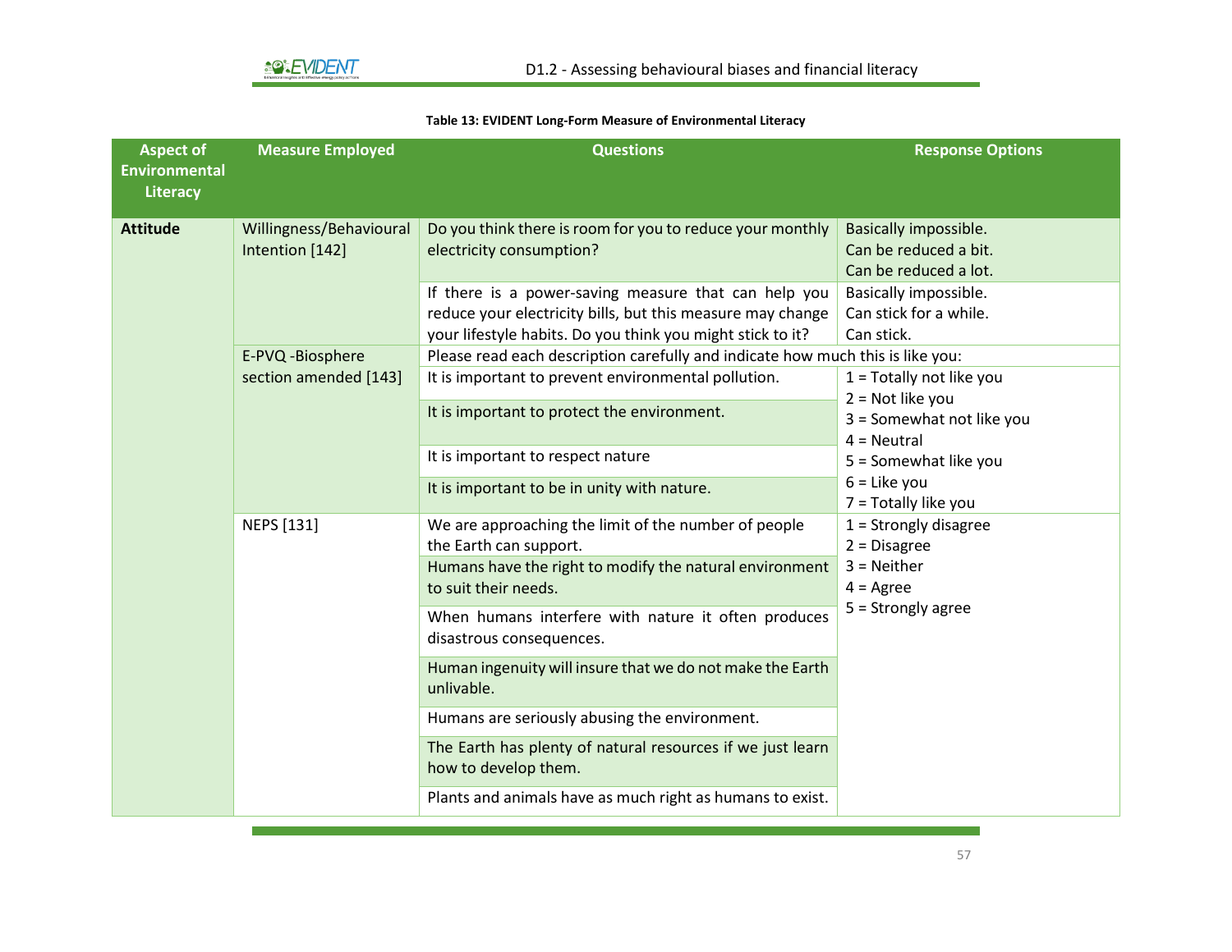**Table 13: EVIDENT Long-Form Measure of Environmental Literacy**

| Aspect of Environmental Literacy | Measure Employed | Questions | Response Options |
|---|---|---|---|
| **Attitude** | Willingness/Behavioural Intention [142] | Do you think there is room for you to reduce your monthly electricity consumption? | Basically impossible.<br>Can be reduced a bit.<br>Can be reduced a lot. |
| | | If there is a power-saving measure that can help you reduce your electricity bills, but this measure may change your lifestyle habits. Do you think you might stick to it? | Basically impossible.<br>Can stick for a while.<br>Can stick. |
| | E-PVQ -Biosphere section amended [143] | Please read each description carefully and indicate how much this is like you: | |
| | | It is important to prevent environmental pollution. | 1 = Totally not like you<br>2 = Not like you<br>3 = Somewhat not like you<br>4 = Neutral<br>5 = Somewhat like you<br>6 = Like you<br>7 = Totally like you |
| | | It is important to protect the environment. | |
| | | It is important to respect nature | |
| | | It is important to be in unity with nature. | |
| | NEPS [131] | We are approaching the limit of the number of people the Earth can support. | 1 = Strongly disagree<br>2 = Disagree<br>3 = Neither<br>4 = Agree<br>5 = Strongly agree |
| | | Humans have the right to modify the natural environment to suit their needs. | |
| | | When humans interfere with nature it often produces disastrous consequences. | |
| | | Human ingenuity will insure that we do not make the Earth unlivable. | |
| | | Humans are seriously abusing the environment. | |
| | | The Earth has plenty of natural resources if we just learn how to develop them. | |
| | | Plants and animals have as much right as humans to exist. | |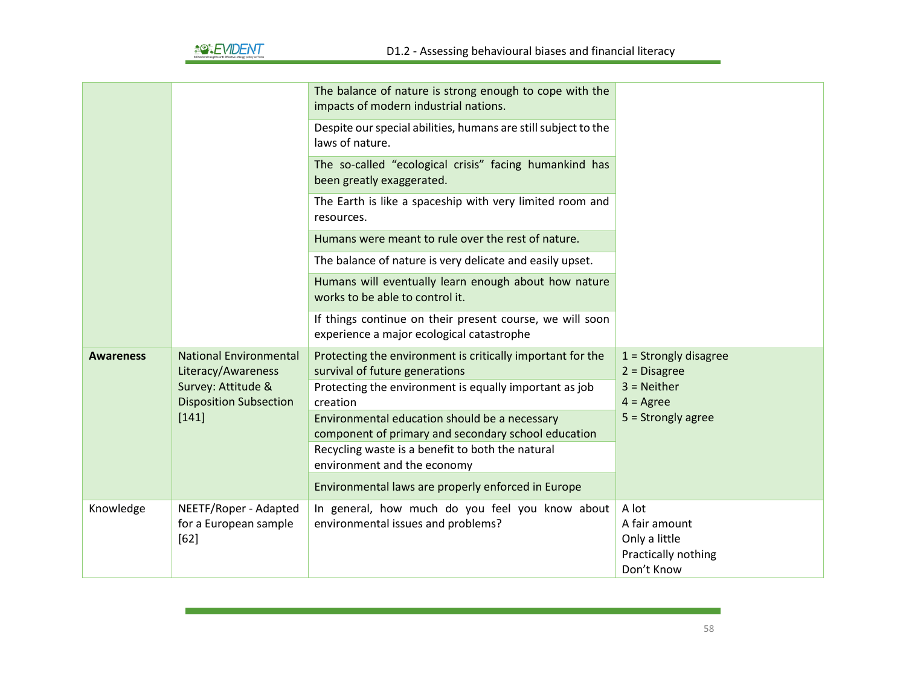| | | | |
|---|---|---|---|
| | | The balance of nature is strong enough to cope with the impacts of modern industrial nations. | |
| | | Despite our special abilities, humans are still subject to the laws of nature. | |
| | | The so-called "ecological crisis" facing humankind has been greatly exaggerated. | |
| | | The Earth is like a spaceship with very limited room and resources. | |
| | | Humans were meant to rule over the rest of nature. | |
| | | The balance of nature is very delicate and easily upset. | |
| | | Humans will eventually learn enough about how nature works to be able to control it. | |
| | | If things continue on their present course, we will soon experience a major ecological catastrophe | |
| **Awareness** | National Environmental Literacy/Awareness Survey: Attitude & Disposition Subsection [141] | Protecting the environment is critically important for the survival of future generations | 1 = Strongly disagree<br>2 = Disagree<br>3 = Neither<br>4 = Agree<br>5 = Strongly agree |
| | | Protecting the environment is equally important as job creation | |
| | | Environmental education should be a necessary component of primary and secondary school education | |
| | | Recycling waste is a benefit to both the natural environment and the economy | |
| | | Environmental laws are properly enforced in Europe | |
| Knowledge | NEETF/Roper - Adapted for a European sample [62] | In general, how much do you feel you know about environmental issues and problems? | A lot<br>A fair amount<br>Only a little<br>Practically nothing<br>Don't Know |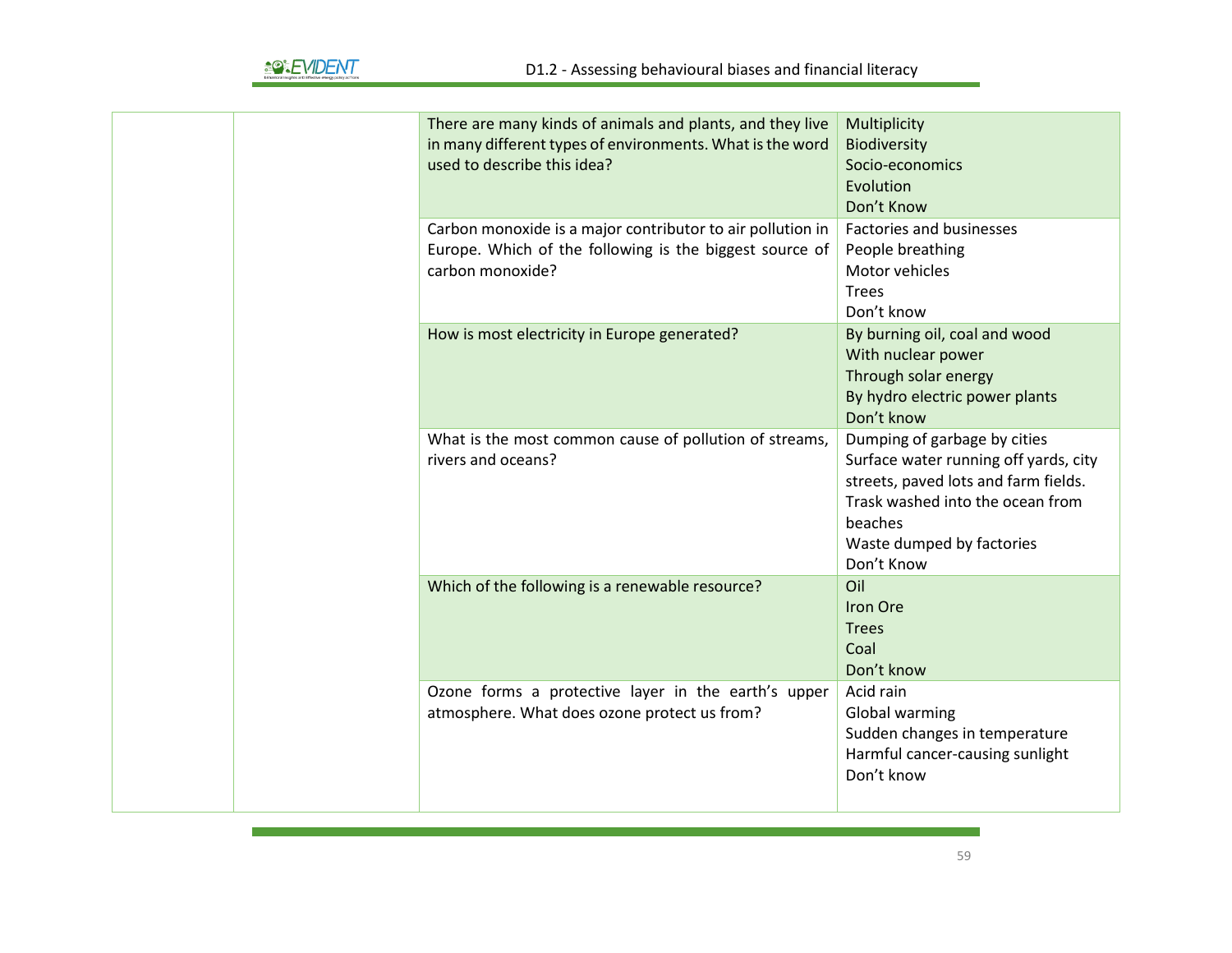| | | | |
|---|---|---|---|
| | | There are many kinds of animals and plants, and they live in many different types of environments. What is the word used to describe this idea? | Multiplicity<br>Biodiversity<br>Socio-economics<br>Evolution<br>Don't Know |
| | | Carbon monoxide is a major contributor to air pollution in Europe. Which of the following is the biggest source of carbon monoxide? | Factories and businesses<br>People breathing<br>Motor vehicles<br>Trees<br>Don't know |
| | | How is most electricity in Europe generated? | By burning oil, coal and wood<br>With nuclear power<br>Through solar energy<br>By hydro electric power plants<br>Don't know |
| | | What is the most common cause of pollution of streams, rivers and oceans? | Dumping of garbage by cities<br>Surface water running off yards, city streets, paved lots and farm fields.<br>Trask washed into the ocean from beaches<br>Waste dumped by factories<br>Don't Know |
| | | Which of the following is a renewable resource? | Oil<br>Iron Ore<br>Trees<br>Coal<br>Don't know |
| | | Ozone forms a protective layer in the earth's upper atmosphere. What does ozone protect us from? | Acid rain<br>Global warming<br>Sudden changes in temperature<br>Harmful cancer-causing sunlight<br>Don't know |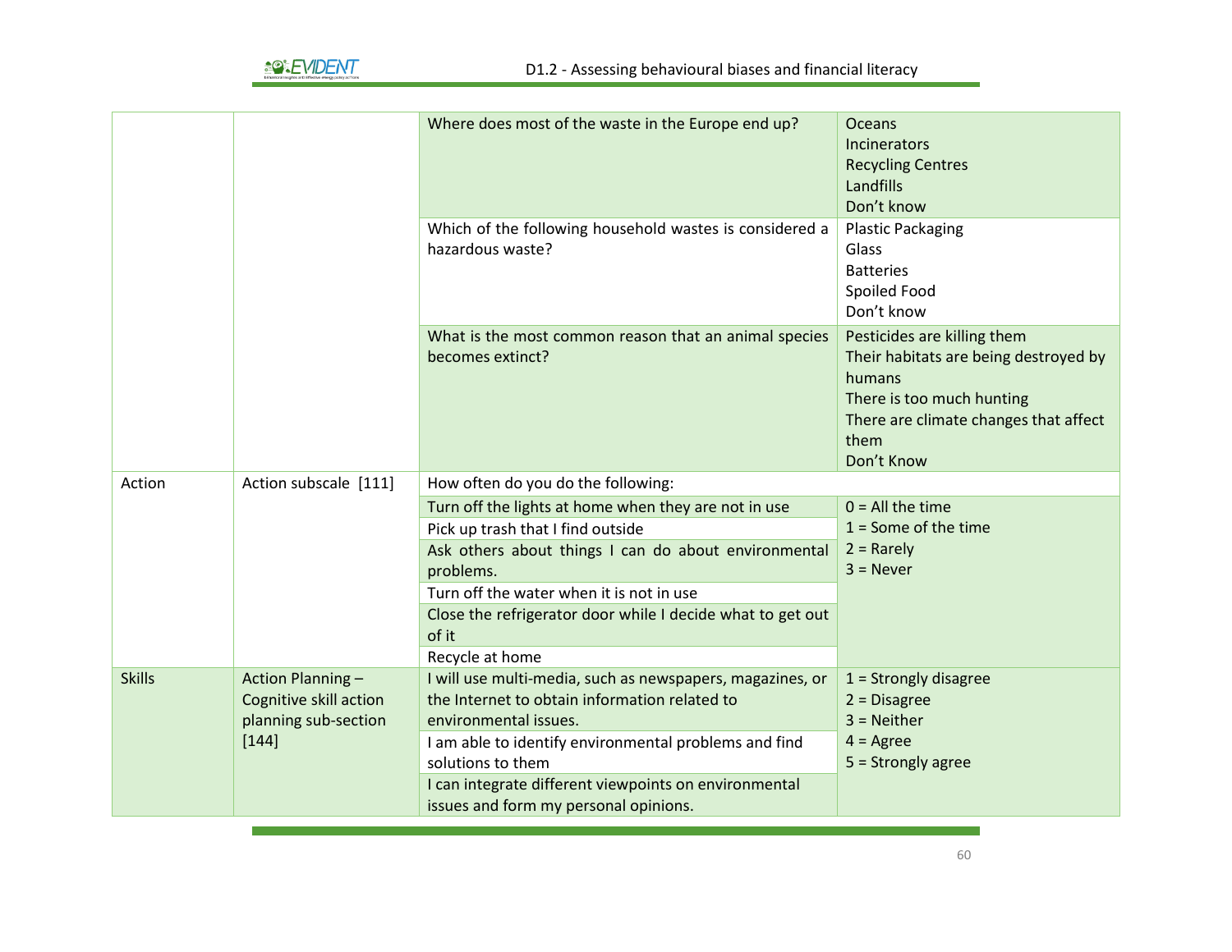| | | | |
|---|---|---|---|
| | | Where does most of the waste in the Europe end up? | Oceans<br>Incinerators<br>Recycling Centres<br>Landfills<br>Don't know |
| | | Which of the following household wastes is considered a hazardous waste? | Plastic Packaging<br>Glass<br>Batteries<br>Spoiled Food<br>Don't know |
| | | What is the most common reason that an animal species becomes extinct? | Pesticides are killing them<br>Their habitats are being destroyed by humans<br>There is too much hunting<br>There are climate changes that affect them<br>Don't Know |
| Action | Action subscale [111] | How often do you do the following: | |
| | | Turn off the lights at home when they are not in use | 0 = All the time<br>1 = Some of the time<br>2 = Rarely<br>3 = Never |
| | | Pick up trash that I find outside | |
| | | Ask others about things I can do about environmental problems. | |
| | | Turn off the water when it is not in use | |
| | | Close the refrigerator door while I decide what to get out of it | |
| | | Recycle at home | |
| Skills | Action Planning – Cognitive skill action planning sub-section [144] | I will use multi-media, such as newspapers, magazines, or the Internet to obtain information related to environmental issues. | 1 = Strongly disagree<br>2 = Disagree<br>3 = Neither<br>4 = Agree<br>5 = Strongly agree |
| | | I am able to identify environmental problems and find solutions to them | |
| | | I can integrate different viewpoints on environmental issues and form my personal opinions. | |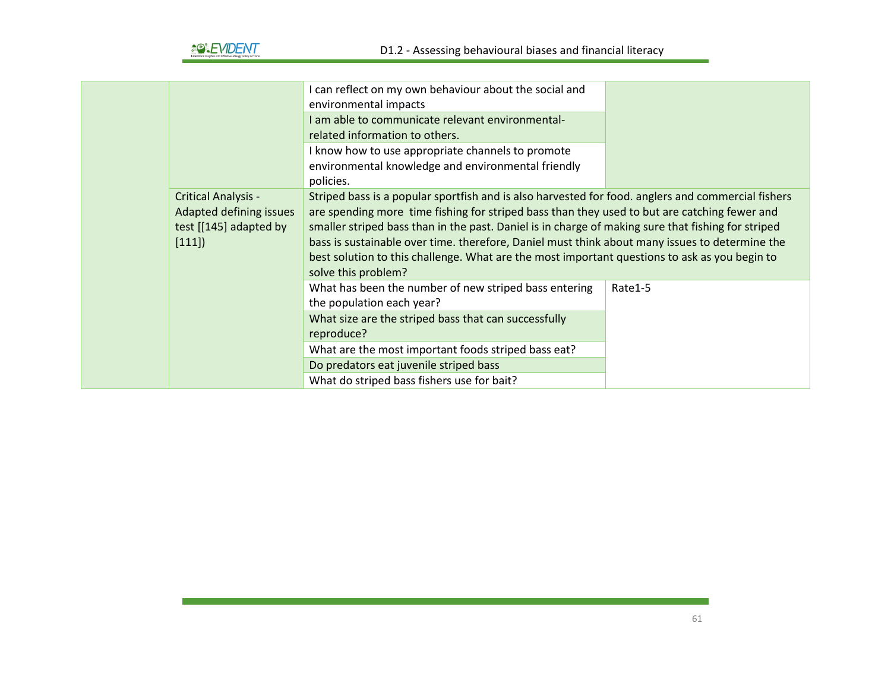| | | | |
|---|---|---|---|
| | | I can reflect on my own behaviour about the social and environmental impacts | |
| | | I am able to communicate relevant environmental-related information to others. | |
| | | I know how to use appropriate channels to promote environmental knowledge and environmental friendly policies. | |
| | Critical Analysis - Adapted defining issues test [[145] adapted by [111]) | Striped bass is a popular sportfish and is also harvested for food. anglers and commercial fishers are spending more time fishing for striped bass than they used to but are catching fewer and smaller striped bass than in the past. Daniel is in charge of making sure that fishing for striped bass is sustainable over time. therefore, Daniel must think about many issues to determine the best solution to this challenge. What are the most important questions to ask as you begin to solve this problem? | |
| | | What has been the number of new striped bass entering the population each year? | Rate1-5 |
| | | What size are the striped bass that can successfully reproduce? | |
| | | What are the most important foods striped bass eat? | |
| | | Do predators eat juvenile striped bass | |
| | | What do striped bass fishers use for bait? | |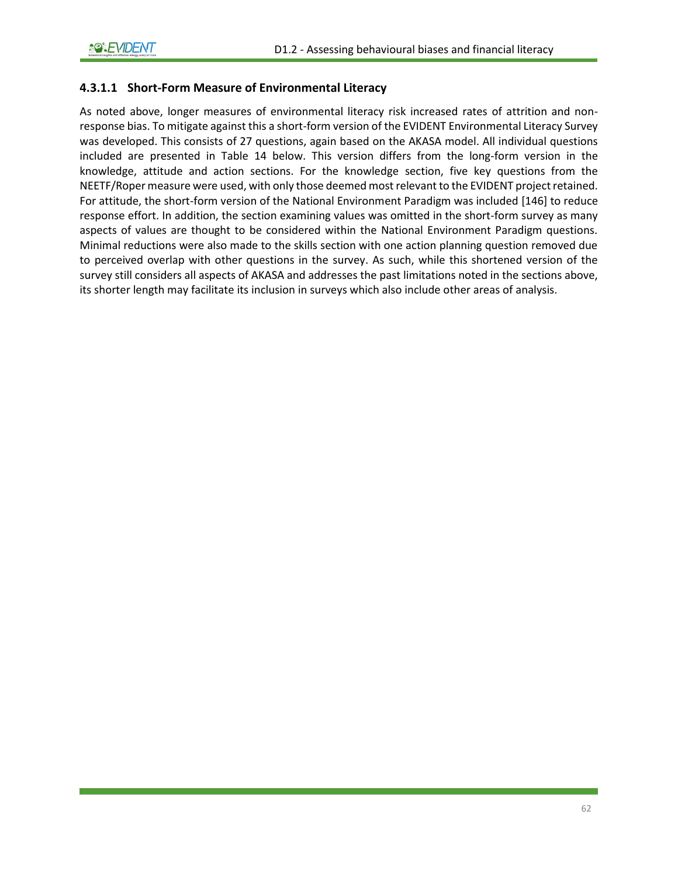#### 4.3.1.1 Short-Form Measure of Environmental Literacy

As noted above, longer measures of environmental literacy risk increased rates of attrition and non-response bias. To mitigate against this a short-form version of the EVIDENT Environmental Literacy Survey was developed. This consists of 27 questions, again based on the AKASA model. All individual questions included are presented in Table 14 below. This version differs from the long-form version in the knowledge, attitude and action sections. For the knowledge section, five key questions from the NEETF/Roper measure were used, with only those deemed most relevant to the EVIDENT project retained. For attitude, the short-form version of the National Environment Paradigm was included [146] to reduce response effort. In addition, the section examining values was omitted in the short-form survey as many aspects of values are thought to be considered within the National Environment Paradigm questions. Minimal reductions were also made to the skills section with one action planning question removed due to perceived overlap with other questions in the survey. As such, while this shortened version of the survey still considers all aspects of AKASA and addresses the past limitations noted in the sections above, its shorter length may facilitate its inclusion in surveys which also include other areas of analysis.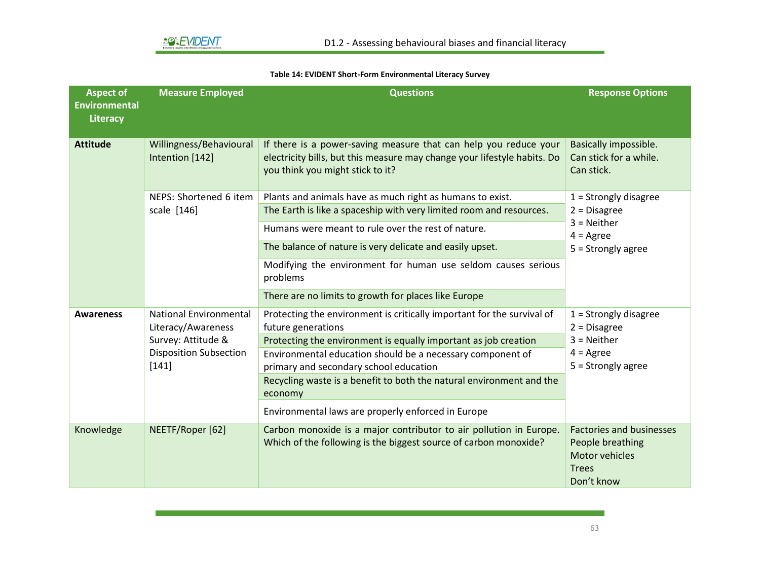**Table 14: EVIDENT Short-Form Environmental Literacy Survey**

| Aspect of Environmental Literacy | Measure Employed | Questions | Response Options |
|---|---|---|---|
| **Attitude** | Willingness/Behavioural Intention [142] | If there is a power-saving measure that can help you reduce your electricity bills, but this measure may change your lifestyle habits. Do you think you might stick to it? | Basically impossible.<br>Can stick for a while.<br>Can stick. |
| | NEPS: Shortened 6 item scale [146] | Plants and animals have as much right as humans to exist. | 1 = Strongly disagree<br>2 = Disagree<br>3 = Neither<br>4 = Agree<br>5 = Strongly agree |
| | | The Earth is like a spaceship with very limited room and resources. | |
| | | Humans were meant to rule over the rest of nature. | |
| | | The balance of nature is very delicate and easily upset. | |
| | | Modifying the environment for human use seldom causes serious problems | |
| | | There are no limits to growth for places like Europe | |
| **Awareness** | National Environmental Literacy/Awareness Survey: Attitude & Disposition Subsection [141] | Protecting the environment is critically important for the survival of future generations | 1 = Strongly disagree<br>2 = Disagree<br>3 = Neither<br>4 = Agree<br>5 = Strongly agree |
| | | Protecting the environment is equally important as job creation | |
| | | Environmental education should be a necessary component of primary and secondary school education | |
| | | Recycling waste is a benefit to both the natural environment and the economy | |
| | | Environmental laws are properly enforced in Europe | |
| Knowledge | NEETF/Roper [62] | Carbon monoxide is a major contributor to air pollution in Europe. Which of the following is the biggest source of carbon monoxide? | Factories and businesses<br>People breathing<br>Motor vehicles<br>Trees<br>Don't know |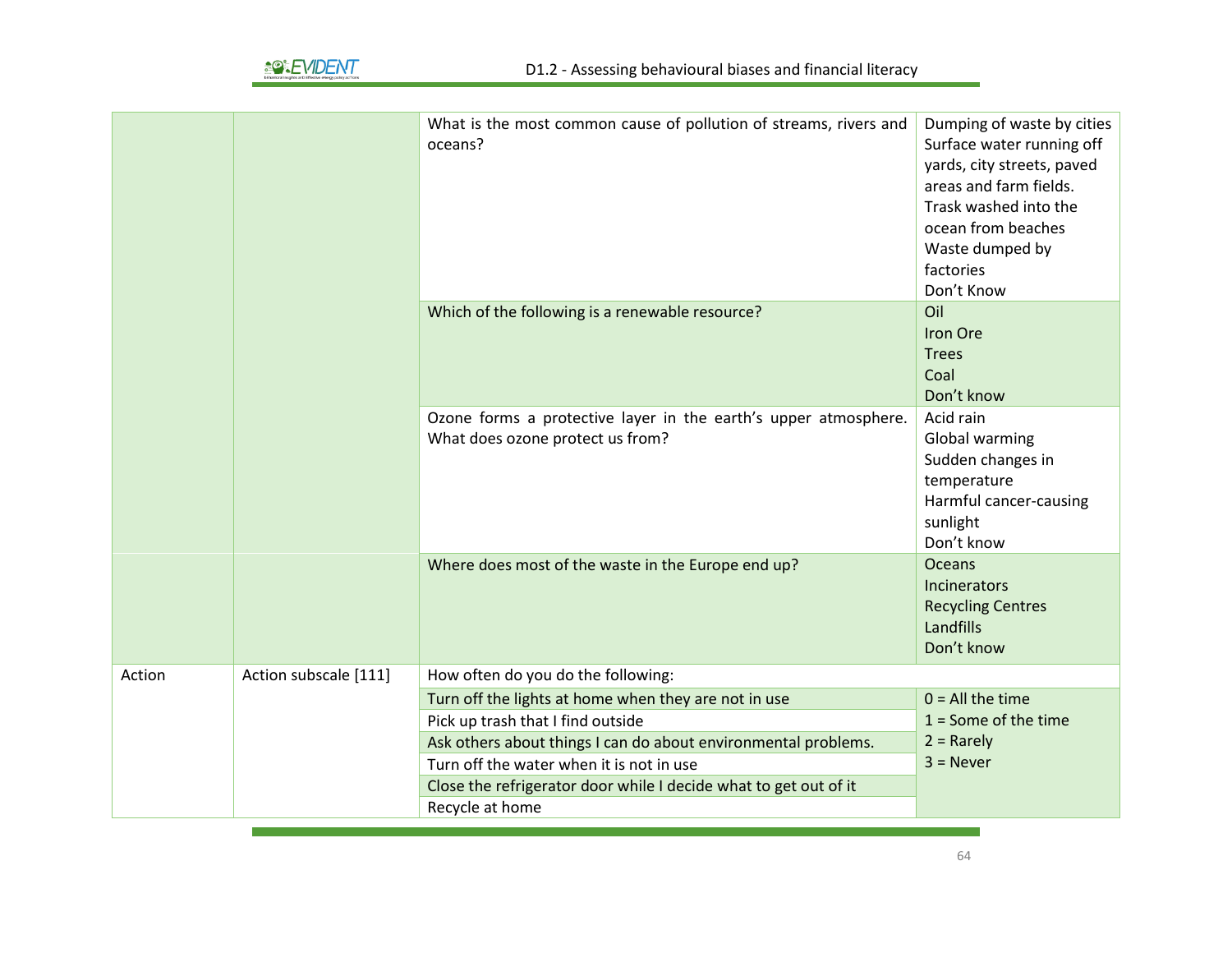| | | | |
|---|---|---|---|
| | | What is the most common cause of pollution of streams, rivers and oceans? | Dumping of waste by cities<br>Surface water running off yards, city streets, paved areas and farm fields.<br>Trask washed into the ocean from beaches<br>Waste dumped by factories<br>Don't Know |
| | | Which of the following is a renewable resource? | Oil<br>Iron Ore<br>Trees<br>Coal<br>Don't know |
| | | Ozone forms a protective layer in the earth's upper atmosphere. What does ozone protect us from? | Acid rain<br>Global warming<br>Sudden changes in temperature<br>Harmful cancer-causing sunlight<br>Don't know |
| | | Where does most of the waste in the Europe end up? | Oceans<br>Incinerators<br>Recycling Centres<br>Landfills<br>Don't know |
| Action | Action subscale [111] | How often do you do the following: | |
| | | Turn off the lights at home when they are not in use | 0 = All the time<br>1 = Some of the time<br>2 = Rarely<br>3 = Never |
| | | Pick up trash that I find outside | |
| | | Ask others about things I can do about environmental problems. | |
| | | Turn off the water when it is not in use | |
| | | Close the refrigerator door while I decide what to get out of it | |
| | | Recycle at home | |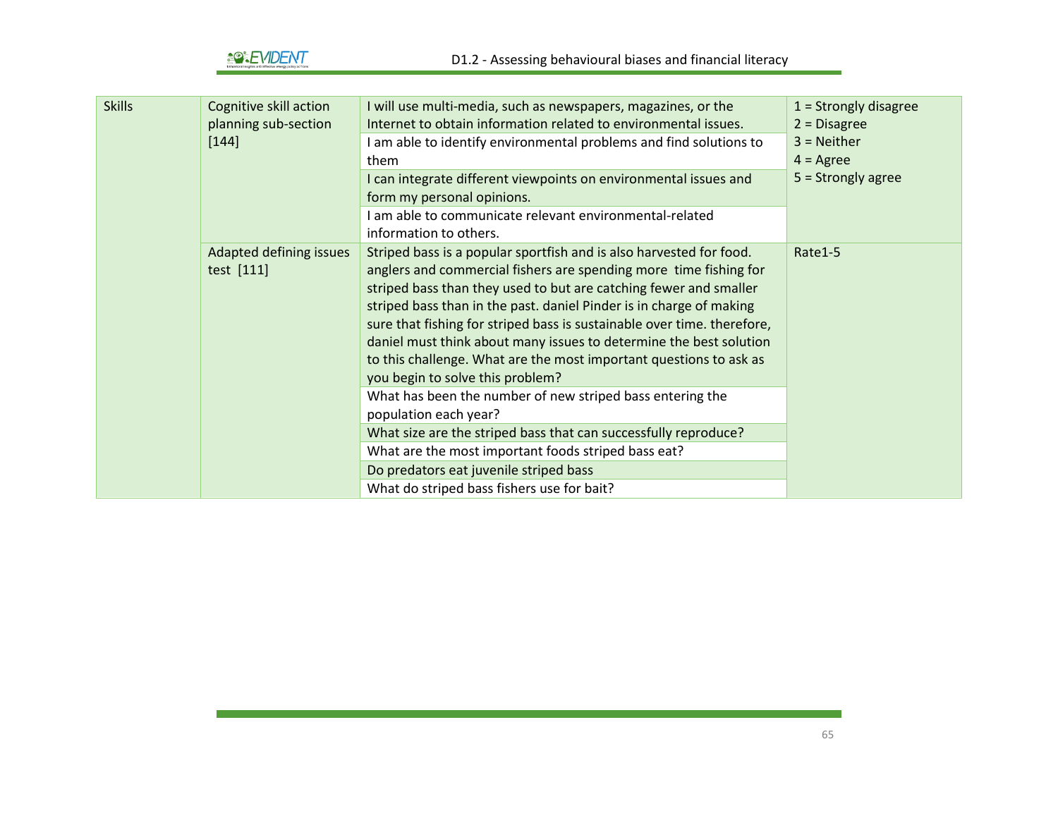| Skills | Cognitive skill action planning sub-section [144] | I will use multi-media, such as newspapers, magazines, or the Internet to obtain information related to environmental issues. | 1 = Strongly disagree<br>2 = Disagree<br>3 = Neither<br>4 = Agree<br>5 = Strongly agree |
|---|---|---|---|
| | | I am able to identify environmental problems and find solutions to them | |
| | | I can integrate different viewpoints on environmental issues and form my personal opinions. | |
| | | I am able to communicate relevant environmental-related information to others. | |
| | Adapted defining issues test [111] | Striped bass is a popular sportfish and is also harvested for food. anglers and commercial fishers are spending more time fishing for striped bass than they used to but are catching fewer and smaller striped bass than in the past. daniel Pinder is in charge of making sure that fishing for striped bass is sustainable over time. therefore, daniel must think about many issues to determine the best solution to this challenge. What are the most important questions to ask as you begin to solve this problem? | Rate1-5 |
| | | What has been the number of new striped bass entering the population each year? | |
| | | What size are the striped bass that can successfully reproduce? | |
| | | What are the most important foods striped bass eat? | |
| | | Do predators eat juvenile striped bass | |
| | | What do striped bass fishers use for bait? | |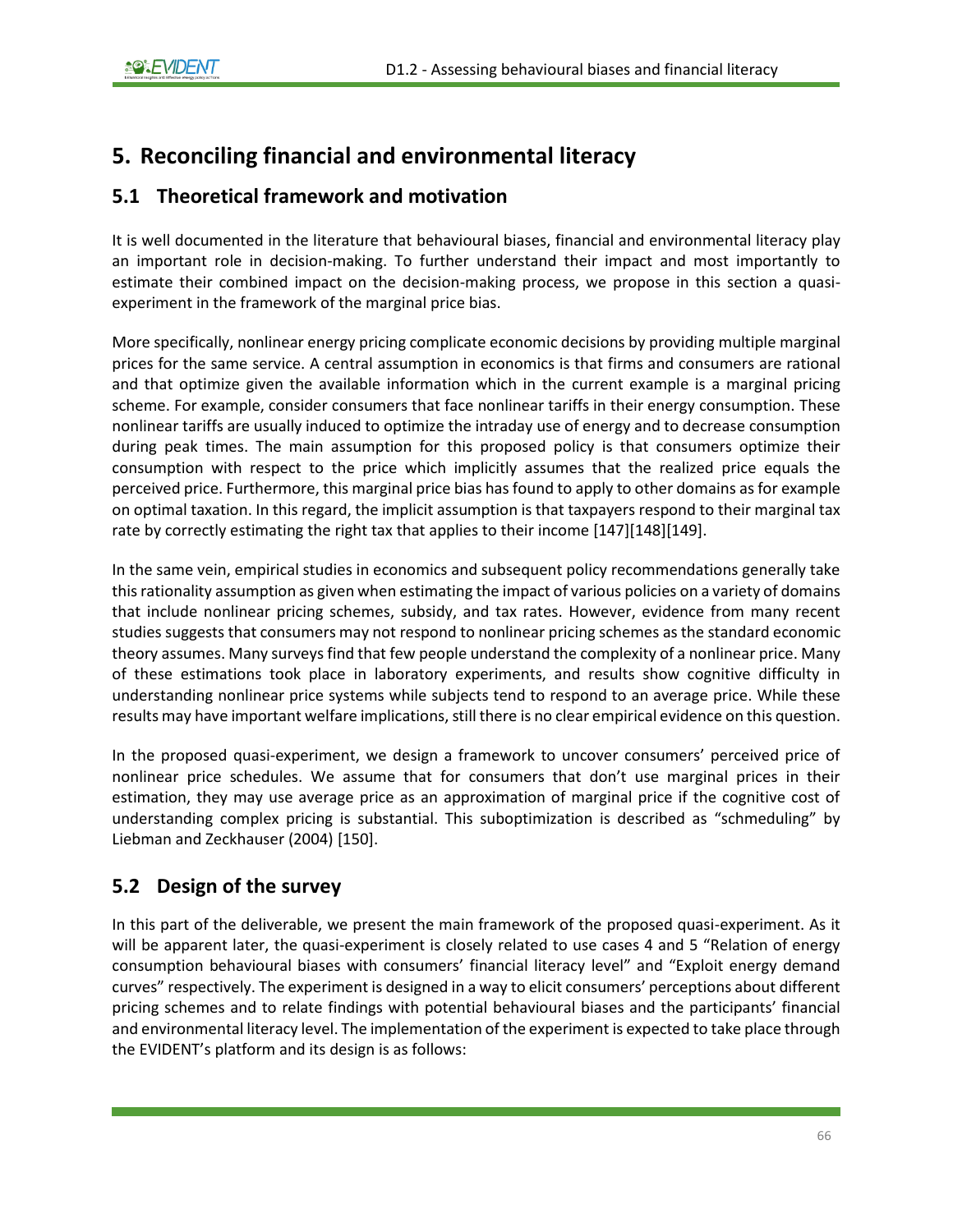# 5. Reconciling financial and environmental literacy

## 5.1 Theoretical framework and motivation

It is well documented in the literature that behavioural biases, financial and environmental literacy play an important role in decision-making. To further understand their impact and most importantly to estimate their combined impact on the decision-making process, we propose in this section a quasi-experiment in the framework of the marginal price bias.

More specifically, nonlinear energy pricing complicate economic decisions by providing multiple marginal prices for the same service. A central assumption in economics is that firms and consumers are rational and that optimize given the available information which in the current example is a marginal pricing scheme. For example, consider consumers that face nonlinear tariffs in their energy consumption. These nonlinear tariffs are usually induced to optimize the intraday use of energy and to decrease consumption during peak times. The main assumption for this proposed policy is that consumers optimize their consumption with respect to the price which implicitly assumes that the realized price equals the perceived price. Furthermore, this marginal price bias has found to apply to other domains as for example on optimal taxation. In this regard, the implicit assumption is that taxpayers respond to their marginal tax rate by correctly estimating the right tax that applies to their income [147][148][149].

In the same vein, empirical studies in economics and subsequent policy recommendations generally take this rationality assumption as given when estimating the impact of various policies on a variety of domains that include nonlinear pricing schemes, subsidy, and tax rates. However, evidence from many recent studies suggests that consumers may not respond to nonlinear pricing schemes as the standard economic theory assumes. Many surveys find that few people understand the complexity of a nonlinear price. Many of these estimations took place in laboratory experiments, and results show cognitive difficulty in understanding nonlinear price systems while subjects tend to respond to an average price. While these results may have important welfare implications, still there is no clear empirical evidence on this question.

In the proposed quasi-experiment, we design a framework to uncover consumers' perceived price of nonlinear price schedules. We assume that for consumers that don't use marginal prices in their estimation, they may use average price as an approximation of marginal price if the cognitive cost of understanding complex pricing is substantial. This suboptimization is described as "schmeduling" by Liebman and Zeckhauser (2004) [150].

## 5.2 Design of the survey

In this part of the deliverable, we present the main framework of the proposed quasi-experiment. As it will be apparent later, the quasi-experiment is closely related to use cases 4 and 5 "Relation of energy consumption behavioural biases with consumers' financial literacy level" and "Exploit energy demand curves" respectively. The experiment is designed in a way to elicit consumers' perceptions about different pricing schemes and to relate findings with potential behavioural biases and the participants' financial and environmental literacy level. The implementation of the experiment is expected to take place through the EVIDENT's platform and its design is as follows: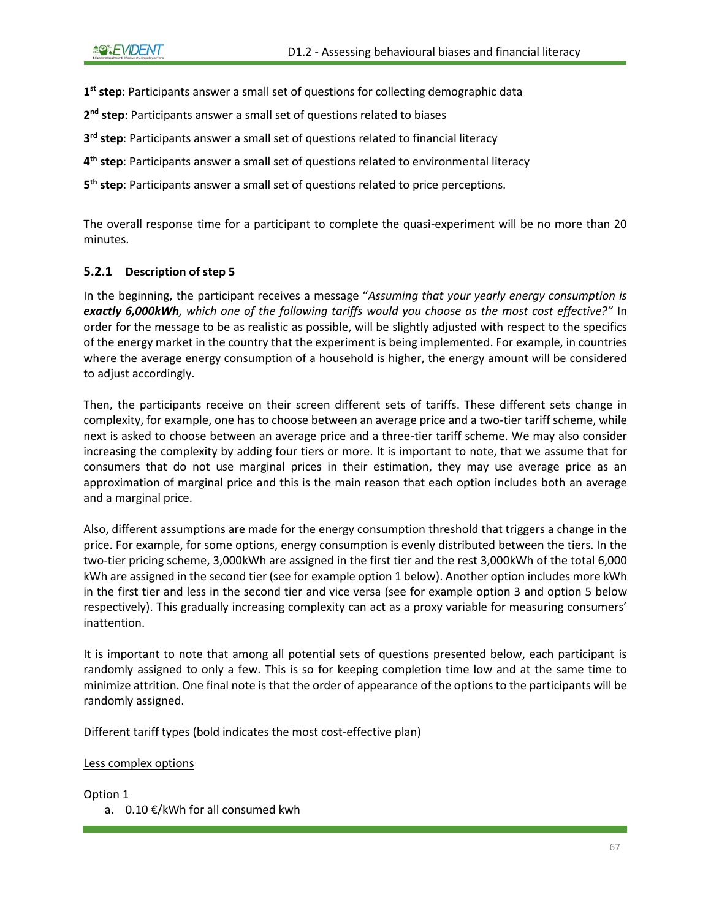**1[st] step**: Participants answer a small set of questions for collecting demographic data

**2[nd] step**: Participants answer a small set of questions related to biases

**3[rd] step**: Participants answer a small set of questions related to financial literacy

**4[th] step**: Participants answer a small set of questions related to environmental literacy

**5[th] step**: Participants answer a small set of questions related to price perceptions.

The overall response time for a participant to complete the quasi-experiment will be no more than 20 minutes.

### 5.2.1 Description of step 5

In the beginning, the participant receives a message "*Assuming that your yearly energy consumption is **exactly 6,000kWh**, which one of the following tariffs would you choose as the most cost effective?"* In order for the message to be as realistic as possible, will be slightly adjusted with respect to the specifics of the energy market in the country that the experiment is being implemented. For example, in countries where the average energy consumption of a household is higher, the energy amount will be considered to adjust accordingly.

Then, the participants receive on their screen different sets of tariffs. These different sets change in complexity, for example, one has to choose between an average price and a two-tier tariff scheme, while next is asked to choose between an average price and a three-tier tariff scheme. We may also consider increasing the complexity by adding four tiers or more. It is important to note, that we assume that for consumers that do not use marginal prices in their estimation, they may use average price as an approximation of marginal price and this is the main reason that each option includes both an average and a marginal price.

Also, different assumptions are made for the energy consumption threshold that triggers a change in the price. For example, for some options, energy consumption is evenly distributed between the tiers. In the two-tier pricing scheme, 3,000kWh are assigned in the first tier and the rest 3,000kWh of the total 6,000 kWh are assigned in the second tier (see for example option 1 below). Another option includes more kWh in the first tier and less in the second tier and vice versa (see for example option 3 and option 5 below respectively). This gradually increasing complexity can act as a proxy variable for measuring consumers' inattention.

It is important to note that among all potential sets of questions presented below, each participant is randomly assigned to only a few. This is so for keeping completion time low and at the same time to minimize attrition. One final note is that the order of appearance of the options to the participants will be randomly assigned.

Different tariff types (bold indicates the most cost-effective plan)

<u>Less complex options</u>

Option 1

a. 0.10 €/kWh for all consumed kwh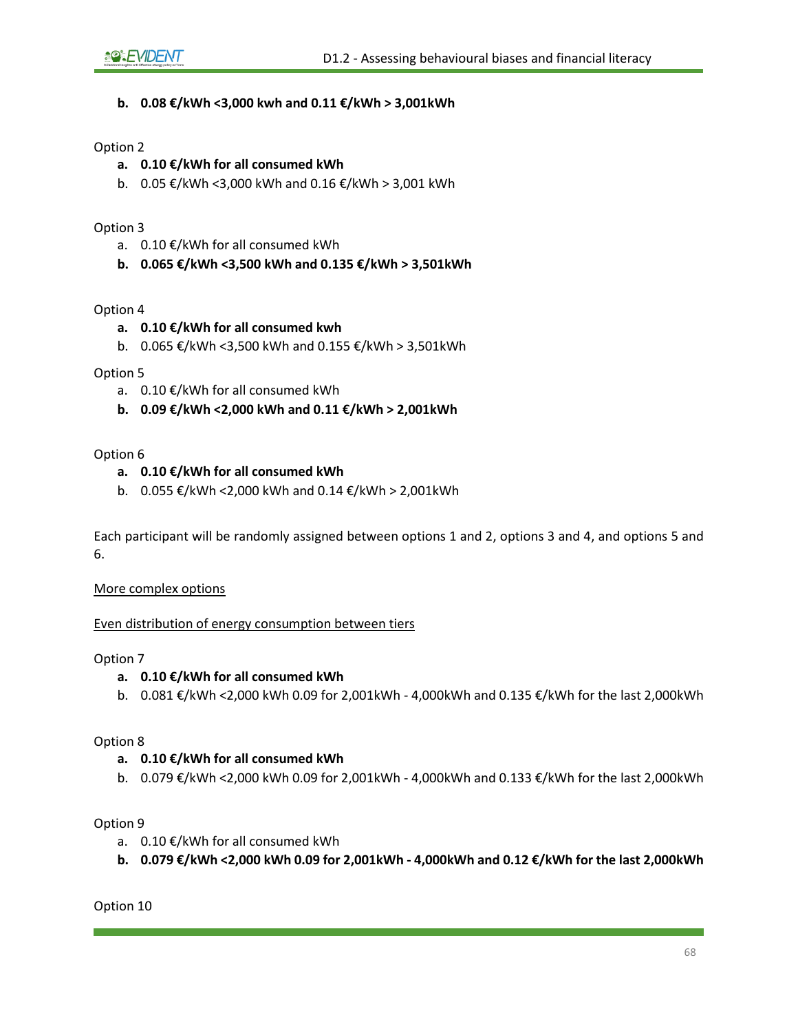b. **0.08 €/kWh <3,000 kwh and 0.11 €/kWh > 3,001kWh**

Option 2

a. **0.10 €/kWh for all consumed kWh**
b. 0.05 €/kWh <3,000 kWh and 0.16 €/kWh > 3,001 kWh

Option 3

a. 0.10 €/kWh for all consumed kWh
b. **0.065 €/kWh <3,500 kWh and 0.135 €/kWh > 3,501kWh**

Option 4

a. **0.10 €/kWh for all consumed kwh**
b. 0.065 €/kWh <3,500 kWh and 0.155 €/kWh > 3,501kWh

Option 5

a. 0.10 €/kWh for all consumed kWh
b. **0.09 €/kWh <2,000 kWh and 0.11 €/kWh > 2,001kWh**

Option 6

a. **0.10 €/kWh for all consumed kWh**
b. 0.055 €/kWh <2,000 kWh and 0.14 €/kWh > 2,001kWh

Each participant will be randomly assigned between options 1 and 2, options 3 and 4, and options 5 and 6.

<u>More complex options</u>

<u>Even distribution of energy consumption between tiers</u>

Option 7

a. **0.10 €/kWh for all consumed kWh**
b. 0.081 €/kWh <2,000 kWh 0.09 for 2,001kWh - 4,000kWh and 0.135 €/kWh for the last 2,000kWh

Option 8

a. **0.10 €/kWh for all consumed kWh**
b. 0.079 €/kWh <2,000 kWh 0.09 for 2,001kWh - 4,000kWh and 0.133 €/kWh for the last 2,000kWh

Option 9

a. 0.10 €/kWh for all consumed kWh
b. **0.079 €/kWh <2,000 kWh 0.09 for 2,001kWh - 4,000kWh and 0.12 €/kWh for the last 2,000kWh**

Option 10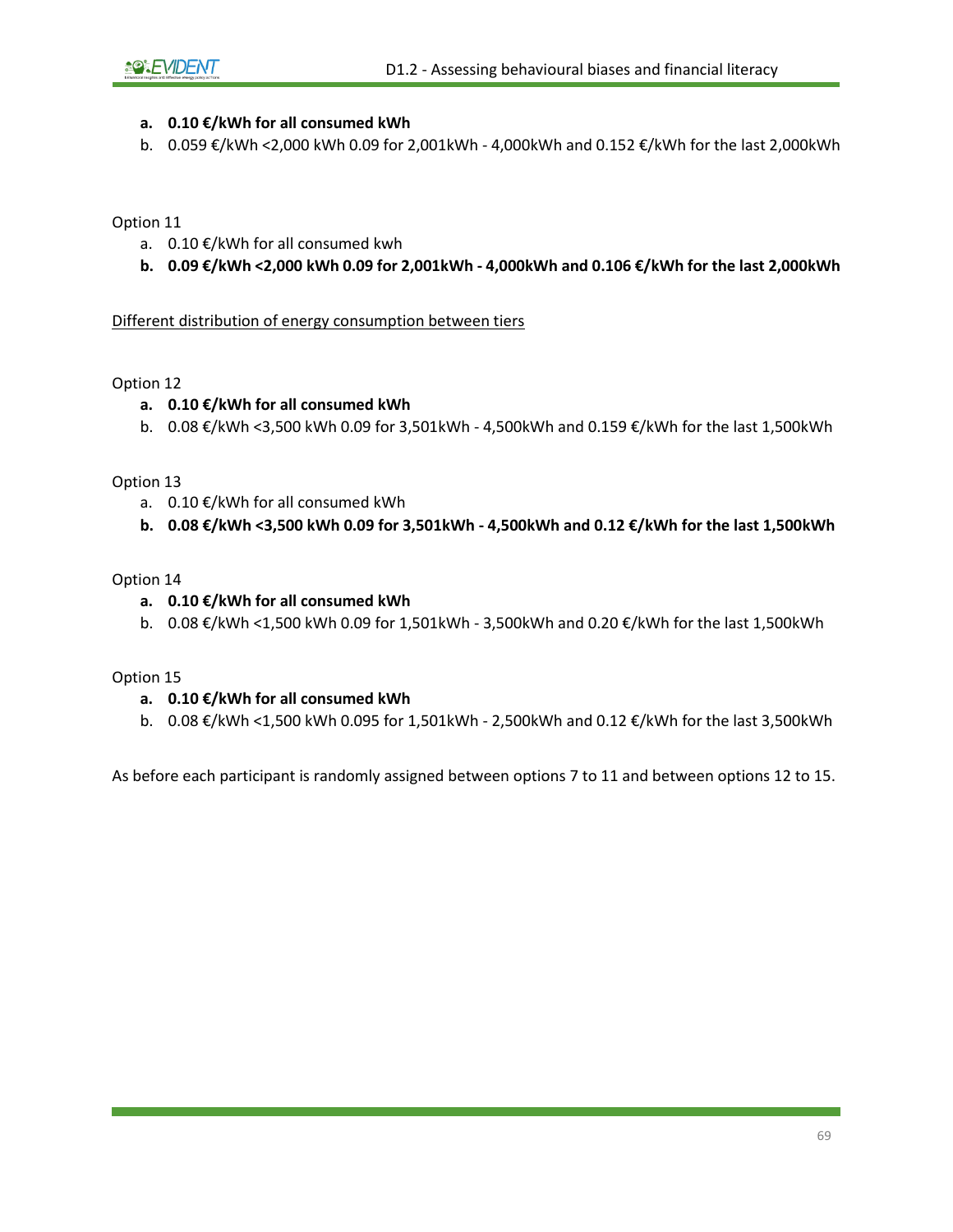a. **0.10 €/kWh for all consumed kWh**
b. 0.059 €/kWh <2,000 kWh 0.09 for 2,001kWh - 4,000kWh and 0.152 €/kWh for the last 2,000kWh

Option 11

a. 0.10 €/kWh for all consumed kwh
b. **0.09 €/kWh <2,000 kWh 0.09 for 2,001kWh - 4,000kWh and 0.106 €/kWh for the last 2,000kWh**

<u>Different distribution of energy consumption between tiers</u>

Option 12

a. **0.10 €/kWh for all consumed kWh**
b. 0.08 €/kWh <3,500 kWh 0.09 for 3,501kWh - 4,500kWh and 0.159 €/kWh for the last 1,500kWh

Option 13

a. 0.10 €/kWh for all consumed kWh
b. **0.08 €/kWh <3,500 kWh 0.09 for 3,501kWh - 4,500kWh and 0.12 €/kWh for the last 1,500kWh**

Option 14

a. **0.10 €/kWh for all consumed kWh**
b. 0.08 €/kWh <1,500 kWh 0.09 for 1,501kWh - 3,500kWh and 0.20 €/kWh for the last 1,500kWh

Option 15

a. **0.10 €/kWh for all consumed kWh**
b. 0.08 €/kWh <1,500 kWh 0.095 for 1,501kWh - 2,500kWh and 0.12 €/kWh for the last 3,500kWh

As before each participant is randomly assigned between options 7 to 11 and between options 12 to 15.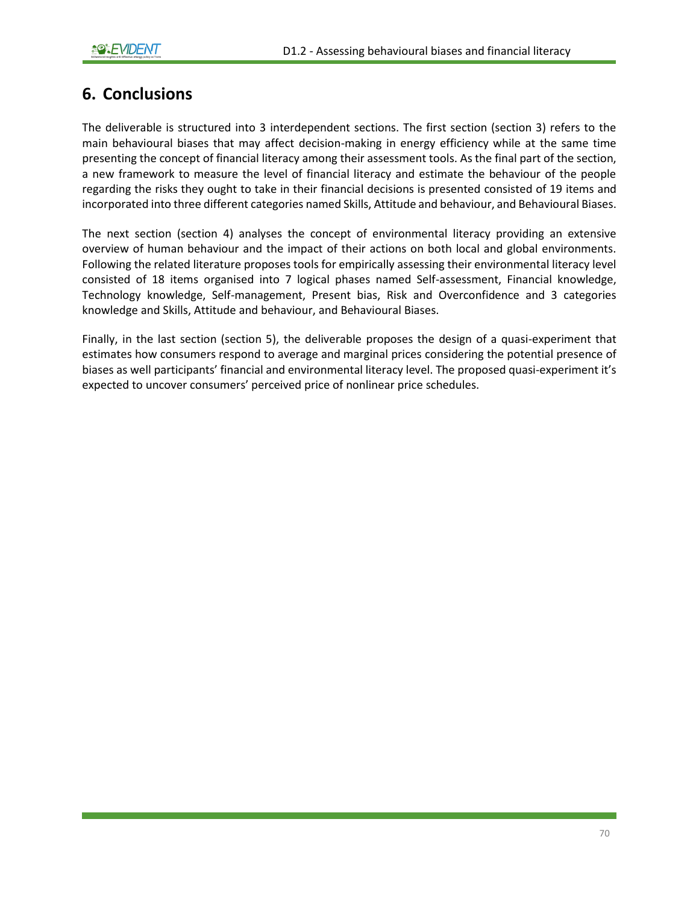## 6. Conclusions

The deliverable is structured into 3 interdependent sections. The first section (section 3) refers to the main behavioural biases that may affect decision-making in energy efficiency while at the same time presenting the concept of financial literacy among their assessment tools. As the final part of the section, a new framework to measure the level of financial literacy and estimate the behaviour of the people regarding the risks they ought to take in their financial decisions is presented consisted of 19 items and incorporated into three different categories named Skills, Attitude and behaviour, and Behavioural Biases.

The next section (section 4) analyses the concept of environmental literacy providing an extensive overview of human behaviour and the impact of their actions on both local and global environments. Following the related literature proposes tools for empirically assessing their environmental literacy level consisted of 18 items organised into 7 logical phases named Self-assessment, Financial knowledge, Technology knowledge, Self-management, Present bias, Risk and Overconfidence and 3 categories knowledge and Skills, Attitude and behaviour, and Behavioural Biases.

Finally, in the last section (section 5), the deliverable proposes the design of a quasi-experiment that estimates how consumers respond to average and marginal prices considering the potential presence of biases as well participants' financial and environmental literacy level. The proposed quasi-experiment it's expected to uncover consumers' perceived price of nonlinear price schedules.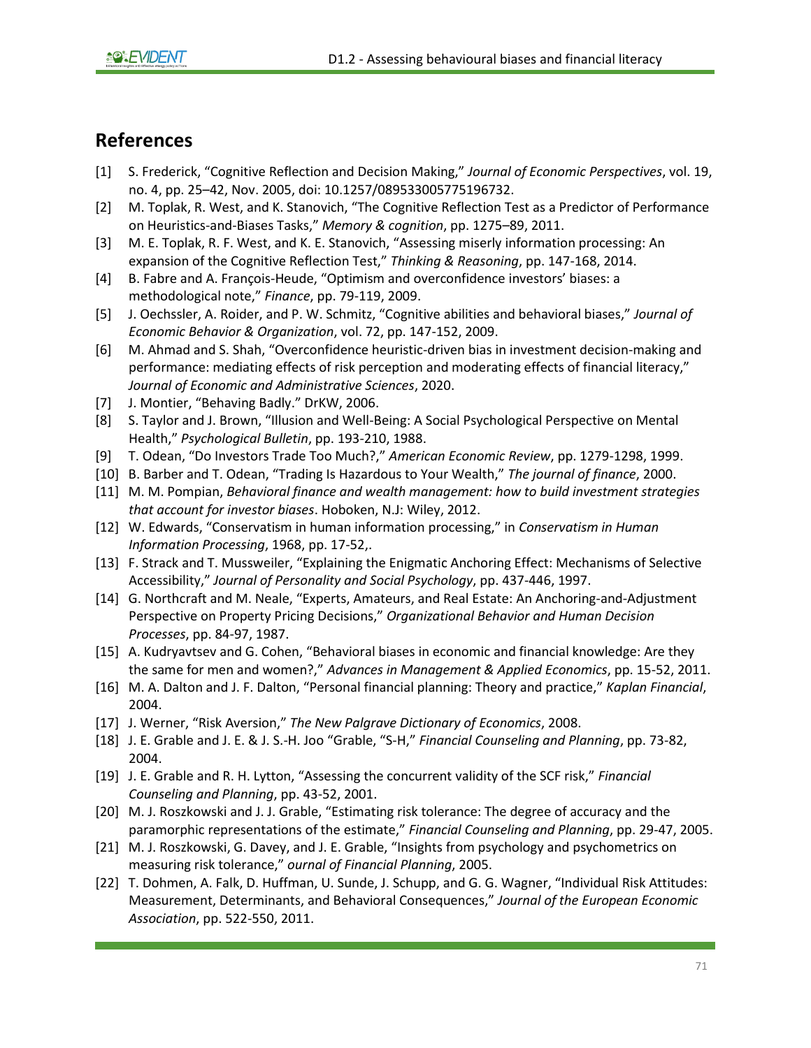## References

[1] S. Frederick, "Cognitive Reflection and Decision Making," *Journal of Economic Perspectives*, vol. 19, no. 4, pp. 25–42, Nov. 2005, doi: 10.1257/089533005775196732.

[2] M. Toplak, R. West, and K. Stanovich, "The Cognitive Reflection Test as a Predictor of Performance on Heuristics-and-Biases Tasks," *Memory & cognition*, pp. 1275–89, 2011.

[3] M. E. Toplak, R. F. West, and K. E. Stanovich, "Assessing miserly information processing: An expansion of the Cognitive Reflection Test," *Thinking & Reasoning*, pp. 147-168, 2014.

[4] B. Fabre and A. François-Heude, "Optimism and overconfidence investors' biases: a methodological note," *Finance*, pp. 79-119, 2009.

[5] J. Oechssler, A. Roider, and P. W. Schmitz, "Cognitive abilities and behavioral biases," *Journal of Economic Behavior & Organization*, vol. 72, pp. 147-152, 2009.

[6] M. Ahmad and S. Shah, "Overconfidence heuristic-driven bias in investment decision-making and performance: mediating effects of risk perception and moderating effects of financial literacy," *Journal of Economic and Administrative Sciences*, 2020.

[7] J. Montier, "Behaving Badly." DrKW, 2006.

[8] S. Taylor and J. Brown, "Illusion and Well-Being: A Social Psychological Perspective on Mental Health," *Psychological Bulletin*, pp. 193-210, 1988.

[9] T. Odean, "Do Investors Trade Too Much?," *American Economic Review*, pp. 1279-1298, 1999.

[10] B. Barber and T. Odean, "Trading Is Hazardous to Your Wealth," *The journal of finance*, 2000.

[11] M. M. Pompian, *Behavioral finance and wealth management: how to build investment strategies that account for investor biases*. Hoboken, N.J: Wiley, 2012.

[12] W. Edwards, "Conservatism in human information processing," in *Conservatism in Human Information Processing*, 1968, pp. 17-52,.

[13] F. Strack and T. Mussweiler, "Explaining the Enigmatic Anchoring Effect: Mechanisms of Selective Accessibility," *Journal of Personality and Social Psychology*, pp. 437-446, 1997.

[14] G. Northcraft and M. Neale, "Experts, Amateurs, and Real Estate: An Anchoring-and-Adjustment Perspective on Property Pricing Decisions," *Organizational Behavior and Human Decision Processes*, pp. 84-97, 1987.

[15] A. Kudryavtsev and G. Cohen, "Behavioral biases in economic and financial knowledge: Are they the same for men and women?," *Advances in Management & Applied Economics*, pp. 15-52, 2011.

[16] M. A. Dalton and J. F. Dalton, "Personal financial planning: Theory and practice," *Kaplan Financial*, 2004.

[17] J. Werner, "Risk Aversion," *The New Palgrave Dictionary of Economics*, 2008.

[18] J. E. Grable and J. E. & J. S.-H. Joo "Grable, "S-H," *Financial Counseling and Planning*, pp. 73-82, 2004.

[19] J. E. Grable and R. H. Lytton, "Assessing the concurrent validity of the SCF risk," *Financial Counseling and Planning*, pp. 43-52, 2001.

[20] M. J. Roszkowski and J. J. Grable, "Estimating risk tolerance: The degree of accuracy and the paramorphic representations of the estimate," *Financial Counseling and Planning*, pp. 29-47, 2005.

[21] M. J. Roszkowski, G. Davey, and J. E. Grable, "Insights from psychology and psychometrics on measuring risk tolerance," *ournal of Financial Planning*, 2005.

[22] T. Dohmen, A. Falk, D. Huffman, U. Sunde, J. Schupp, and G. G. Wagner, "Individual Risk Attitudes: Measurement, Determinants, and Behavioral Consequences," *Journal of the European Economic Association*, pp. 522-550, 2011.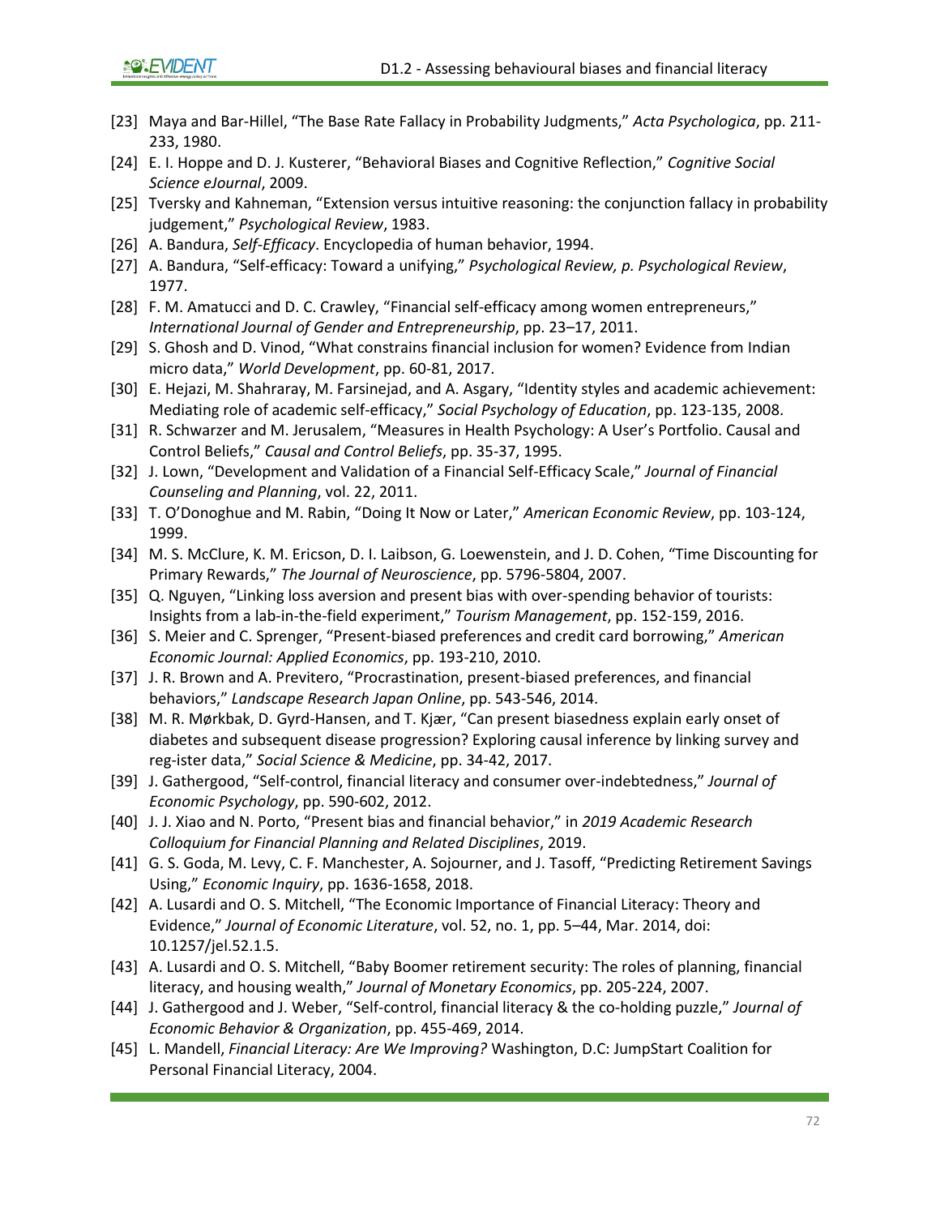[23] Maya and Bar-Hillel, "The Base Rate Fallacy in Probability Judgments," *Acta Psychologica*, pp. 211-233, 1980.

[24] E. I. Hoppe and D. J. Kusterer, "Behavioral Biases and Cognitive Reflection," *Cognitive Social Science eJournal*, 2009.

[25] Tversky and Kahneman, "Extension versus intuitive reasoning: the conjunction fallacy in probability judgement," *Psychological Review*, 1983.

[26] A. Bandura, *Self-Efficacy*. Encyclopedia of human behavior, 1994.

[27] A. Bandura, "Self-efficacy: Toward a unifying," *Psychological Review, p. Psychological Review*, 1977.

[28] F. M. Amatucci and D. C. Crawley, "Financial self-efficacy among women entrepreneurs," *International Journal of Gender and Entrepreneurship*, pp. 23–17, 2011.

[29] S. Ghosh and D. Vinod, "What constrains financial inclusion for women? Evidence from Indian micro data," *World Development*, pp. 60-81, 2017.

[30] E. Hejazi, M. Shahraray, M. Farsinejad, and A. Asgary, "Identity styles and academic achievement: Mediating role of academic self-efficacy," *Social Psychology of Education*, pp. 123-135, 2008.

[31] R. Schwarzer and M. Jerusalem, "Measures in Health Psychology: A User's Portfolio. Causal and Control Beliefs," *Causal and Control Beliefs*, pp. 35-37, 1995.

[32] J. Lown, "Development and Validation of a Financial Self-Efficacy Scale," *Journal of Financial Counseling and Planning*, vol. 22, 2011.

[33] T. O'Donoghue and M. Rabin, "Doing It Now or Later," *American Economic Review*, pp. 103-124, 1999.

[34] M. S. McClure, K. M. Ericson, D. I. Laibson, G. Loewenstein, and J. D. Cohen, "Time Discounting for Primary Rewards," *The Journal of Neuroscience*, pp. 5796-5804, 2007.

[35] Q. Nguyen, "Linking loss aversion and present bias with over-spending behavior of tourists: Insights from a lab-in-the-field experiment," *Tourism Management*, pp. 152-159, 2016.

[36] S. Meier and C. Sprenger, "Present-biased preferences and credit card borrowing," *American Economic Journal: Applied Economics*, pp. 193-210, 2010.

[37] J. R. Brown and A. Previtero, "Procrastination, present-biased preferences, and financial behaviors," *Landscape Research Japan Online*, pp. 543-546, 2014.

[38] M. R. Mørkbak, D. Gyrd-Hansen, and T. Kjær, "Can present biasedness explain early onset of diabetes and subsequent disease progression? Exploring causal inference by linking survey and reg-ister data," *Social Science & Medicine*, pp. 34-42, 2017.

[39] J. Gathergood, "Self-control, financial literacy and consumer over-indebtedness," *Journal of Economic Psychology*, pp. 590-602, 2012.

[40] J. J. Xiao and N. Porto, "Present bias and financial behavior," in *2019 Academic Research Colloquium for Financial Planning and Related Disciplines*, 2019.

[41] G. S. Goda, M. Levy, C. F. Manchester, A. Sojourner, and J. Tasoff, "Predicting Retirement Savings Using," *Economic Inquiry*, pp. 1636-1658, 2018.

[42] A. Lusardi and O. S. Mitchell, "The Economic Importance of Financial Literacy: Theory and Evidence," *Journal of Economic Literature*, vol. 52, no. 1, pp. 5–44, Mar. 2014, doi: 10.1257/jel.52.1.5.

[43] A. Lusardi and O. S. Mitchell, "Baby Boomer retirement security: The roles of planning, financial literacy, and housing wealth," *Journal of Monetary Economics*, pp. 205-224, 2007.

[44] J. Gathergood and J. Weber, "Self-control, financial literacy & the co-holding puzzle," *Journal of Economic Behavior & Organization*, pp. 455-469, 2014.

[45] L. Mandell, *Financial Literacy: Are We Improving?* Washington, D.C: JumpStart Coalition for Personal Financial Literacy, 2004.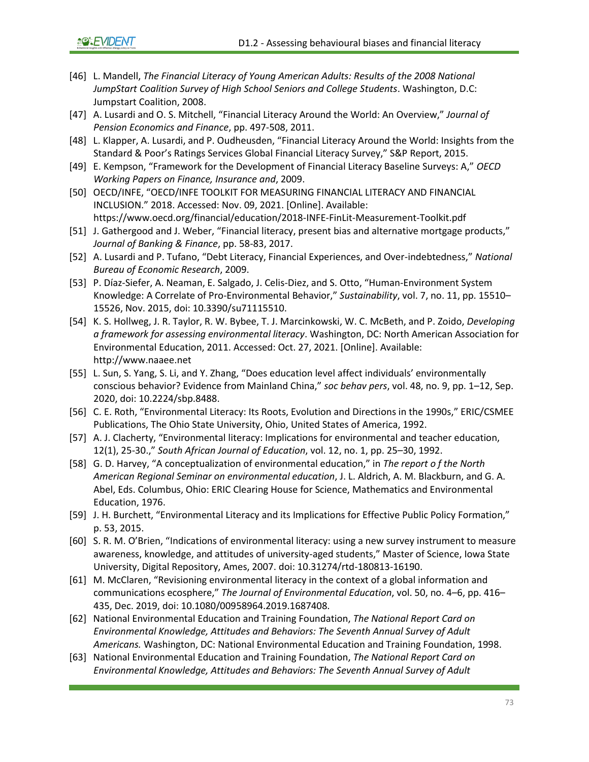[46] L. Mandell, *The Financial Literacy of Young American Adults: Results of the 2008 National JumpStart Coalition Survey of High School Seniors and College Students*. Washington, D.C: Jumpstart Coalition, 2008.

[47] A. Lusardi and O. S. Mitchell, "Financial Literacy Around the World: An Overview," *Journal of Pension Economics and Finance*, pp. 497-508, 2011.

[48] L. Klapper, A. Lusardi, and P. Oudheusden, "Financial Literacy Around the World: Insights from the Standard & Poor's Ratings Services Global Financial Literacy Survey," S&P Report, 2015.

[49] E. Kempson, "Framework for the Development of Financial Literacy Baseline Surveys: A," *OECD Working Papers on Finance, Insurance and*, 2009.

[50] OECD/INFE, "OECD/INFE TOOLKIT FOR MEASURING FINANCIAL LITERACY AND FINANCIAL INCLUSION." 2018. Accessed: Nov. 09, 2021. [Online]. Available: https://www.oecd.org/financial/education/2018-INFE-FinLit-Measurement-Toolkit.pdf

[51] J. Gathergood and J. Weber, "Financial literacy, present bias and alternative mortgage products," *Journal of Banking & Finance*, pp. 58-83, 2017.

[52] A. Lusardi and P. Tufano, "Debt Literacy, Financial Experiences, and Over-indebtedness," *National Bureau of Economic Research*, 2009.

[53] P. Díaz-Siefer, A. Neaman, E. Salgado, J. Celis-Diez, and S. Otto, "Human-Environment System Knowledge: A Correlate of Pro-Environmental Behavior," *Sustainability*, vol. 7, no. 11, pp. 15510–15526, Nov. 2015, doi: 10.3390/su71115510.

[54] K. S. Hollweg, J. R. Taylor, R. W. Bybee, T. J. Marcinkowski, W. C. McBeth, and P. Zoido, *Developing a framework for assessing environmental literacy*. Washington, DC: North American Association for Environmental Education, 2011. Accessed: Oct. 27, 2021. [Online]. Available: http://www.naaee.net

[55] L. Sun, S. Yang, S. Li, and Y. Zhang, "Does education level affect individuals' environmentally conscious behavior? Evidence from Mainland China," *soc behav pers*, vol. 48, no. 9, pp. 1–12, Sep. 2020, doi: 10.2224/sbp.8488.

[56] C. E. Roth, "Environmental Literacy: Its Roots, Evolution and Directions in the 1990s," ERIC/CSMEE Publications, The Ohio State University, Ohio, United States of America, 1992.

[57] A. J. Clacherty, "Environmental literacy: Implications for environmental and teacher education, 12(1), 25-30.," *South African Journal of Education*, vol. 12, no. 1, pp. 25–30, 1992.

[58] G. D. Harvey, "A conceptualization of environmental education," in *The report o f the North American Regional Seminar on environmental education*, J. L. Aldrich, A. M. Blackburn, and G. A. Abel, Eds. Columbus, Ohio: ERIC Clearing House for Science, Mathematics and Environmental Education, 1976.

[59] J. H. Burchett, "Environmental Literacy and its Implications for Effective Public Policy Formation," p. 53, 2015.

[60] S. R. M. O'Brien, "Indications of environmental literacy: using a new survey instrument to measure awareness, knowledge, and attitudes of university-aged students," Master of Science, Iowa State University, Digital Repository, Ames, 2007. doi: 10.31274/rtd-180813-16190.

[61] M. McClaren, "Revisioning environmental literacy in the context of a global information and communications ecosphere," *The Journal of Environmental Education*, vol. 50, no. 4–6, pp. 416–435, Dec. 2019, doi: 10.1080/00958964.2019.1687408.

[62] National Environmental Education and Training Foundation, *The National Report Card on Environmental Knowledge, Attitudes and Behaviors: The Seventh Annual Survey of Adult Americans.* Washington, DC: National Environmental Education and Training Foundation, 1998.

[63] National Environmental Education and Training Foundation, *The National Report Card on Environmental Knowledge, Attitudes and Behaviors: The Seventh Annual Survey of Adult*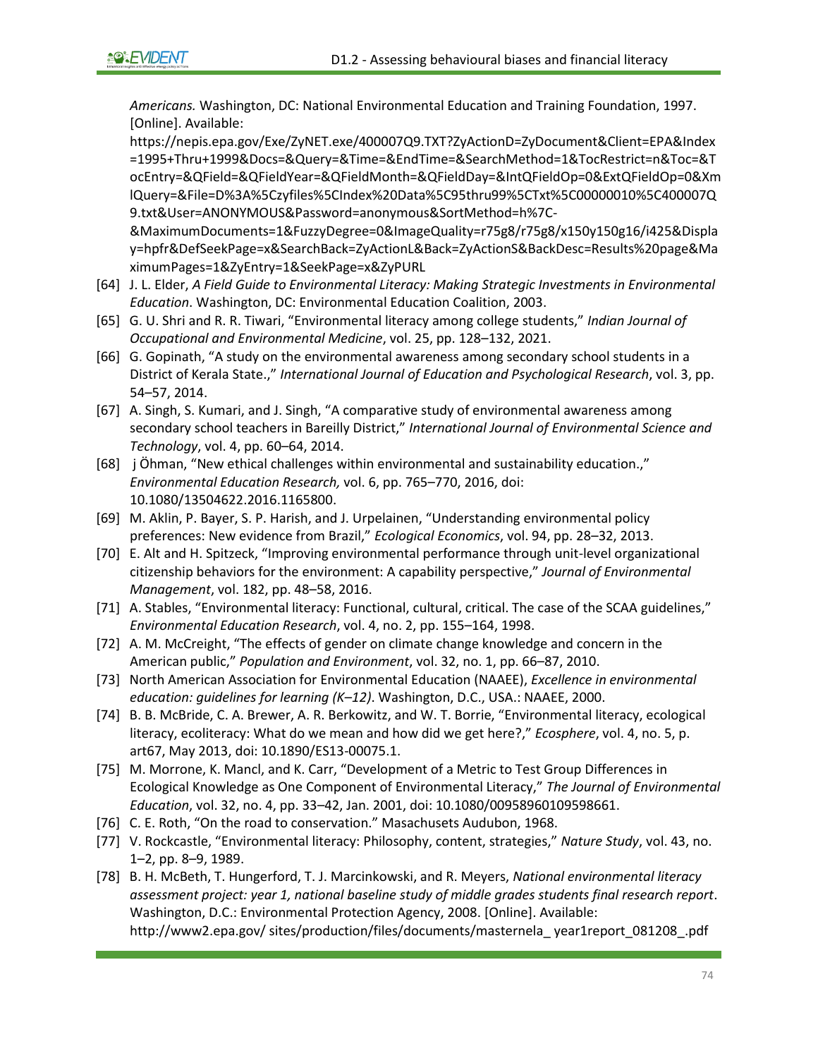*Americans.* Washington, DC: National Environmental Education and Training Foundation, 1997. [Online]. Available: https://nepis.epa.gov/Exe/ZyNET.exe/400007Q9.TXT?ZyActionD=ZyDocument&Client=EPA&Index=1995+Thru+1999&Docs=&Query=&Time=&EndTime=&SearchMethod=1&TocRestrict=n&Toc=&TocEntry=&QField=&QFieldYear=&QFieldMonth=&QFieldDay=&IntQFieldOp=0&ExtQFieldOp=0&XmlQuery=&File=D%3A%5Czyfiles%5CIndex%20Data%5C95thru99%5CTxt%5C00000010%5C400007Q9.txt&User=ANONYMOUS&Password=anonymous&SortMethod=h%7C-&MaximumDocuments=1&FuzzyDegree=0&ImageQuality=r75g8/r75g8/x150y150g16/i425&Display=hpfr&DefSeekPage=x&SearchBack=ZyActionL&Back=ZyActionS&BackDesc=Results%20page&MaximumPages=1&ZyEntry=1&SeekPage=x&ZyPURL

[64] J. L. Elder, *A Field Guide to Environmental Literacy: Making Strategic Investments in Environmental Education*. Washington, DC: Environmental Education Coalition, 2003.

[65] G. U. Shri and R. R. Tiwari, "Environmental literacy among college students," *Indian Journal of Occupational and Environmental Medicine*, vol. 25, pp. 128–132, 2021.

[66] G. Gopinath, "A study on the environmental awareness among secondary school students in a District of Kerala State.," *International Journal of Education and Psychological Research*, vol. 3, pp. 54–57, 2014.

[67] A. Singh, S. Kumari, and J. Singh, "A comparative study of environmental awareness among secondary school teachers in Bareilly District," *International Journal of Environmental Science and Technology*, vol. 4, pp. 60–64, 2014.

[68] j Öhman, "New ethical challenges within environmental and sustainability education.," *Environmental Education Research,* vol. 6, pp. 765–770, 2016, doi: 10.1080/13504622.2016.1165800.

[69] M. Aklin, P. Bayer, S. P. Harish, and J. Urpelainen, "Understanding environmental policy preferences: New evidence from Brazil," *Ecological Economics*, vol. 94, pp. 28–32, 2013.

[70] E. Alt and H. Spitzeck, "Improving environmental performance through unit-level organizational citizenship behaviors for the environment: A capability perspective," *Journal of Environmental Management*, vol. 182, pp. 48–58, 2016.

[71] A. Stables, "Environmental literacy: Functional, cultural, critical. The case of the SCAA guidelines," *Environmental Education Research*, vol. 4, no. 2, pp. 155–164, 1998.

[72] A. M. McCreight, "The effects of gender on climate change knowledge and concern in the American public," *Population and Environment*, vol. 32, no. 1, pp. 66–87, 2010.

[73] North American Association for Environmental Education (NAAEE), *Excellence in environmental education: guidelines for learning (K–12)*. Washington, D.C., USA.: NAAEE, 2000.

[74] B. B. McBride, C. A. Brewer, A. R. Berkowitz, and W. T. Borrie, "Environmental literacy, ecological literacy, ecoliteracy: What do we mean and how did we get here?," *Ecosphere*, vol. 4, no. 5, p. art67, May 2013, doi: 10.1890/ES13-00075.1.

[75] M. Morrone, K. Mancl, and K. Carr, "Development of a Metric to Test Group Differences in Ecological Knowledge as One Component of Environmental Literacy," *The Journal of Environmental Education*, vol. 32, no. 4, pp. 33–42, Jan. 2001, doi: 10.1080/00958960109598661.

[76] C. E. Roth, "On the road to conservation." Masachusets Audubon, 1968.

[77] V. Rockcastle, "Environmental literacy: Philosophy, content, strategies," *Nature Study*, vol. 43, no. 1–2, pp. 8–9, 1989.

[78] B. H. McBeth, T. Hungerford, T. J. Marcinkowski, and R. Meyers, *National environmental literacy assessment project: year 1, national baseline study of middle grades students final research report*. Washington, D.C.: Environmental Protection Agency, 2008. [Online]. Available: http://www2.epa.gov/ sites/production/files/documents/masternela_ year1report_081208_.pdf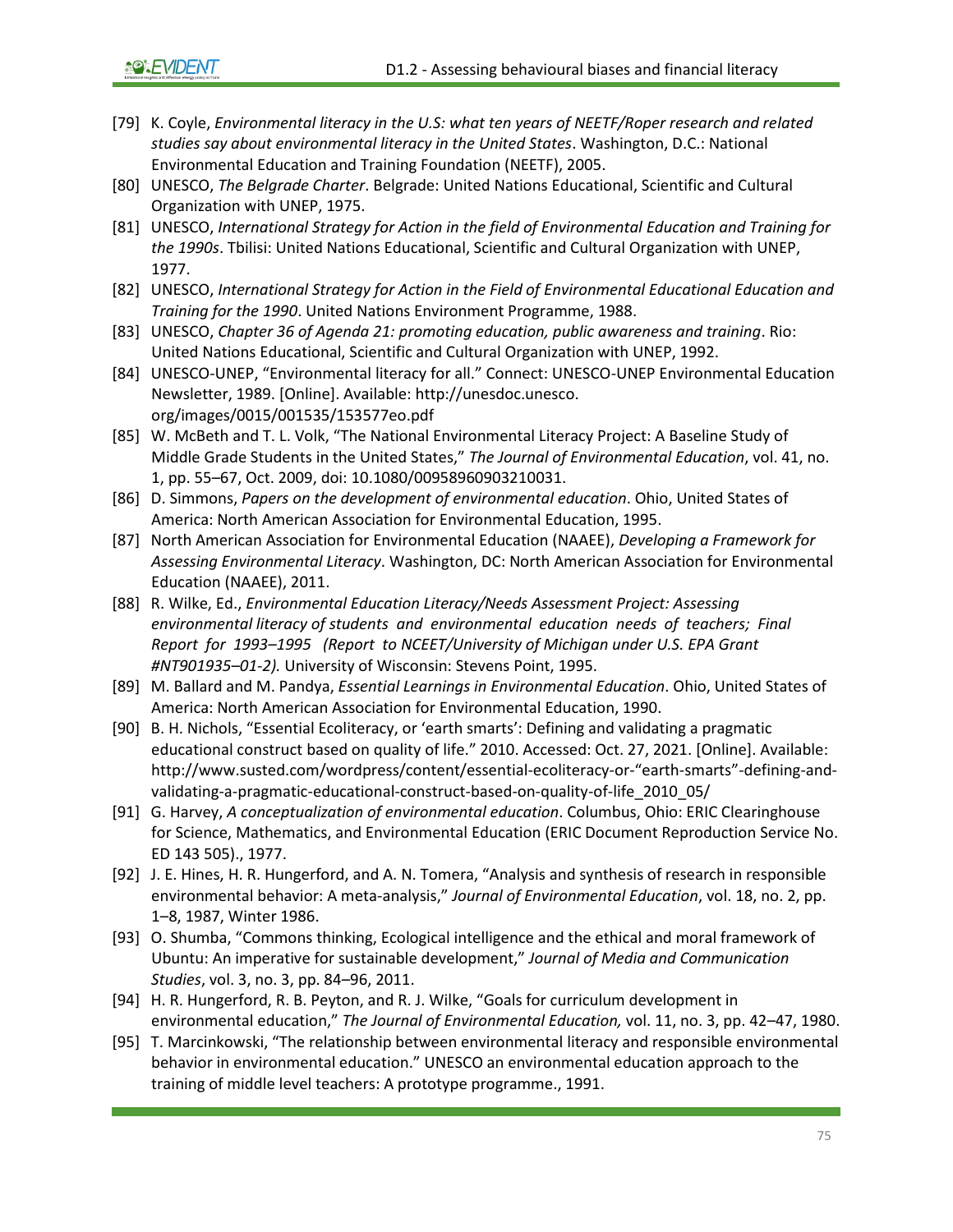[79] K. Coyle, *Environmental literacy in the U.S: what ten years of NEETF/Roper research and related studies say about environmental literacy in the United States*. Washington, D.C.: National Environmental Education and Training Foundation (NEETF), 2005.

[80] UNESCO, *The Belgrade Charter*. Belgrade: United Nations Educational, Scientific and Cultural Organization with UNEP, 1975.

[81] UNESCO, *International Strategy for Action in the field of Environmental Education and Training for the 1990s*. Tbilisi: United Nations Educational, Scientific and Cultural Organization with UNEP, 1977.

[82] UNESCO, *International Strategy for Action in the Field of Environmental Educational Education and Training for the 1990*. United Nations Environment Programme, 1988.

[83] UNESCO, *Chapter 36 of Agenda 21: promoting education, public awareness and training*. Rio: United Nations Educational, Scientific and Cultural Organization with UNEP, 1992.

[84] UNESCO-UNEP, "Environmental literacy for all." Connect: UNESCO-UNEP Environmental Education Newsletter, 1989. [Online]. Available: http://unesdoc.unesco. org/images/0015/001535/153577eo.pdf

[85] W. McBeth and T. L. Volk, "The National Environmental Literacy Project: A Baseline Study of Middle Grade Students in the United States," *The Journal of Environmental Education*, vol. 41, no. 1, pp. 55–67, Oct. 2009, doi: 10.1080/00958960903210031.

[86] D. Simmons, *Papers on the development of environmental education*. Ohio, United States of America: North American Association for Environmental Education, 1995.

[87] North American Association for Environmental Education (NAAEE), *Developing a Framework for Assessing Environmental Literacy*. Washington, DC: North American Association for Environmental Education (NAAEE), 2011.

[88] R. Wilke, Ed., *Environmental Education Literacy/Needs Assessment Project: Assessing environmental literacy of students and environmental education needs of teachers; Final Report for 1993–1995 (Report to NCEET/University of Michigan under U.S. EPA Grant #NT901935–01-2).* University of Wisconsin: Stevens Point, 1995.

[89] M. Ballard and M. Pandya, *Essential Learnings in Environmental Education*. Ohio, United States of America: North American Association for Environmental Education, 1990.

[90] B. H. Nichols, "Essential Ecoliteracy, or 'earth smarts': Defining and validating a pragmatic educational construct based on quality of life." 2010. Accessed: Oct. 27, 2021. [Online]. Available: http://www.susted.com/wordpress/content/essential-ecoliteracy-or-"earth-smarts"-defining-and-validating-a-pragmatic-educational-construct-based-on-quality-of-life_2010_05/

[91] G. Harvey, *A conceptualization of environmental education*. Columbus, Ohio: ERIC Clearinghouse for Science, Mathematics, and Environmental Education (ERIC Document Reproduction Service No. ED 143 505)., 1977.

[92] J. E. Hines, H. R. Hungerford, and A. N. Tomera, "Analysis and synthesis of research in responsible environmental behavior: A meta-analysis," *Journal of Environmental Education*, vol. 18, no. 2, pp. 1–8, 1987, Winter 1986.

[93] O. Shumba, "Commons thinking, Ecological intelligence and the ethical and moral framework of Ubuntu: An imperative for sustainable development," *Journal of Media and Communication Studies*, vol. 3, no. 3, pp. 84–96, 2011.

[94] H. R. Hungerford, R. B. Peyton, and R. J. Wilke, "Goals for curriculum development in environmental education," *The Journal of Environmental Education,* vol. 11, no. 3, pp. 42–47, 1980.

[95] T. Marcinkowski, "The relationship between environmental literacy and responsible environmental behavior in environmental education." UNESCO an environmental education approach to the training of middle level teachers: A prototype programme., 1991.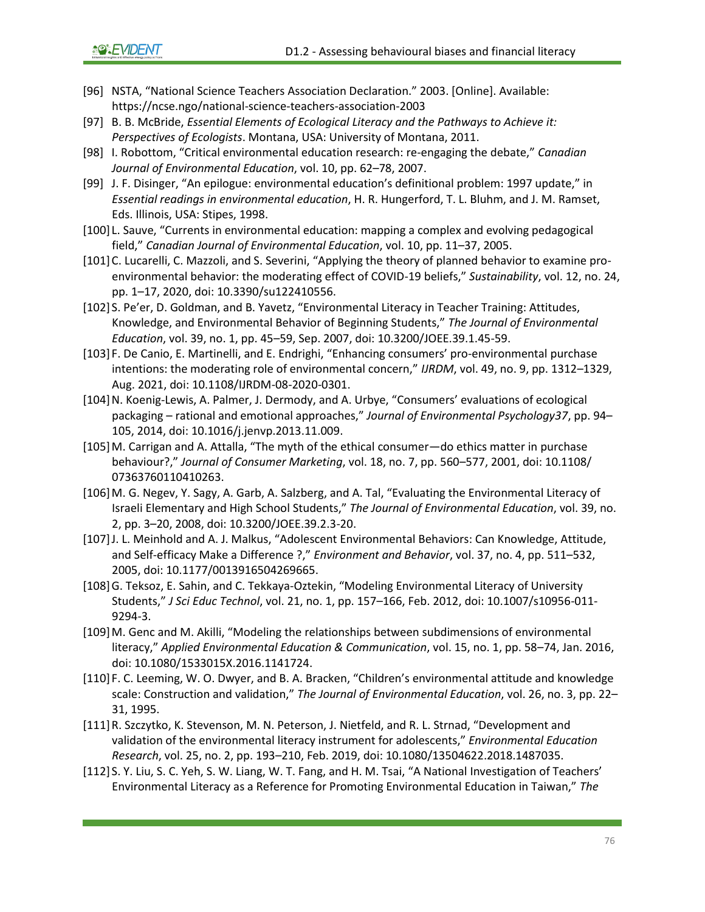[96] NSTA, "National Science Teachers Association Declaration." 2003. [Online]. Available: https://ncse.ngo/national-science-teachers-association-2003

[97] B. B. McBride, *Essential Elements of Ecological Literacy and the Pathways to Achieve it: Perspectives of Ecologists*. Montana, USA: University of Montana, 2011.

[98] I. Robottom, "Critical environmental education research: re-engaging the debate," *Canadian Journal of Environmental Education*, vol. 10, pp. 62–78, 2007.

[99] J. F. Disinger, "An epilogue: environmental education's definitional problem: 1997 update," in *Essential readings in environmental education*, H. R. Hungerford, T. L. Bluhm, and J. M. Ramset, Eds. Illinois, USA: Stipes, 1998.

[100] L. Sauve, "Currents in environmental education: mapping a complex and evolving pedagogical field," *Canadian Journal of Environmental Education*, vol. 10, pp. 11–37, 2005.

[101] C. Lucarelli, C. Mazzoli, and S. Severini, "Applying the theory of planned behavior to examine pro-environmental behavior: the moderating effect of COVID-19 beliefs," *Sustainability*, vol. 12, no. 24, pp. 1–17, 2020, doi: 10.3390/su122410556.

[102] S. Pe'er, D. Goldman, and B. Yavetz, "Environmental Literacy in Teacher Training: Attitudes, Knowledge, and Environmental Behavior of Beginning Students," *The Journal of Environmental Education*, vol. 39, no. 1, pp. 45–59, Sep. 2007, doi: 10.3200/JOEE.39.1.45-59.

[103] F. De Canio, E. Martinelli, and E. Endrighi, "Enhancing consumers' pro-environmental purchase intentions: the moderating role of environmental concern," *IJRDM*, vol. 49, no. 9, pp. 1312–1329, Aug. 2021, doi: 10.1108/IJRDM-08-2020-0301.

[104] N. Koenig-Lewis, A. Palmer, J. Dermody, and A. Urbye, "Consumers' evaluations of ecological packaging – rational and emotional approaches," *Journal of Environmental Psychology37*, pp. 94–105, 2014, doi: 10.1016/j.jenvp.2013.11.009.

[105] M. Carrigan and A. Attalla, "The myth of the ethical consumer—do ethics matter in purchase behaviour?," *Journal of Consumer Marketing*, vol. 18, no. 7, pp. 560–577, 2001, doi: 10.1108/07363760110410263.

[106] M. G. Negev, Y. Sagy, A. Garb, A. Salzberg, and A. Tal, "Evaluating the Environmental Literacy of Israeli Elementary and High School Students," *The Journal of Environmental Education*, vol. 39, no. 2, pp. 3–20, 2008, doi: 10.3200/JOEE.39.2.3-20.

[107] J. L. Meinhold and A. J. Malkus, "Adolescent Environmental Behaviors: Can Knowledge, Attitude, and Self-efficacy Make a Difference ?," *Environment and Behavior*, vol. 37, no. 4, pp. 511–532, 2005, doi: 10.1177/0013916504269665.

[108] G. Teksoz, E. Sahin, and C. Tekkaya-Oztekin, "Modeling Environmental Literacy of University Students," *J Sci Educ Technol*, vol. 21, no. 1, pp. 157–166, Feb. 2012, doi: 10.1007/s10956-011-9294-3.

[109] M. Genc and M. Akilli, "Modeling the relationships between subdimensions of environmental literacy," *Applied Environmental Education & Communication*, vol. 15, no. 1, pp. 58–74, Jan. 2016, doi: 10.1080/1533015X.2016.1141724.

[110] F. C. Leeming, W. O. Dwyer, and B. A. Bracken, "Children's environmental attitude and knowledge scale: Construction and validation," *The Journal of Environmental Education*, vol. 26, no. 3, pp. 22–31, 1995.

[111] R. Szczytko, K. Stevenson, M. N. Peterson, J. Nietfeld, and R. L. Strnad, "Development and validation of the environmental literacy instrument for adolescents," *Environmental Education Research*, vol. 25, no. 2, pp. 193–210, Feb. 2019, doi: 10.1080/13504622.2018.1487035.

[112] S. Y. Liu, S. C. Yeh, S. W. Liang, W. T. Fang, and H. M. Tsai, "A National Investigation of Teachers' Environmental Literacy as a Reference for Promoting Environmental Education in Taiwan," *The*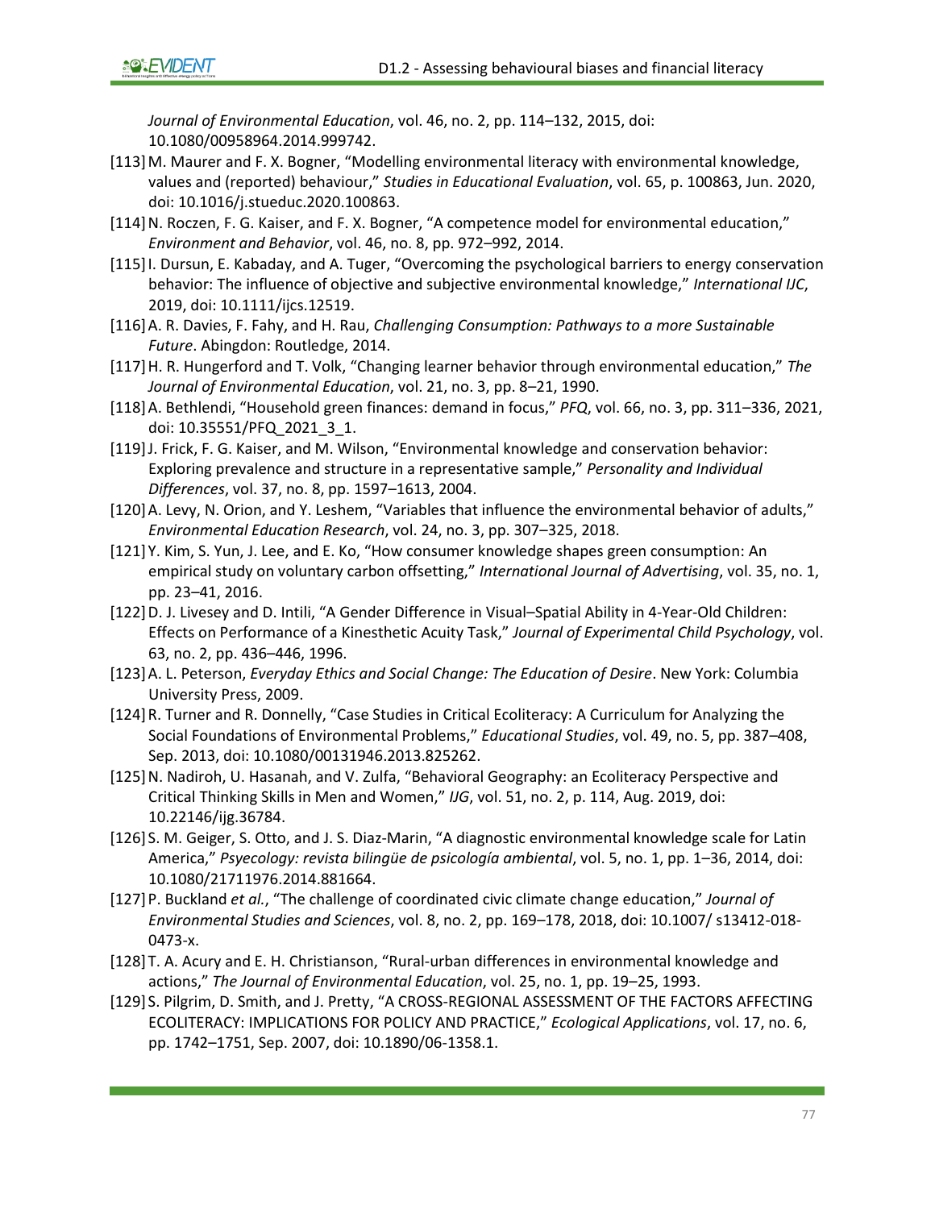*Journal of Environmental Education*, vol. 46, no. 2, pp. 114–132, 2015, doi: 10.1080/00958964.2014.999742.

[113] M. Maurer and F. X. Bogner, "Modelling environmental literacy with environmental knowledge, values and (reported) behaviour," *Studies in Educational Evaluation*, vol. 65, p. 100863, Jun. 2020, doi: 10.1016/j.stueduc.2020.100863.

[114] N. Roczen, F. G. Kaiser, and F. X. Bogner, "A competence model for environmental education," *Environment and Behavior*, vol. 46, no. 8, pp. 972–992, 2014.

[115] I. Dursun, E. Kabaday, and A. Tuger, "Overcoming the psychological barriers to energy conservation behavior: The influence of objective and subjective environmental knowledge," *International IJC*, 2019, doi: 10.1111/ijcs.12519.

[116] A. R. Davies, F. Fahy, and H. Rau, *Challenging Consumption: Pathways to a more Sustainable Future*. Abingdon: Routledge, 2014.

[117] H. R. Hungerford and T. Volk, "Changing learner behavior through environmental education," *The Journal of Environmental Education*, vol. 21, no. 3, pp. 8–21, 1990.

[118] A. Bethlendi, "Household green finances: demand in focus," *PFQ*, vol. 66, no. 3, pp. 311–336, 2021, doi: 10.35551/PFQ_2021_3_1.

[119] J. Frick, F. G. Kaiser, and M. Wilson, "Environmental knowledge and conservation behavior: Exploring prevalence and structure in a representative sample," *Personality and Individual Differences*, vol. 37, no. 8, pp. 1597–1613, 2004.

[120] A. Levy, N. Orion, and Y. Leshem, "Variables that influence the environmental behavior of adults," *Environmental Education Research*, vol. 24, no. 3, pp. 307–325, 2018.

[121] Y. Kim, S. Yun, J. Lee, and E. Ko, "How consumer knowledge shapes green consumption: An empirical study on voluntary carbon offsetting," *International Journal of Advertising*, vol. 35, no. 1, pp. 23–41, 2016.

[122] D. J. Livesey and D. Intili, "A Gender Difference in Visual–Spatial Ability in 4-Year-Old Children: Effects on Performance of a Kinesthetic Acuity Task," *Journal of Experimental Child Psychology*, vol. 63, no. 2, pp. 436–446, 1996.

[123] A. L. Peterson, *Everyday Ethics and Social Change: The Education of Desire*. New York: Columbia University Press, 2009.

[124] R. Turner and R. Donnelly, "Case Studies in Critical Ecoliteracy: A Curriculum for Analyzing the Social Foundations of Environmental Problems," *Educational Studies*, vol. 49, no. 5, pp. 387–408, Sep. 2013, doi: 10.1080/00131946.2013.825262.

[125] N. Nadiroh, U. Hasanah, and V. Zulfa, "Behavioral Geography: an Ecoliteracy Perspective and Critical Thinking Skills in Men and Women," *IJG*, vol. 51, no. 2, p. 114, Aug. 2019, doi: 10.22146/ijg.36784.

[126] S. M. Geiger, S. Otto, and J. S. Diaz-Marin, "A diagnostic environmental knowledge scale for Latin America," *Psyecology: revista bilingüe de psicología ambiental*, vol. 5, no. 1, pp. 1–36, 2014, doi: 10.1080/21711976.2014.881664.

[127] P. Buckland *et al.*, "The challenge of coordinated civic climate change education," *Journal of Environmental Studies and Sciences*, vol. 8, no. 2, pp. 169–178, 2018, doi: 10.1007/ s13412-018-0473-x.

[128] T. A. Acury and E. H. Christianson, "Rural-urban differences in environmental knowledge and actions," *The Journal of Environmental Education*, vol. 25, no. 1, pp. 19–25, 1993.

[129] S. Pilgrim, D. Smith, and J. Pretty, "A CROSS-REGIONAL ASSESSMENT OF THE FACTORS AFFECTING ECOLITERACY: IMPLICATIONS FOR POLICY AND PRACTICE," *Ecological Applications*, vol. 17, no. 6, pp. 1742–1751, Sep. 2007, doi: 10.1890/06-1358.1.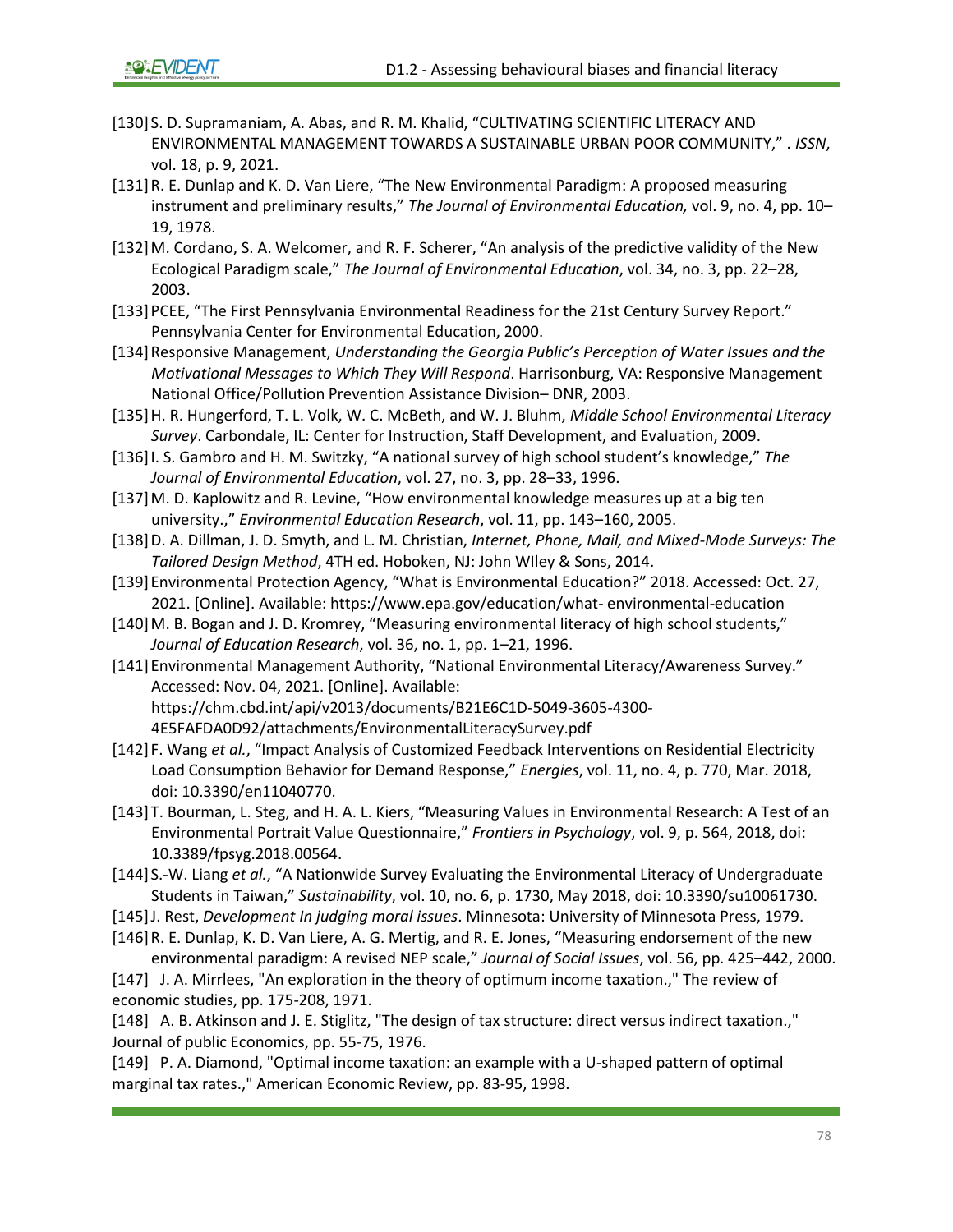[130] S. D. Supramaniam, A. Abas, and R. M. Khalid, "CULTIVATING SCIENTIFIC LITERACY AND ENVIRONMENTAL MANAGEMENT TOWARDS A SUSTAINABLE URBAN POOR COMMUNITY," . *ISSN*, vol. 18, p. 9, 2021.

[131] R. E. Dunlap and K. D. Van Liere, "The New Environmental Paradigm: A proposed measuring instrument and preliminary results," *The Journal of Environmental Education,* vol. 9, no. 4, pp. 10–19, 1978.

[132] M. Cordano, S. A. Welcomer, and R. F. Scherer, "An analysis of the predictive validity of the New Ecological Paradigm scale," *The Journal of Environmental Education*, vol. 34, no. 3, pp. 22–28, 2003.

[133] PCEE, "The First Pennsylvania Environmental Readiness for the 21st Century Survey Report." Pennsylvania Center for Environmental Education, 2000.

[134] Responsive Management, *Understanding the Georgia Public's Perception of Water Issues and the Motivational Messages to Which They Will Respond*. Harrisonburg, VA: Responsive Management National Office/Pollution Prevention Assistance Division– DNR, 2003.

[135] H. R. Hungerford, T. L. Volk, W. C. McBeth, and W. J. Bluhm, *Middle School Environmental Literacy Survey*. Carbondale, IL: Center for Instruction, Staff Development, and Evaluation, 2009.

[136] I. S. Gambro and H. M. Switzky, "A national survey of high school student's knowledge," *The Journal of Environmental Education*, vol. 27, no. 3, pp. 28–33, 1996.

[137] M. D. Kaplowitz and R. Levine, "How environmental knowledge measures up at a big ten university.," *Environmental Education Research*, vol. 11, pp. 143–160, 2005.

[138] D. A. Dillman, J. D. Smyth, and L. M. Christian, *Internet, Phone, Mail, and Mixed-Mode Surveys: The Tailored Design Method*, 4TH ed. Hoboken, NJ: John WIley & Sons, 2014.

[139] Environmental Protection Agency, "What is Environmental Education?" 2018. Accessed: Oct. 27, 2021. [Online]. Available: https://www.epa.gov/education/what- environmental-education

[140] M. B. Bogan and J. D. Kromrey, "Measuring environmental literacy of high school students," *Journal of Education Research*, vol. 36, no. 1, pp. 1–21, 1996.

[141] Environmental Management Authority, "National Environmental Literacy/Awareness Survey." Accessed: Nov. 04, 2021. [Online]. Available: https://chm.cbd.int/api/v2013/documents/B21E6C1D-5049-3605-4300-4E5FAFDA0D92/attachments/EnvironmentalLiteracySurvey.pdf

[142] F. Wang *et al.*, "Impact Analysis of Customized Feedback Interventions on Residential Electricity Load Consumption Behavior for Demand Response," *Energies*, vol. 11, no. 4, p. 770, Mar. 2018, doi: 10.3390/en11040770.

[143] T. Bourman, L. Steg, and H. A. L. Kiers, "Measuring Values in Environmental Research: A Test of an Environmental Portrait Value Questionnaire," *Frontiers in Psychology*, vol. 9, p. 564, 2018, doi: 10.3389/fpsyg.2018.00564.

[144] S.-W. Liang *et al.*, "A Nationwide Survey Evaluating the Environmental Literacy of Undergraduate Students in Taiwan," *Sustainability*, vol. 10, no. 6, p. 1730, May 2018, doi: 10.3390/su10061730.

[145] J. Rest, *Development In judging moral issues*. Minnesota: University of Minnesota Press, 1979.

[146] R. E. Dunlap, K. D. Van Liere, A. G. Mertig, and R. E. Jones, "Measuring endorsement of the new environmental paradigm: A revised NEP scale," *Journal of Social Issues*, vol. 56, pp. 425–442, 2000.

[147] J. A. Mirrlees, "An exploration in the theory of optimum income taxation.," The review of economic studies, pp. 175-208, 1971.

[148] A. B. Atkinson and J. E. Stiglitz, "The design of tax structure: direct versus indirect taxation.," Journal of public Economics, pp. 55-75, 1976.

[149] P. A. Diamond, "Optimal income taxation: an example with a U-shaped pattern of optimal marginal tax rates.," American Economic Review, pp. 83-95, 1998.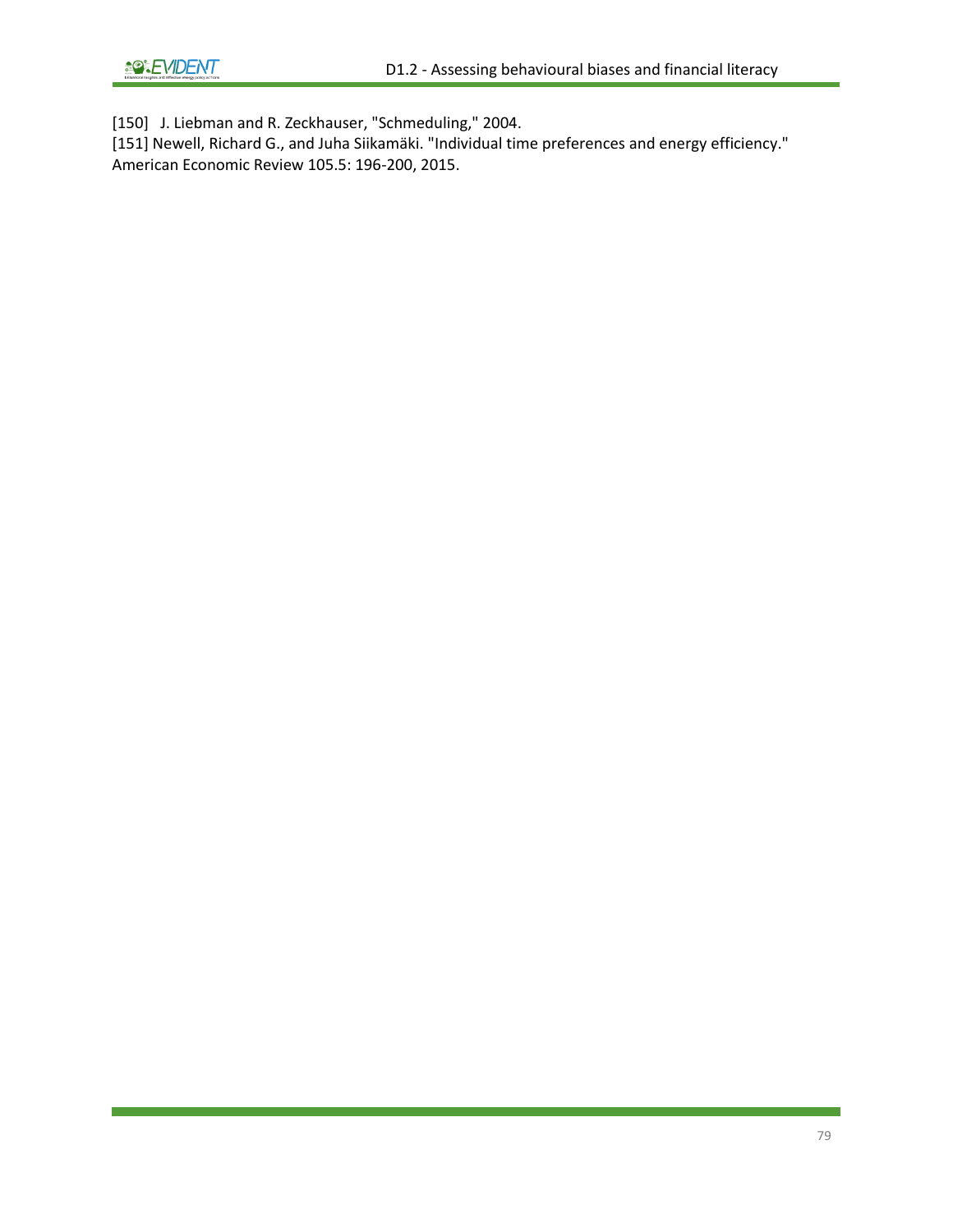[150] J. Liebman and R. Zeckhauser, "Schmeduling," 2004.

[151] Newell, Richard G., and Juha Siikamäki. "Individual time preferences and energy efficiency." American Economic Review 105.5: 196-200, 2015.